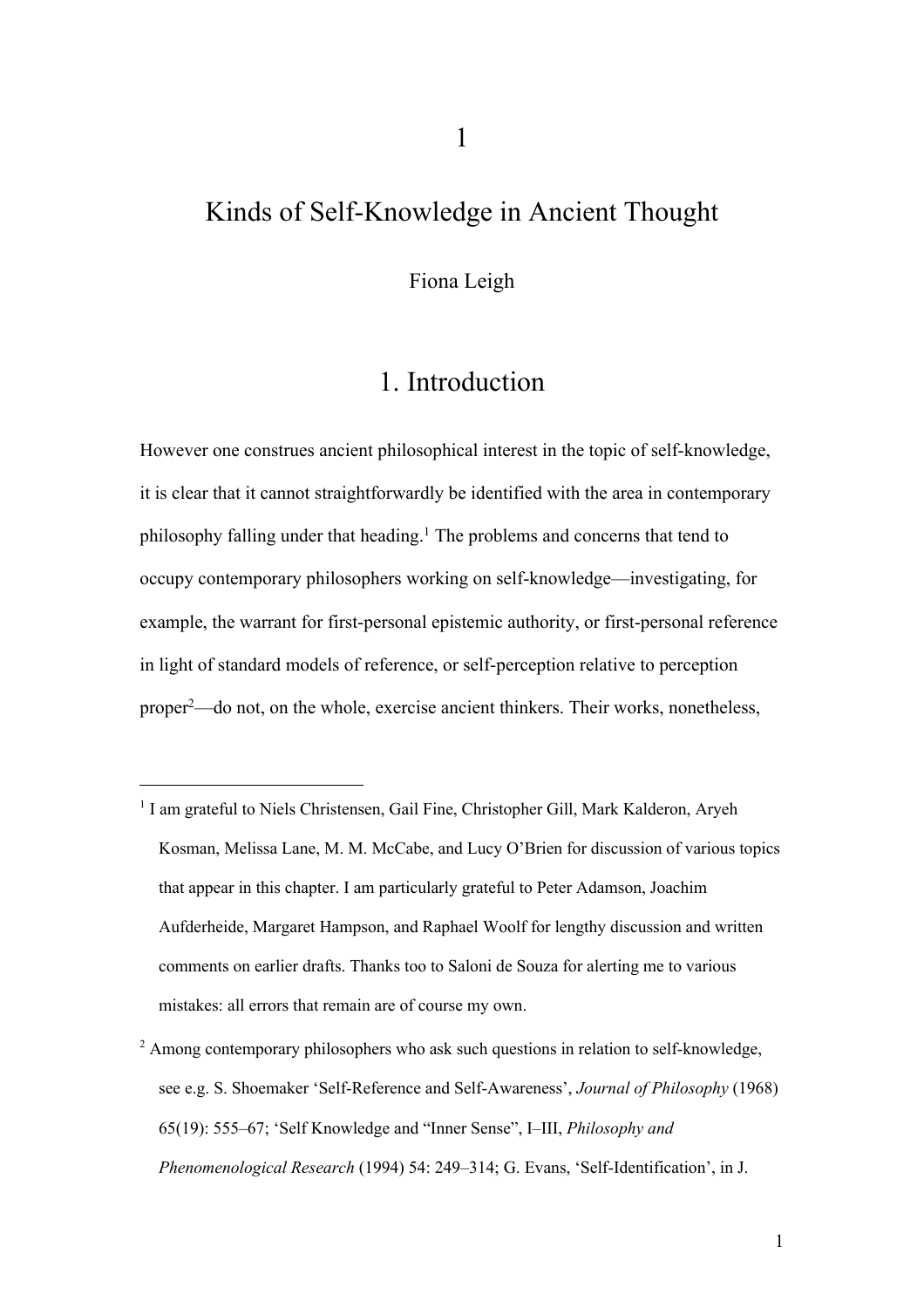# 1

# Kinds of Self-Knowledge in Ancient Thought

Fiona Leigh

## 1. Introduction

However one construes ancient philosophical interest in the topic of self-knowledge, it is clear that it cannot straightforwardly be identified with the area in contemporary philosophy falling under that heading.[1] The problems and concerns that tend to occupy contemporary philosophers working on self-knowledge—investigating, for example, the warrant for first-personal epistemic authority, or first-personal reference in light of standard models of reference, or self-perception relative to perception proper[2]—do not, on the whole, exercise ancient thinkers. Their works, nonetheless,

---

[1] I am grateful to Niels Christensen, Gail Fine, Christopher Gill, Mark Kalderon, Aryeh Kosman, Melissa Lane, M. M. McCabe, and Lucy O'Brien for discussion of various topics that appear in this chapter. I am particularly grateful to Peter Adamson, Joachim Aufderheide, Margaret Hampson, and Raphael Woolf for lengthy discussion and written comments on earlier drafts. Thanks too to Saloni de Souza for alerting me to various mistakes: all errors that remain are of course my own.

[2] Among contemporary philosophers who ask such questions in relation to self-knowledge, see e.g. S. Shoemaker 'Self-Reference and Self-Awareness', *Journal of Philosophy* (1968) 65(19): 555–67; 'Self Knowledge and "Inner Sense", I–III, *Philosophy and Phenomenological Research* (1994) 54: 249–314; G. Evans, 'Self-Identification', in J.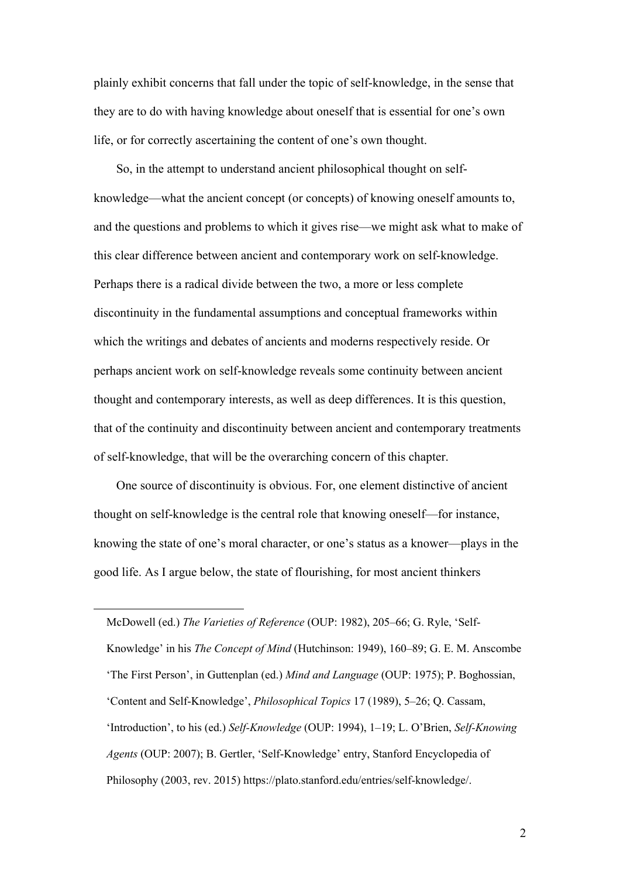plainly exhibit concerns that fall under the topic of self-knowledge, in the sense that they are to do with having knowledge about oneself that is essential for one's own life, or for correctly ascertaining the content of one's own thought.

So, in the attempt to understand ancient philosophical thought on self-knowledge—what the ancient concept (or concepts) of knowing oneself amounts to, and the questions and problems to which it gives rise—we might ask what to make of this clear difference between ancient and contemporary work on self-knowledge. Perhaps there is a radical divide between the two, a more or less complete discontinuity in the fundamental assumptions and conceptual frameworks within which the writings and debates of ancients and moderns respectively reside. Or perhaps ancient work on self-knowledge reveals some continuity between ancient thought and contemporary interests, as well as deep differences. It is this question, that of the continuity and discontinuity between ancient and contemporary treatments of self-knowledge, that will be the overarching concern of this chapter.

One source of discontinuity is obvious. For, one element distinctive of ancient thought on self-knowledge is the central role that knowing oneself—for instance, knowing the state of one's moral character, or one's status as a knower—plays in the good life. As I argue below, the state of flourishing, for most ancient thinkers

---

McDowell (ed.) *The Varieties of Reference* (OUP: 1982), 205–66; G. Ryle, 'Self-Knowledge' in his *The Concept of Mind* (Hutchinson: 1949), 160–89; G. E. M. Anscombe 'The First Person', in Guttenplan (ed.) *Mind and Language* (OUP: 1975); P. Boghossian, 'Content and Self-Knowledge', *Philosophical Topics* 17 (1989), 5–26; Q. Cassam, 'Introduction', to his (ed.) *Self-Knowledge* (OUP: 1994), 1–19; L. O'Brien, *Self-Knowing Agents* (OUP: 2007); B. Gertler, 'Self-Knowledge' entry, Stanford Encyclopedia of Philosophy (2003, rev. 2015) https://plato.stanford.edu/entries/self-knowledge/.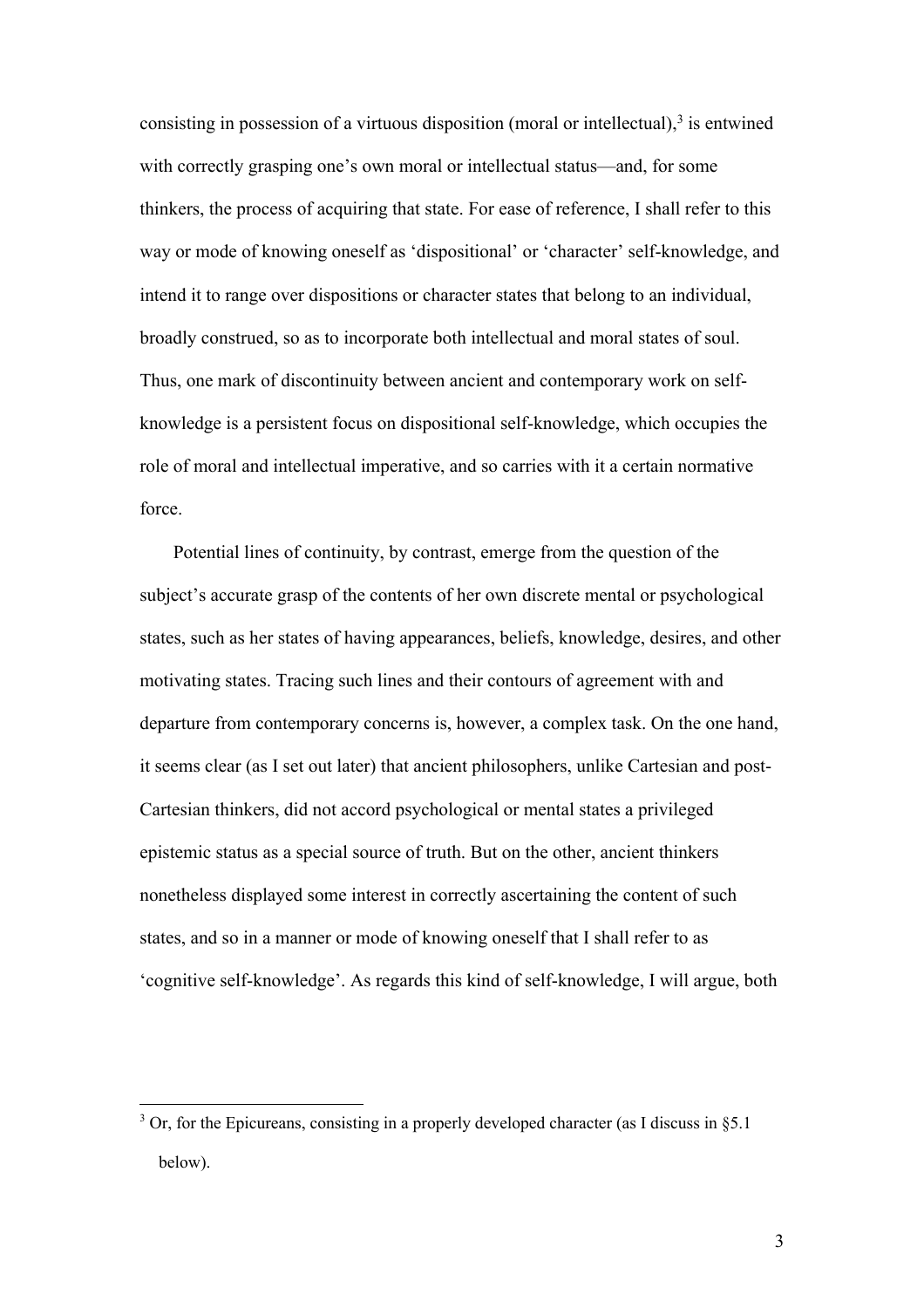consisting in possession of a virtuous disposition (moral or intellectual),[3] is entwined with correctly grasping one's own moral or intellectual status—and, for some thinkers, the process of acquiring that state. For ease of reference, I shall refer to this way or mode of knowing oneself as 'dispositional' or 'character' self-knowledge, and intend it to range over dispositions or character states that belong to an individual, broadly construed, so as to incorporate both intellectual and moral states of soul. Thus, one mark of discontinuity between ancient and contemporary work on self-knowledge is a persistent focus on dispositional self-knowledge, which occupies the role of moral and intellectual imperative, and so carries with it a certain normative force.

Potential lines of continuity, by contrast, emerge from the question of the subject's accurate grasp of the contents of her own discrete mental or psychological states, such as her states of having appearances, beliefs, knowledge, desires, and other motivating states. Tracing such lines and their contours of agreement with and departure from contemporary concerns is, however, a complex task. On the one hand, it seems clear (as I set out later) that ancient philosophers, unlike Cartesian and post-Cartesian thinkers, did not accord psychological or mental states a privileged epistemic status as a special source of truth. But on the other, ancient thinkers nonetheless displayed some interest in correctly ascertaining the content of such states, and so in a manner or mode of knowing oneself that I shall refer to as 'cognitive self-knowledge'. As regards this kind of self-knowledge, I will argue, both

[3] Or, for the Epicureans, consisting in a properly developed character (as I discuss in §5.1 below).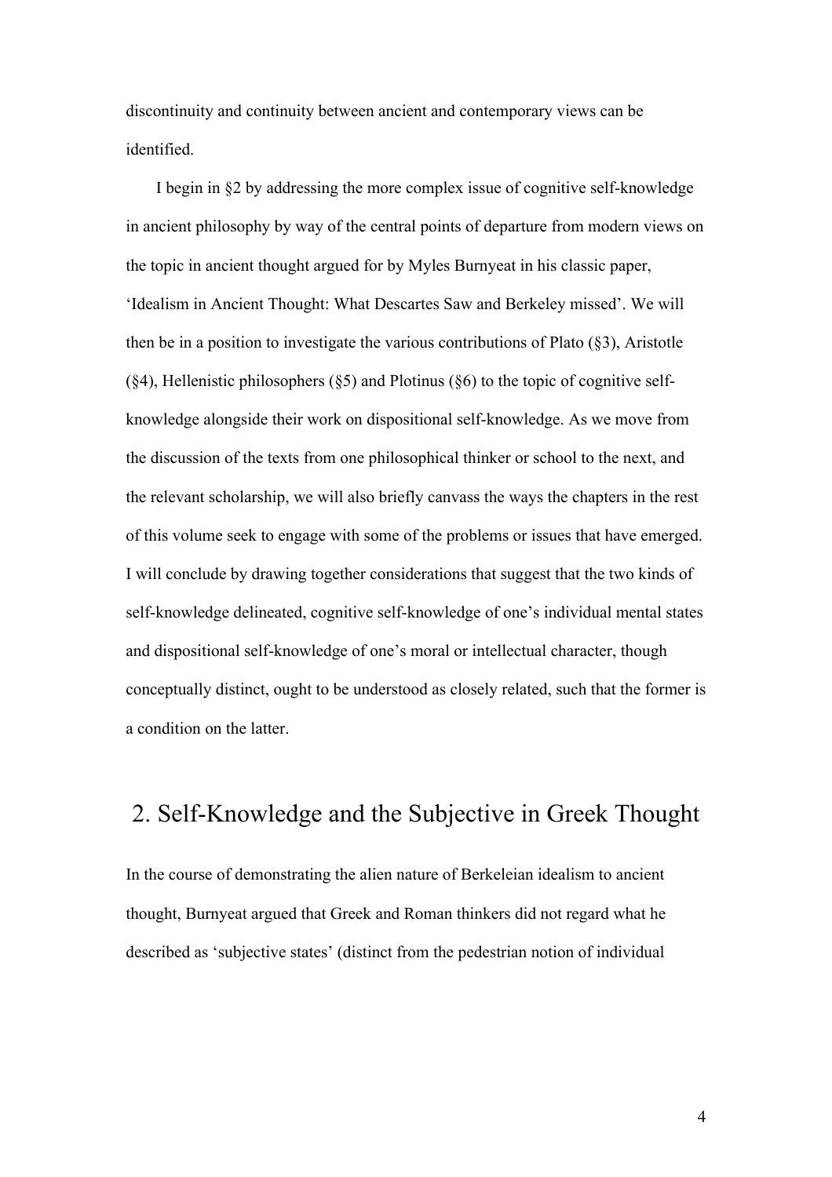discontinuity and continuity between ancient and contemporary views can be identified.

I begin in §2 by addressing the more complex issue of cognitive self-knowledge in ancient philosophy by way of the central points of departure from modern views on the topic in ancient thought argued for by Myles Burnyeat in his classic paper, 'Idealism in Ancient Thought: What Descartes Saw and Berkeley missed'. We will then be in a position to investigate the various contributions of Plato (§3), Aristotle (§4), Hellenistic philosophers (§5) and Plotinus (§6) to the topic of cognitive self-knowledge alongside their work on dispositional self-knowledge. As we move from the discussion of the texts from one philosophical thinker or school to the next, and the relevant scholarship, we will also briefly canvass the ways the chapters in the rest of this volume seek to engage with some of the problems or issues that have emerged. I will conclude by drawing together considerations that suggest that the two kinds of self-knowledge delineated, cognitive self-knowledge of one's individual mental states and dispositional self-knowledge of one's moral or intellectual character, though conceptually distinct, ought to be understood as closely related, such that the former is a condition on the latter.

## 2. Self-Knowledge and the Subjective in Greek Thought

In the course of demonstrating the alien nature of Berkeleian idealism to ancient thought, Burnyeat argued that Greek and Roman thinkers did not regard what he described as 'subjective states' (distinct from the pedestrian notion of individual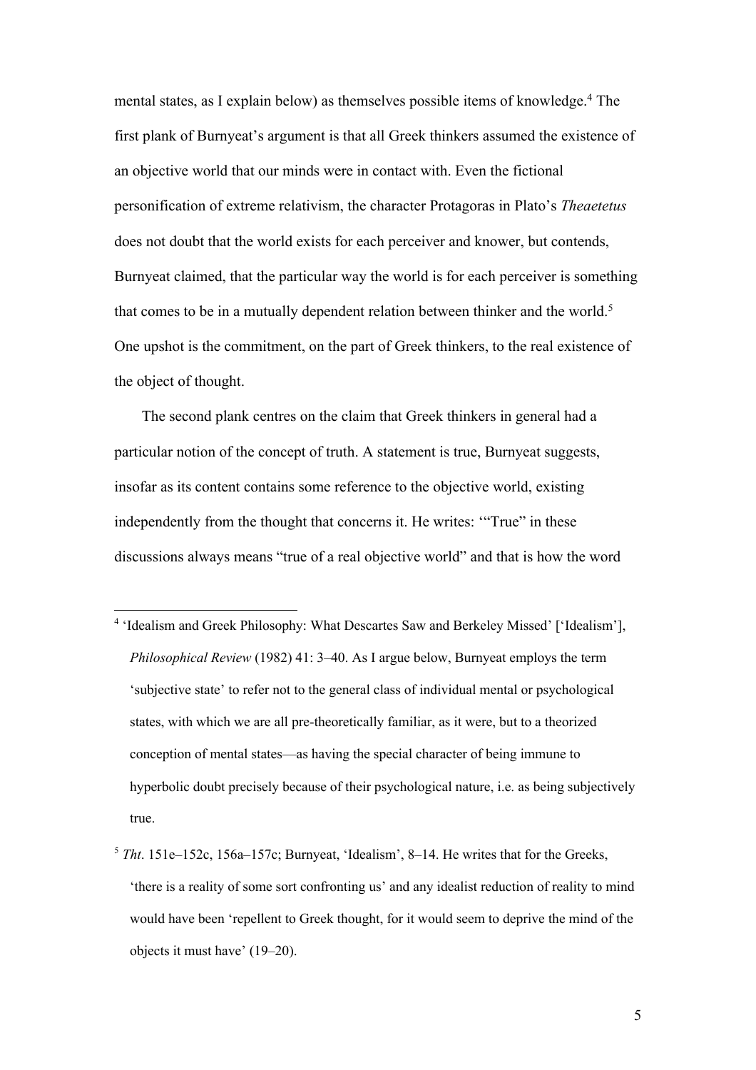mental states, as I explain below) as themselves possible items of knowledge.[4] The first plank of Burnyeat's argument is that all Greek thinkers assumed the existence of an objective world that our minds were in contact with. Even the fictional personification of extreme relativism, the character Protagoras in Plato's *Theaetetus* does not doubt that the world exists for each perceiver and knower, but contends, Burnyeat claimed, that the particular way the world is for each perceiver is something that comes to be in a mutually dependent relation between thinker and the world.[5] One upshot is the commitment, on the part of Greek thinkers, to the real existence of the object of thought.

The second plank centres on the claim that Greek thinkers in general had a particular notion of the concept of truth. A statement is true, Burnyeat suggests, insofar as its content contains some reference to the objective world, existing independently from the thought that concerns it. He writes: '"True" in these discussions always means "true of a real objective world" and that is how the word

---

[4] 'Idealism and Greek Philosophy: What Descartes Saw and Berkeley Missed' ['Idealism'], *Philosophical Review* (1982) 41: 3–40. As I argue below, Burnyeat employs the term 'subjective state' to refer not to the general class of individual mental or psychological states, with which we are all pre-theoretically familiar, as it were, but to a theorized conception of mental states—as having the special character of being immune to hyperbolic doubt precisely because of their psychological nature, i.e. as being subjectively true.

[5] *Tht*. 151e–152c, 156a–157c; Burnyeat, 'Idealism', 8–14. He writes that for the Greeks, 'there is a reality of some sort confronting us' and any idealist reduction of reality to mind would have been 'repellent to Greek thought, for it would seem to deprive the mind of the objects it must have' (19–20).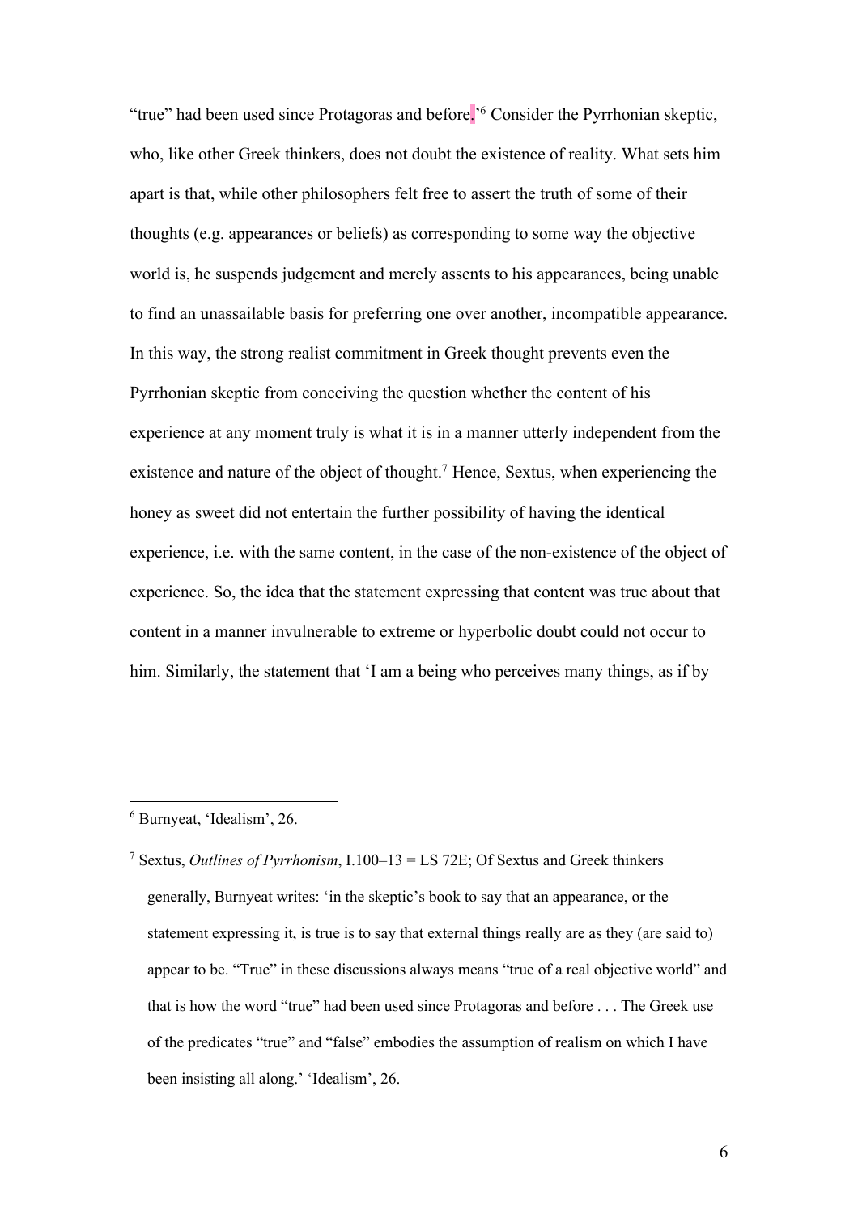"true" had been used since Protagoras and before.'[6] Consider the Pyrrhonian skeptic, who, like other Greek thinkers, does not doubt the existence of reality. What sets him apart is that, while other philosophers felt free to assert the truth of some of their thoughts (e.g. appearances or beliefs) as corresponding to some way the objective world is, he suspends judgement and merely assents to his appearances, being unable to find an unassailable basis for preferring one over another, incompatible appearance. In this way, the strong realist commitment in Greek thought prevents even the Pyrrhonian skeptic from conceiving the question whether the content of his experience at any moment truly is what it is in a manner utterly independent from the existence and nature of the object of thought.[7] Hence, Sextus, when experiencing the honey as sweet did not entertain the further possibility of having the identical experience, i.e. with the same content, in the case of the non-existence of the object of experience. So, the idea that the statement expressing that content was true about that content in a manner invulnerable to extreme or hyperbolic doubt could not occur to him. Similarly, the statement that 'I am a being who perceives many things, as if by

---

[6] Burnyeat, 'Idealism', 26.

[7] Sextus, *Outlines of Pyrrhonism*, I.100–13 = LS 72E; Of Sextus and Greek thinkers generally, Burnyeat writes: 'in the skeptic's book to say that an appearance, or the statement expressing it, is true is to say that external things really are as they (are said to) appear to be. "True" in these discussions always means "true of a real objective world" and that is how the word "true" had been used since Protagoras and before . . . The Greek use of the predicates "true" and "false" embodies the assumption of realism on which I have been insisting all along.' 'Idealism', 26.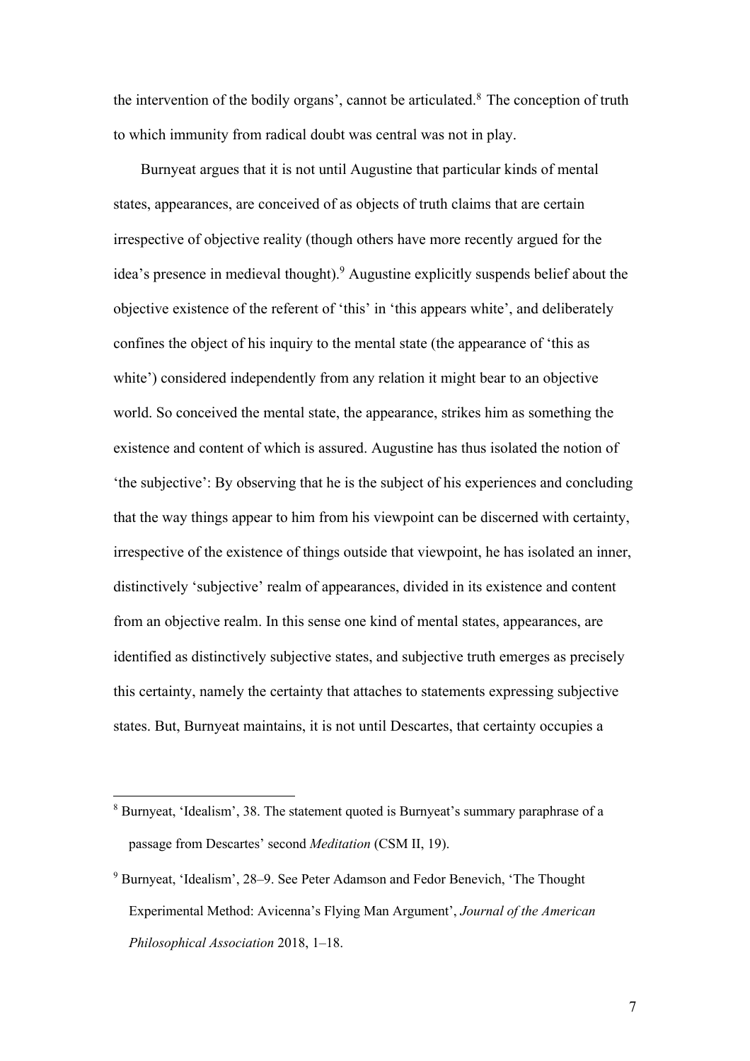the intervention of the bodily organs', cannot be articulated.[8] The conception of truth to which immunity from radical doubt was central was not in play.

Burnyeat argues that it is not until Augustine that particular kinds of mental states, appearances, are conceived of as objects of truth claims that are certain irrespective of objective reality (though others have more recently argued for the idea's presence in medieval thought).[9] Augustine explicitly suspends belief about the objective existence of the referent of 'this' in 'this appears white', and deliberately confines the object of his inquiry to the mental state (the appearance of 'this as white') considered independently from any relation it might bear to an objective world. So conceived the mental state, the appearance, strikes him as something the existence and content of which is assured. Augustine has thus isolated the notion of 'the subjective': By observing that he is the subject of his experiences and concluding that the way things appear to him from his viewpoint can be discerned with certainty, irrespective of the existence of things outside that viewpoint, he has isolated an inner, distinctively 'subjective' realm of appearances, divided in its existence and content from an objective realm. In this sense one kind of mental states, appearances, are identified as distinctively subjective states, and subjective truth emerges as precisely this certainty, namely the certainty that attaches to statements expressing subjective states. But, Burnyeat maintains, it is not until Descartes, that certainty occupies a

---

[8] Burnyeat, 'Idealism', 38. The statement quoted is Burnyeat's summary paraphrase of a passage from Descartes' second *Meditation* (CSM II, 19).

[9] Burnyeat, 'Idealism', 28–9. See Peter Adamson and Fedor Benevich, 'The Thought Experimental Method: Avicenna's Flying Man Argument', *Journal of the American Philosophical Association* 2018, 1–18.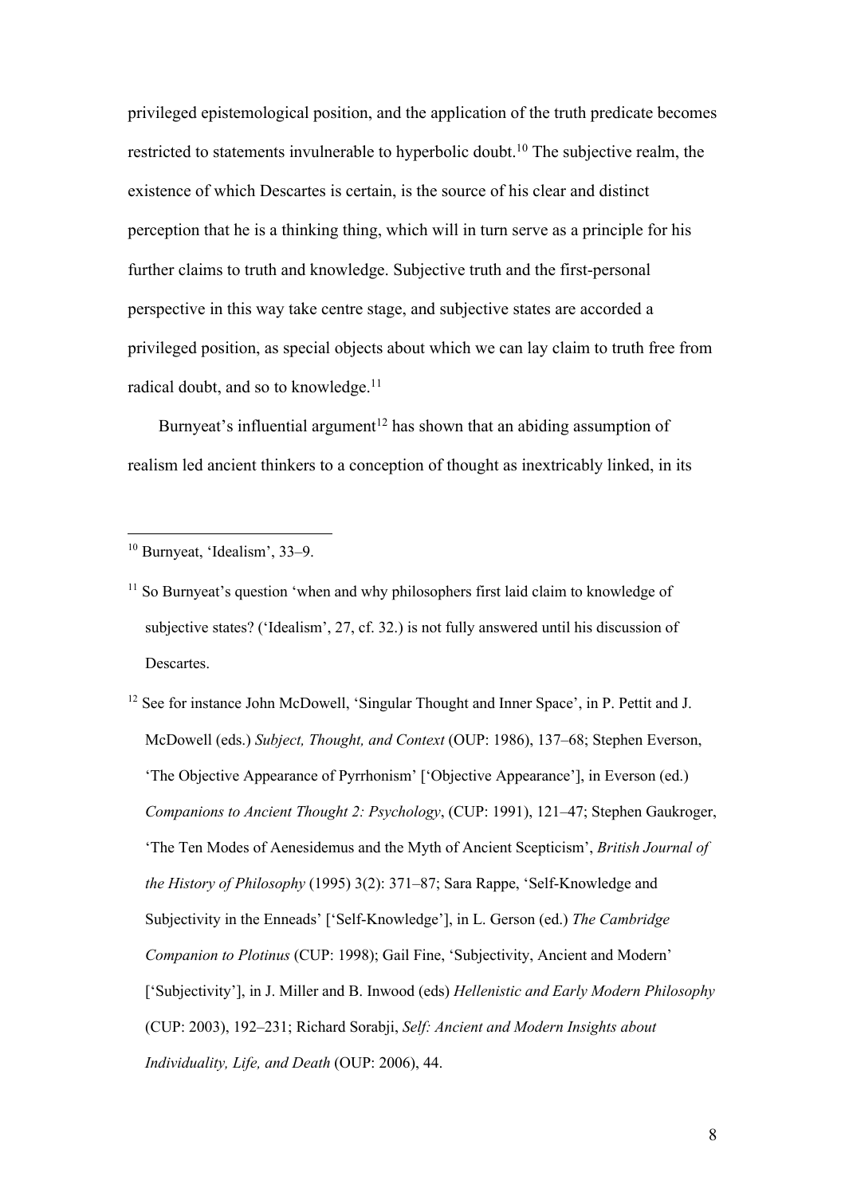privileged epistemological position, and the application of the truth predicate becomes restricted to statements invulnerable to hyperbolic doubt.[10] The subjective realm, the existence of which Descartes is certain, is the source of his clear and distinct perception that he is a thinking thing, which will in turn serve as a principle for his further claims to truth and knowledge. Subjective truth and the first-personal perspective in this way take centre stage, and subjective states are accorded a privileged position, as special objects about which we can lay claim to truth free from radical doubt, and so to knowledge.[11]

Burnyeat's influential argument[12] has shown that an abiding assumption of realism led ancient thinkers to a conception of thought as inextricably linked, in its

---

[10] Burnyeat, 'Idealism', 33–9.

[11] So Burnyeat's question 'when and why philosophers first laid claim to knowledge of subjective states? ('Idealism', 27, cf. 32.) is not fully answered until his discussion of Descartes.

[12] See for instance John McDowell, 'Singular Thought and Inner Space', in P. Pettit and J. McDowell (eds.) *Subject, Thought, and Context* (OUP: 1986), 137–68; Stephen Everson, 'The Objective Appearance of Pyrrhonism' ['Objective Appearance'], in Everson (ed.) *Companions to Ancient Thought 2: Psychology*, (CUP: 1991), 121–47; Stephen Gaukroger, 'The Ten Modes of Aenesidemus and the Myth of Ancient Scepticism', *British Journal of the History of Philosophy* (1995) 3(2): 371–87; Sara Rappe, 'Self-Knowledge and Subjectivity in the Enneads' ['Self-Knowledge'], in L. Gerson (ed.) *The Cambridge Companion to Plotinus* (CUP: 1998); Gail Fine, 'Subjectivity, Ancient and Modern' ['Subjectivity'], in J. Miller and B. Inwood (eds) *Hellenistic and Early Modern Philosophy* (CUP: 2003), 192–231; Richard Sorabji, *Self: Ancient and Modern Insights about Individuality, Life, and Death* (OUP: 2006), 44.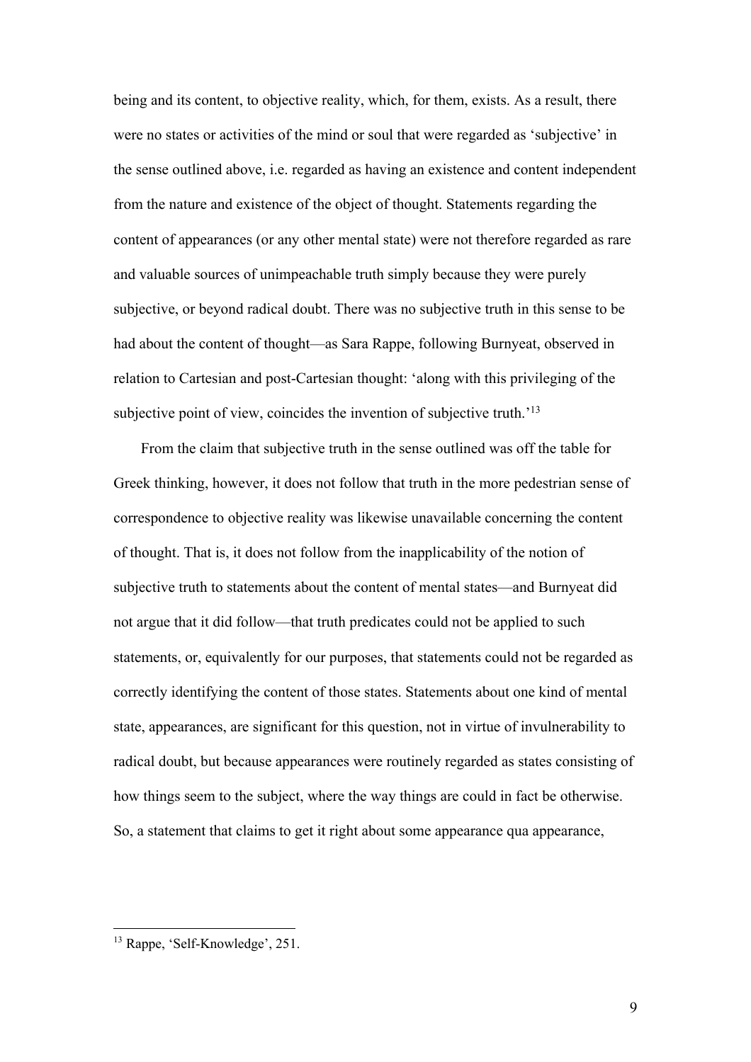being and its content, to objective reality, which, for them, exists. As a result, there were no states or activities of the mind or soul that were regarded as 'subjective' in the sense outlined above, i.e. regarded as having an existence and content independent from the nature and existence of the object of thought. Statements regarding the content of appearances (or any other mental state) were not therefore regarded as rare and valuable sources of unimpeachable truth simply because they were purely subjective, or beyond radical doubt. There was no subjective truth in this sense to be had about the content of thought—as Sara Rappe, following Burnyeat, observed in relation to Cartesian and post-Cartesian thought: 'along with this privileging of the subjective point of view, coincides the invention of subjective truth.'[13]

From the claim that subjective truth in the sense outlined was off the table for Greek thinking, however, it does not follow that truth in the more pedestrian sense of correspondence to objective reality was likewise unavailable concerning the content of thought. That is, it does not follow from the inapplicability of the notion of subjective truth to statements about the content of mental states—and Burnyeat did not argue that it did follow—that truth predicates could not be applied to such statements, or, equivalently for our purposes, that statements could not be regarded as correctly identifying the content of those states. Statements about one kind of mental state, appearances, are significant for this question, not in virtue of invulnerability to radical doubt, but because appearances were routinely regarded as states consisting of how things seem to the subject, where the way things are could in fact be otherwise. So, a statement that claims to get it right about some appearance qua appearance,

[13] Rappe, 'Self-Knowledge', 251.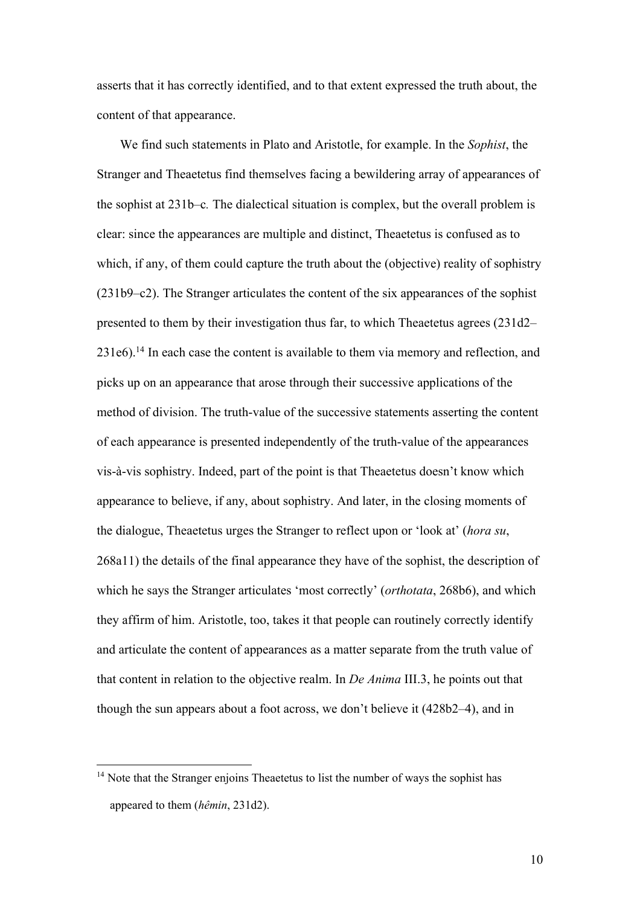asserts that it has correctly identified, and to that extent expressed the truth about, the content of that appearance.

We find such statements in Plato and Aristotle, for example. In the *Sophist*, the Stranger and Theaetetus find themselves facing a bewildering array of appearances of the sophist at 231b–c. The dialectical situation is complex, but the overall problem is clear: since the appearances are multiple and distinct, Theaetetus is confused as to which, if any, of them could capture the truth about the (objective) reality of sophistry (231b9–c2). The Stranger articulates the content of the six appearances of the sophist presented to them by their investigation thus far, to which Theaetetus agrees (231d2–231e6).[14] In each case the content is available to them via memory and reflection, and picks up on an appearance that arose through their successive applications of the method of division. The truth-value of the successive statements asserting the content of each appearance is presented independently of the truth-value of the appearances vis-à-vis sophistry. Indeed, part of the point is that Theaetetus doesn't know which appearance to believe, if any, about sophistry. And later, in the closing moments of the dialogue, Theaetetus urges the Stranger to reflect upon or 'look at' (*hora su*, 268a11) the details of the final appearance they have of the sophist, the description of which he says the Stranger articulates 'most correctly' (*orthotata*, 268b6), and which they affirm of him. Aristotle, too, takes it that people can routinely correctly identify and articulate the content of appearances as a matter separate from the truth value of that content in relation to the objective realm. In *De Anima* III.3, he points out that though the sun appears about a foot across, we don't believe it (428b2–4), and in

[14] Note that the Stranger enjoins Theaetetus to list the number of ways the sophist has appeared to them (*hêmin*, 231d2).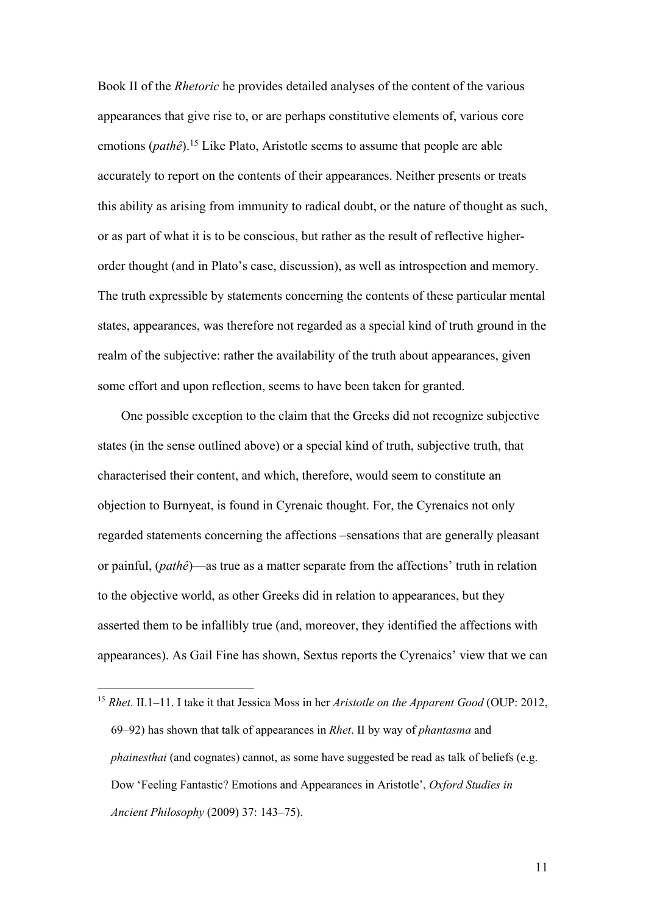Book II of the *Rhetoric* he provides detailed analyses of the content of the various appearances that give rise to, or are perhaps constitutive elements of, various core emotions (*pathê*).[15] Like Plato, Aristotle seems to assume that people are able accurately to report on the contents of their appearances. Neither presents or treats this ability as arising from immunity to radical doubt, or the nature of thought as such, or as part of what it is to be conscious, but rather as the result of reflective higher-order thought (and in Plato's case, discussion), as well as introspection and memory. The truth expressible by statements concerning the contents of these particular mental states, appearances, was therefore not regarded as a special kind of truth ground in the realm of the subjective: rather the availability of the truth about appearances, given some effort and upon reflection, seems to have been taken for granted.

One possible exception to the claim that the Greeks did not recognize subjective states (in the sense outlined above) or a special kind of truth, subjective truth, that characterised their content, and which, therefore, would seem to constitute an objection to Burnyeat, is found in Cyrenaic thought. For, the Cyrenaics not only regarded statements concerning the affections –sensations that are generally pleasant or painful, (*pathê*)—as true as a matter separate from the affections' truth in relation to the objective world, as other Greeks did in relation to appearances, but they asserted them to be infallibly true (and, moreover, they identified the affections with appearances). As Gail Fine has shown, Sextus reports the Cyrenaics' view that we can

---

[15] *Rhet*. II.1–11. I take it that Jessica Moss in her *Aristotle on the Apparent Good* (OUP: 2012, 69–92) has shown that talk of appearances in *Rhet*. II by way of *phantasma* and *phainesthai* (and cognates) cannot, as some have suggested be read as talk of beliefs (e.g. Dow 'Feeling Fantastic? Emotions and Appearances in Aristotle', *Oxford Studies in Ancient Philosophy* (2009) 37: 143–75).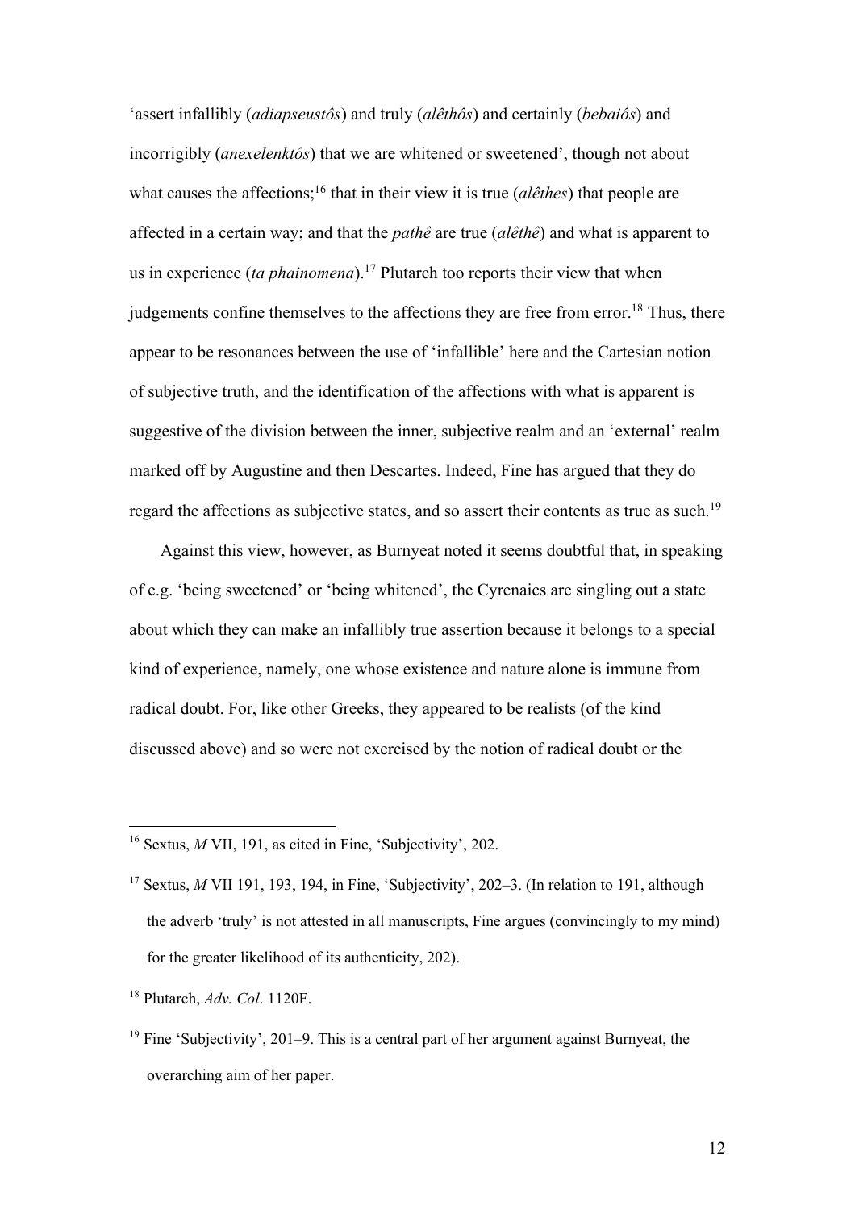'assert infallibly (*adiapseustôs*) and truly (*alêthôs*) and certainly (*bebaiôs*) and incorrigibly (*anexelenktôs*) that we are whitened or sweetened', though not about what causes the affections;[16] that in their view it is true (*alêthes*) that people are affected in a certain way; and that the *pathê* are true (*alêthê*) and what is apparent to us in experience (*ta phainomena*).[17] Plutarch too reports their view that when judgements confine themselves to the affections they are free from error.[18] Thus, there appear to be resonances between the use of 'infallible' here and the Cartesian notion of subjective truth, and the identification of the affections with what is apparent is suggestive of the division between the inner, subjective realm and an 'external' realm marked off by Augustine and then Descartes. Indeed, Fine has argued that they do regard the affections as subjective states, and so assert their contents as true as such.[19]

Against this view, however, as Burnyeat noted it seems doubtful that, in speaking of e.g. 'being sweetened' or 'being whitened', the Cyrenaics are singling out a state about which they can make an infallibly true assertion because it belongs to a special kind of experience, namely, one whose existence and nature alone is immune from radical doubt. For, like other Greeks, they appeared to be realists (of the kind discussed above) and so were not exercised by the notion of radical doubt or the

---

[16] Sextus, *M* VII, 191, as cited in Fine, 'Subjectivity', 202.

[17] Sextus, *M* VII 191, 193, 194, in Fine, 'Subjectivity', 202–3. (In relation to 191, although the adverb 'truly' is not attested in all manuscripts, Fine argues (convincingly to my mind) for the greater likelihood of its authenticity, 202).

[18] Plutarch, *Adv. Col*. 1120F.

[19] Fine 'Subjectivity', 201–9. This is a central part of her argument against Burnyeat, the overarching aim of her paper.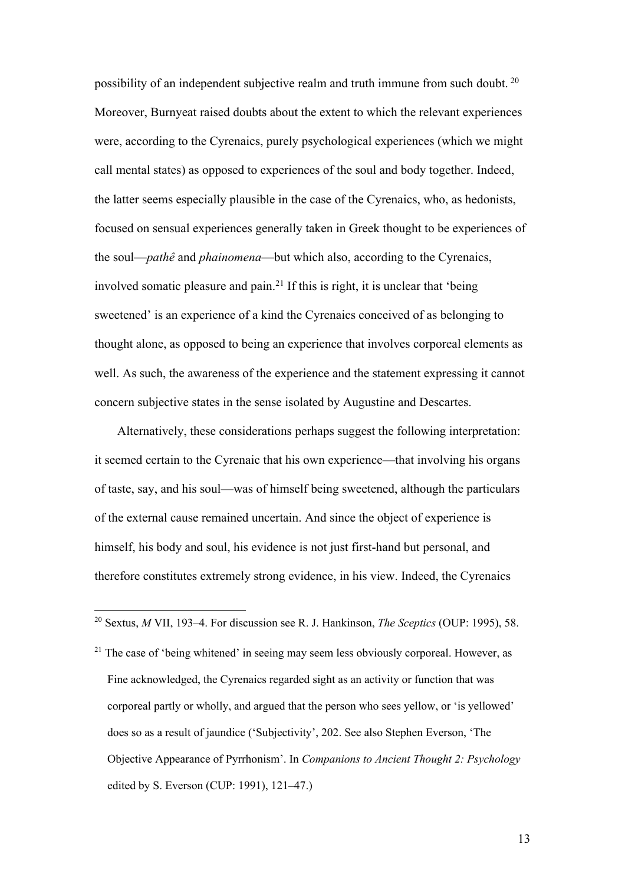possibility of an independent subjective realm and truth immune from such doubt.[20] Moreover, Burnyeat raised doubts about the extent to which the relevant experiences were, according to the Cyrenaics, purely psychological experiences (which we might call mental states) as opposed to experiences of the soul and body together. Indeed, the latter seems especially plausible in the case of the Cyrenaics, who, as hedonists, focused on sensual experiences generally taken in Greek thought to be experiences of the soul—*pathê* and *phainomena*—but which also, according to the Cyrenaics, involved somatic pleasure and pain.[21] If this is right, it is unclear that 'being sweetened' is an experience of a kind the Cyrenaics conceived of as belonging to thought alone, as opposed to being an experience that involves corporeal elements as well. As such, the awareness of the experience and the statement expressing it cannot concern subjective states in the sense isolated by Augustine and Descartes.

Alternatively, these considerations perhaps suggest the following interpretation: it seemed certain to the Cyrenaic that his own experience—that involving his organs of taste, say, and his soul—was of himself being sweetened, although the particulars of the external cause remained uncertain. And since the object of experience is himself, his body and soul, his evidence is not just first-hand but personal, and therefore constitutes extremely strong evidence, in his view. Indeed, the Cyrenaics

---

[20] Sextus, *M* VII, 193–4. For discussion see R. J. Hankinson, *The Sceptics* (OUP: 1995), 58.

[21] The case of 'being whitened' in seeing may seem less obviously corporeal. However, as Fine acknowledged, the Cyrenaics regarded sight as an activity or function that was corporeal partly or wholly, and argued that the person who sees yellow, or 'is yellowed' does so as a result of jaundice ('Subjectivity', 202. See also Stephen Everson, 'The Objective Appearance of Pyrrhonism'. In *Companions to Ancient Thought 2: Psychology* edited by S. Everson (CUP: 1991), 121–47.)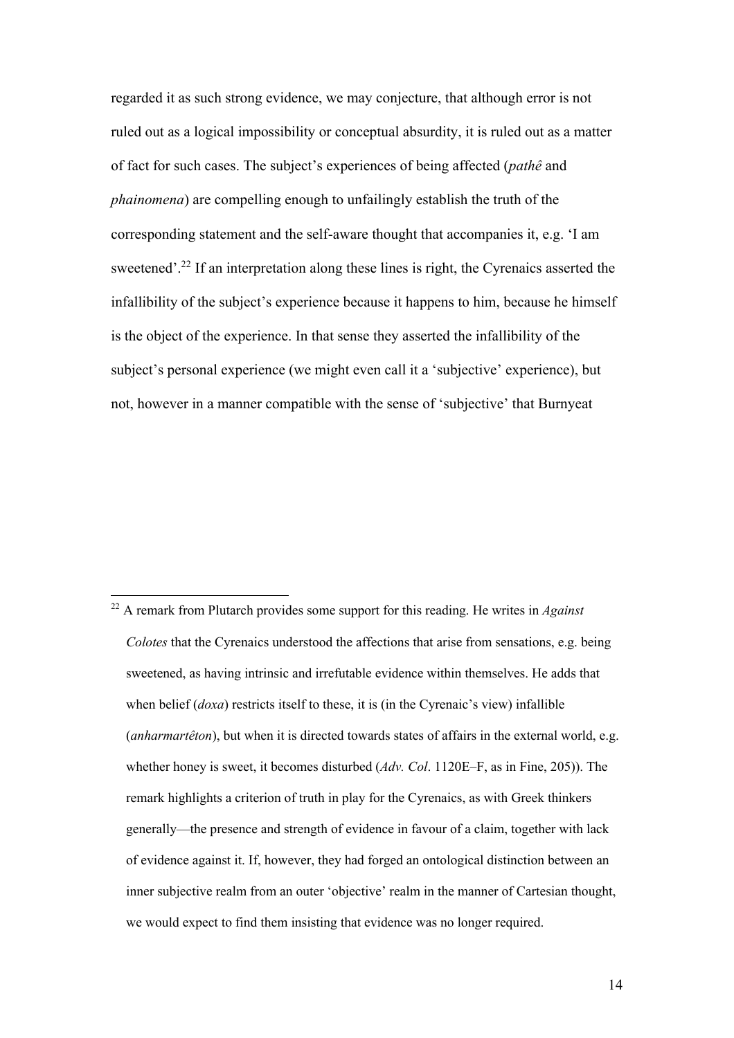regarded it as such strong evidence, we may conjecture, that although error is not ruled out as a logical impossibility or conceptual absurdity, it is ruled out as a matter of fact for such cases. The subject's experiences of being affected (*pathê* and *phainomena*) are compelling enough to unfailingly establish the truth of the corresponding statement and the self-aware thought that accompanies it, e.g. 'I am sweetened'.[22] If an interpretation along these lines is right, the Cyrenaics asserted the infallibility of the subject's experience because it happens to him, because he himself is the object of the experience. In that sense they asserted the infallibility of the subject's personal experience (we might even call it a 'subjective' experience), but not, however in a manner compatible with the sense of 'subjective' that Burnyeat

---

[22] A remark from Plutarch provides some support for this reading. He writes in *Against Colotes* that the Cyrenaics understood the affections that arise from sensations, e.g. being sweetened, as having intrinsic and irrefutable evidence within themselves. He adds that when belief (*doxa*) restricts itself to these, it is (in the Cyrenaic's view) infallible (*anharmartêton*), but when it is directed towards states of affairs in the external world, e.g. whether honey is sweet, it becomes disturbed (*Adv. Col*. 1120E–F, as in Fine, 205)). The remark highlights a criterion of truth in play for the Cyrenaics, as with Greek thinkers generally—the presence and strength of evidence in favour of a claim, together with lack of evidence against it. If, however, they had forged an ontological distinction between an inner subjective realm from an outer 'objective' realm in the manner of Cartesian thought, we would expect to find them insisting that evidence was no longer required.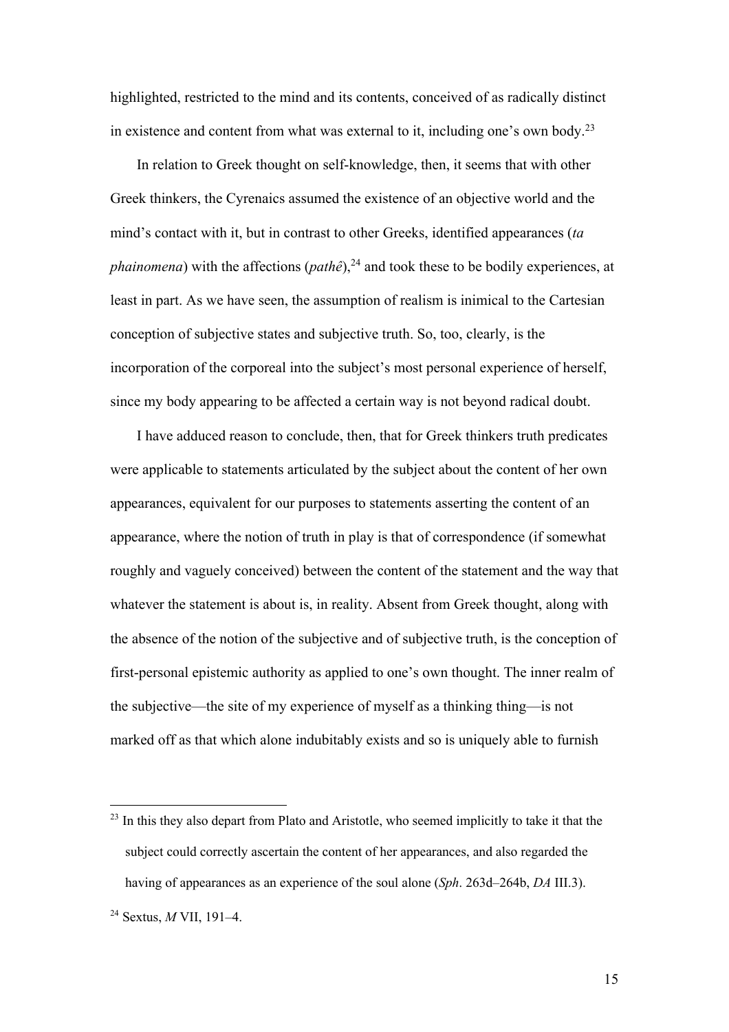highlighted, restricted to the mind and its contents, conceived of as radically distinct in existence and content from what was external to it, including one's own body.[23]

In relation to Greek thought on self-knowledge, then, it seems that with other Greek thinkers, the Cyrenaics assumed the existence of an objective world and the mind's contact with it, but in contrast to other Greeks, identified appearances (*ta phainomena*) with the affections (*pathê*),[24] and took these to be bodily experiences, at least in part. As we have seen, the assumption of realism is inimical to the Cartesian conception of subjective states and subjective truth. So, too, clearly, is the incorporation of the corporeal into the subject's most personal experience of herself, since my body appearing to be affected a certain way is not beyond radical doubt.

I have adduced reason to conclude, then, that for Greek thinkers truth predicates were applicable to statements articulated by the subject about the content of her own appearances, equivalent for our purposes to statements asserting the content of an appearance, where the notion of truth in play is that of correspondence (if somewhat roughly and vaguely conceived) between the content of the statement and the way that whatever the statement is about is, in reality. Absent from Greek thought, along with the absence of the notion of the subjective and of subjective truth, is the conception of first-personal epistemic authority as applied to one's own thought. The inner realm of the subjective—the site of my experience of myself as a thinking thing—is not marked off as that which alone indubitably exists and so is uniquely able to furnish

---

[23] In this they also depart from Plato and Aristotle, who seemed implicitly to take it that the subject could correctly ascertain the content of her appearances, and also regarded the having of appearances as an experience of the soul alone (*Sph*. 263d–264b, *DA* III.3).

[24] Sextus, *M* VII, 191–4.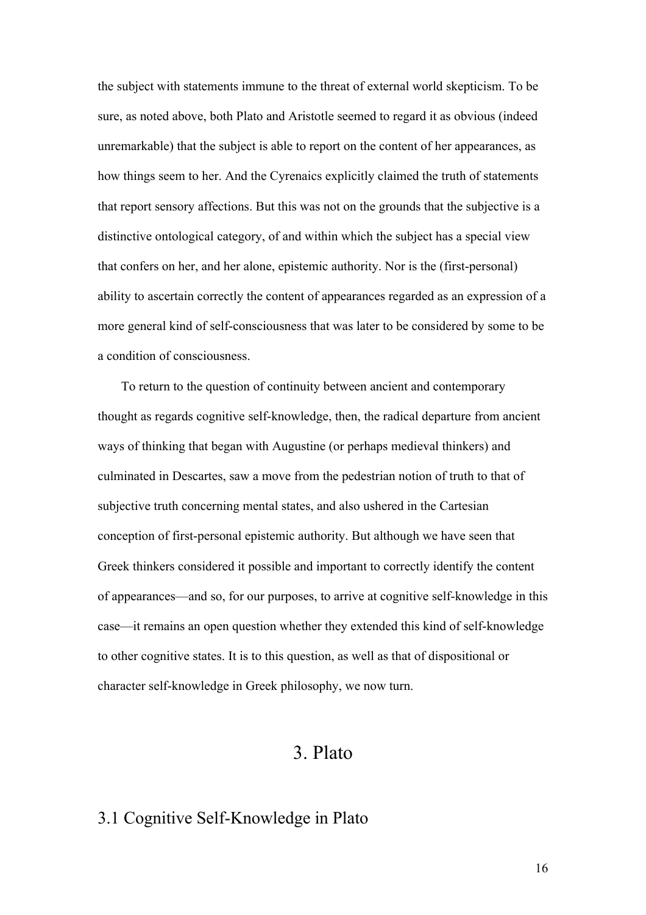the subject with statements immune to the threat of external world skepticism. To be sure, as noted above, both Plato and Aristotle seemed to regard it as obvious (indeed unremarkable) that the subject is able to report on the content of her appearances, as how things seem to her. And the Cyrenaics explicitly claimed the truth of statements that report sensory affections. But this was not on the grounds that the subjective is a distinctive ontological category, of and within which the subject has a special view that confers on her, and her alone, epistemic authority. Nor is the (first-personal) ability to ascertain correctly the content of appearances regarded as an expression of a more general kind of self-consciousness that was later to be considered by some to be a condition of consciousness.

To return to the question of continuity between ancient and contemporary thought as regards cognitive self-knowledge, then, the radical departure from ancient ways of thinking that began with Augustine (or perhaps medieval thinkers) and culminated in Descartes, saw a move from the pedestrian notion of truth to that of subjective truth concerning mental states, and also ushered in the Cartesian conception of first-personal epistemic authority. But although we have seen that Greek thinkers considered it possible and important to correctly identify the content of appearances—and so, for our purposes, to arrive at cognitive self-knowledge in this case—it remains an open question whether they extended this kind of self-knowledge to other cognitive states. It is to this question, as well as that of dispositional or character self-knowledge in Greek philosophy, we now turn.

# 3. Plato

## 3.1 Cognitive Self-Knowledge in Plato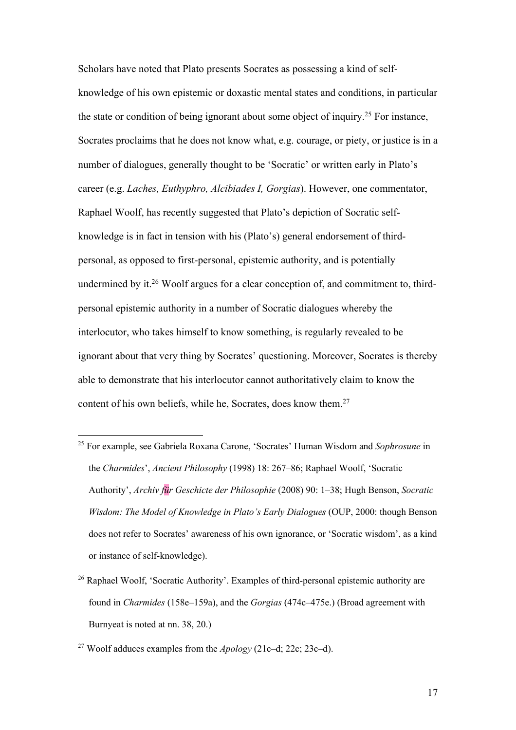Scholars have noted that Plato presents Socrates as possessing a kind of self-knowledge of his own epistemic or doxastic mental states and conditions, in particular the state or condition of being ignorant about some object of inquiry.[25] For instance, Socrates proclaims that he does not know what, e.g. courage, or piety, or justice is in a number of dialogues, generally thought to be 'Socratic' or written early in Plato's career (e.g. *Laches, Euthyphro, Alcibiades I, Gorgias*). However, one commentator, Raphael Woolf, has recently suggested that Plato's depiction of Socratic self-knowledge is in fact in tension with his (Plato's) general endorsement of third-personal, as opposed to first-personal, epistemic authority, and is potentially undermined by it.[26] Woolf argues for a clear conception of, and commitment to, third-personal epistemic authority in a number of Socratic dialogues whereby the interlocutor, who takes himself to know something, is regularly revealed to be ignorant about that very thing by Socrates' questioning. Moreover, Socrates is thereby able to demonstrate that his interlocutor cannot authoritatively claim to know the content of his own beliefs, while he, Socrates, does know them.[27]

---

[25] For example, see Gabriela Roxana Carone, 'Socrates' Human Wisdom and *Sophrosune* in the *Charmides*', *Ancient Philosophy* (1998) 18: 267–86; Raphael Woolf, 'Socratic Authority', *Archiv für Geschicte der Philosophie* (2008) 90: 1–38; Hugh Benson, *Socratic Wisdom: The Model of Knowledge in Plato's Early Dialogues* (OUP, 2000: though Benson does not refer to Socrates' awareness of his own ignorance, or 'Socratic wisdom', as a kind or instance of self-knowledge).

[26] Raphael Woolf, 'Socratic Authority'. Examples of third-personal epistemic authority are found in *Charmides* (158e–159a), and the *Gorgias* (474c–475e.) (Broad agreement with Burnyeat is noted at nn. 38, 20.)

[27] Woolf adduces examples from the *Apology* (21c–d; 22c; 23c–d).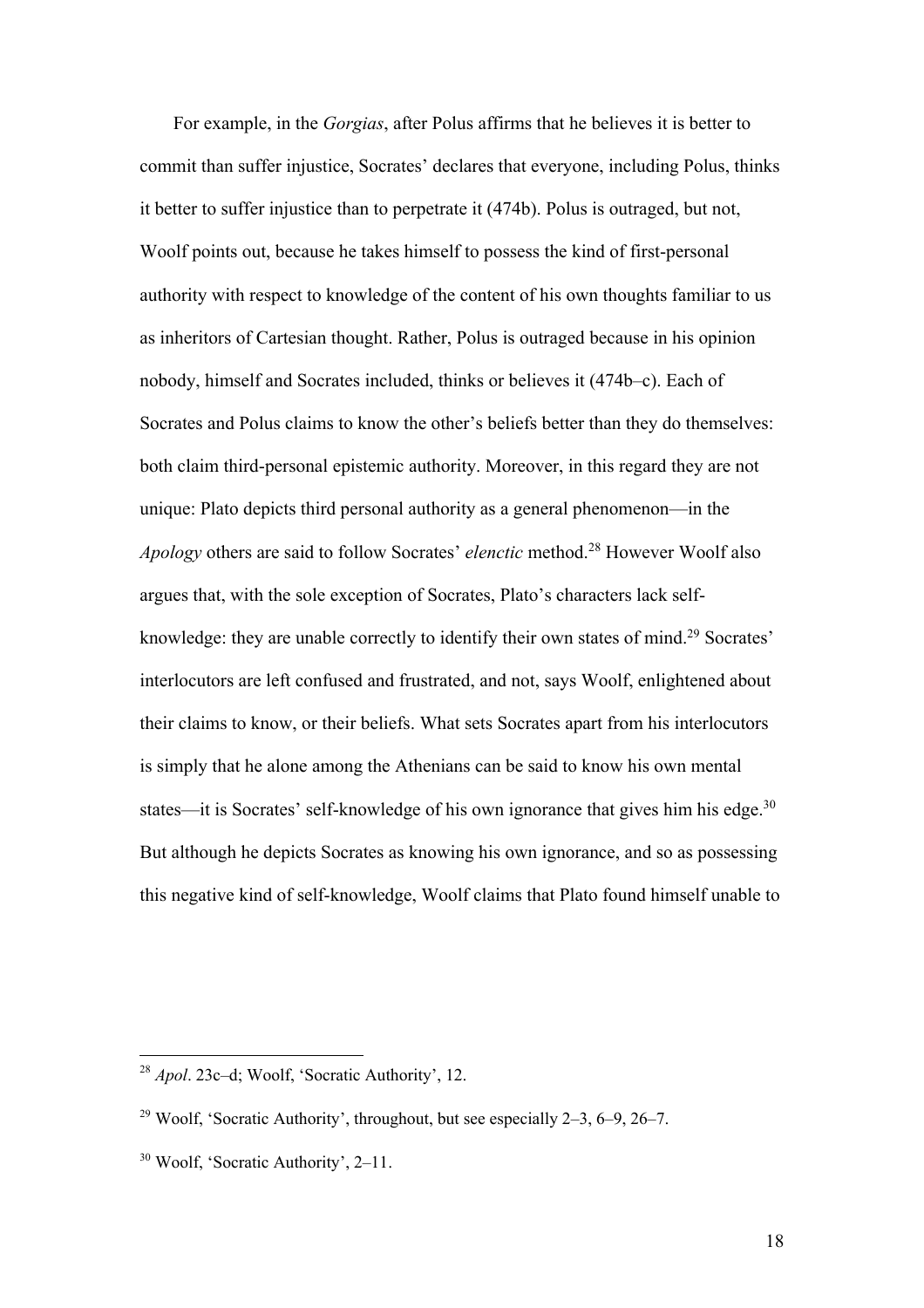For example, in the *Gorgias*, after Polus affirms that he believes it is better to commit than suffer injustice, Socrates' declares that everyone, including Polus, thinks it better to suffer injustice than to perpetrate it (474b). Polus is outraged, but not, Woolf points out, because he takes himself to possess the kind of first-personal authority with respect to knowledge of the content of his own thoughts familiar to us as inheritors of Cartesian thought. Rather, Polus is outraged because in his opinion nobody, himself and Socrates included, thinks or believes it (474b–c). Each of Socrates and Polus claims to know the other's beliefs better than they do themselves: both claim third-personal epistemic authority. Moreover, in this regard they are not unique: Plato depicts third personal authority as a general phenomenon—in the *Apology* others are said to follow Socrates' *elenctic* method.[28] However Woolf also argues that, with the sole exception of Socrates, Plato's characters lack self-knowledge: they are unable correctly to identify their own states of mind.[29] Socrates' interlocutors are left confused and frustrated, and not, says Woolf, enlightened about their claims to know, or their beliefs. What sets Socrates apart from his interlocutors is simply that he alone among the Athenians can be said to know his own mental states—it is Socrates' self-knowledge of his own ignorance that gives him his edge.[30] But although he depicts Socrates as knowing his own ignorance, and so as possessing this negative kind of self-knowledge, Woolf claims that Plato found himself unable to

---

[28] *Apol*. 23c–d; Woolf, 'Socratic Authority', 12.

[29] Woolf, 'Socratic Authority', throughout, but see especially 2–3, 6–9, 26–7.

[30] Woolf, 'Socratic Authority', 2–11.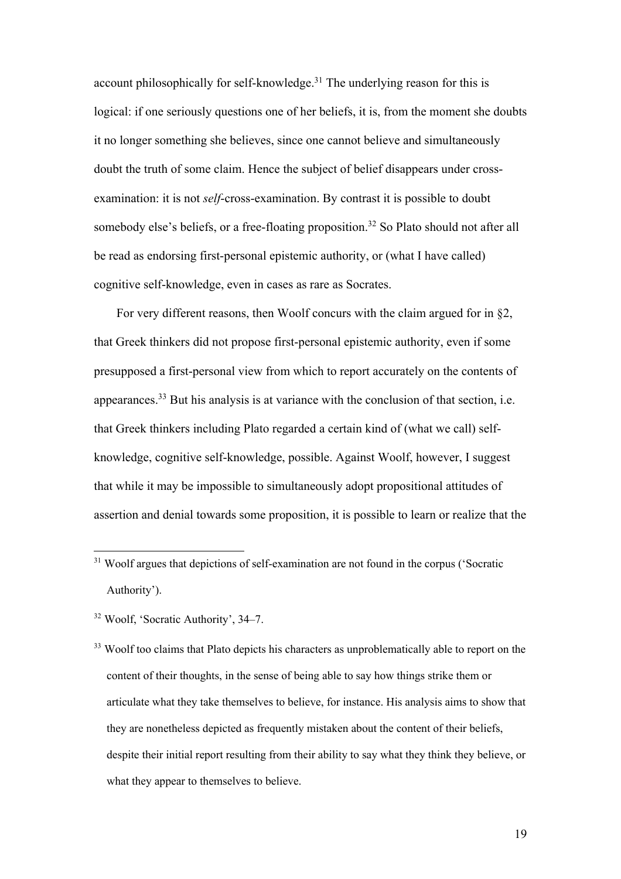account philosophically for self-knowledge.[31] The underlying reason for this is logical: if one seriously questions one of her beliefs, it is, from the moment she doubts it no longer something she believes, since one cannot believe and simultaneously doubt the truth of some claim. Hence the subject of belief disappears under cross-examination: it is not *self*-cross-examination. By contrast it is possible to doubt somebody else's beliefs, or a free-floating proposition.[32] So Plato should not after all be read as endorsing first-personal epistemic authority, or (what I have called) cognitive self-knowledge, even in cases as rare as Socrates.

For very different reasons, then Woolf concurs with the claim argued for in §2, that Greek thinkers did not propose first-personal epistemic authority, even if some presupposed a first-personal view from which to report accurately on the contents of appearances.[33] But his analysis is at variance with the conclusion of that section, i.e. that Greek thinkers including Plato regarded a certain kind of (what we call) self-knowledge, cognitive self-knowledge, possible. Against Woolf, however, I suggest that while it may be impossible to simultaneously adopt propositional attitudes of assertion and denial towards some proposition, it is possible to learn or realize that the

[31] Woolf argues that depictions of self-examination are not found in the corpus ('Socratic Authority').

[32] Woolf, 'Socratic Authority', 34–7.

[33] Woolf too claims that Plato depicts his characters as unproblematically able to report on the content of their thoughts, in the sense of being able to say how things strike them or articulate what they take themselves to believe, for instance. His analysis aims to show that they are nonetheless depicted as frequently mistaken about the content of their beliefs, despite their initial report resulting from their ability to say what they think they believe, or what they appear to themselves to believe.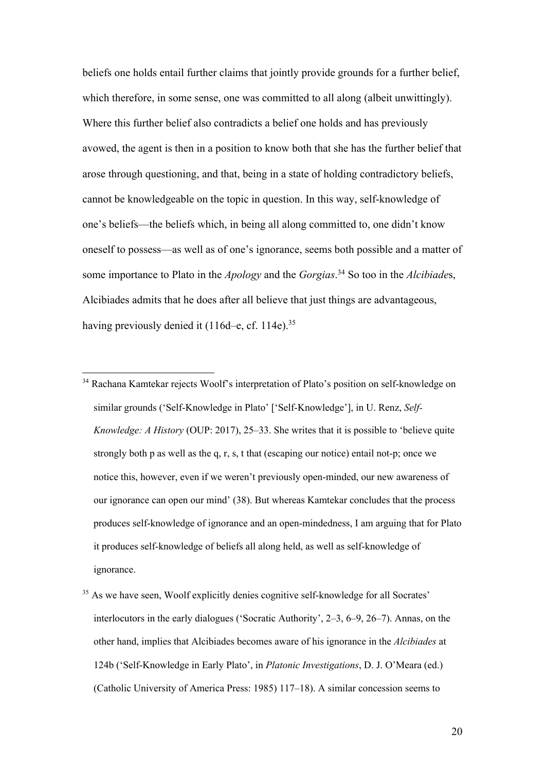beliefs one holds entail further claims that jointly provide grounds for a further belief, which therefore, in some sense, one was committed to all along (albeit unwittingly). Where this further belief also contradicts a belief one holds and has previously avowed, the agent is then in a position to know both that she has the further belief that arose through questioning, and that, being in a state of holding contradictory beliefs, cannot be knowledgeable on the topic in question. In this way, self-knowledge of one's beliefs—the beliefs which, in being all along committed to, one didn't know oneself to possess—as well as of one's ignorance, seems both possible and a matter of some importance to Plato in the *Apology* and the *Gorgias*.[34] So too in the *Alcibiade*s, Alcibiades admits that he does after all believe that just things are advantageous, having previously denied it (116d–e, cf. 114e).[35]

---

[34] Rachana Kamtekar rejects Woolf's interpretation of Plato's position on self-knowledge on similar grounds ('Self-Knowledge in Plato' ['Self-Knowledge'], in U. Renz, *Self-Knowledge: A History* (OUP: 2017), 25–33. She writes that it is possible to 'believe quite strongly both p as well as the q, r, s, t that (escaping our notice) entail not-p; once we notice this, however, even if we weren't previously open-minded, our new awareness of our ignorance can open our mind' (38). But whereas Kamtekar concludes that the process produces self-knowledge of ignorance and an open-mindedness, I am arguing that for Plato it produces self-knowledge of beliefs all along held, as well as self-knowledge of ignorance.

[35] As we have seen, Woolf explicitly denies cognitive self-knowledge for all Socrates' interlocutors in the early dialogues ('Socratic Authority', 2–3, 6–9, 26–7). Annas, on the other hand, implies that Alcibiades becomes aware of his ignorance in the *Alcibiades* at 124b ('Self-Knowledge in Early Plato', in *Platonic Investigations*, D. J. O'Meara (ed.) (Catholic University of America Press: 1985) 117–18). A similar concession seems to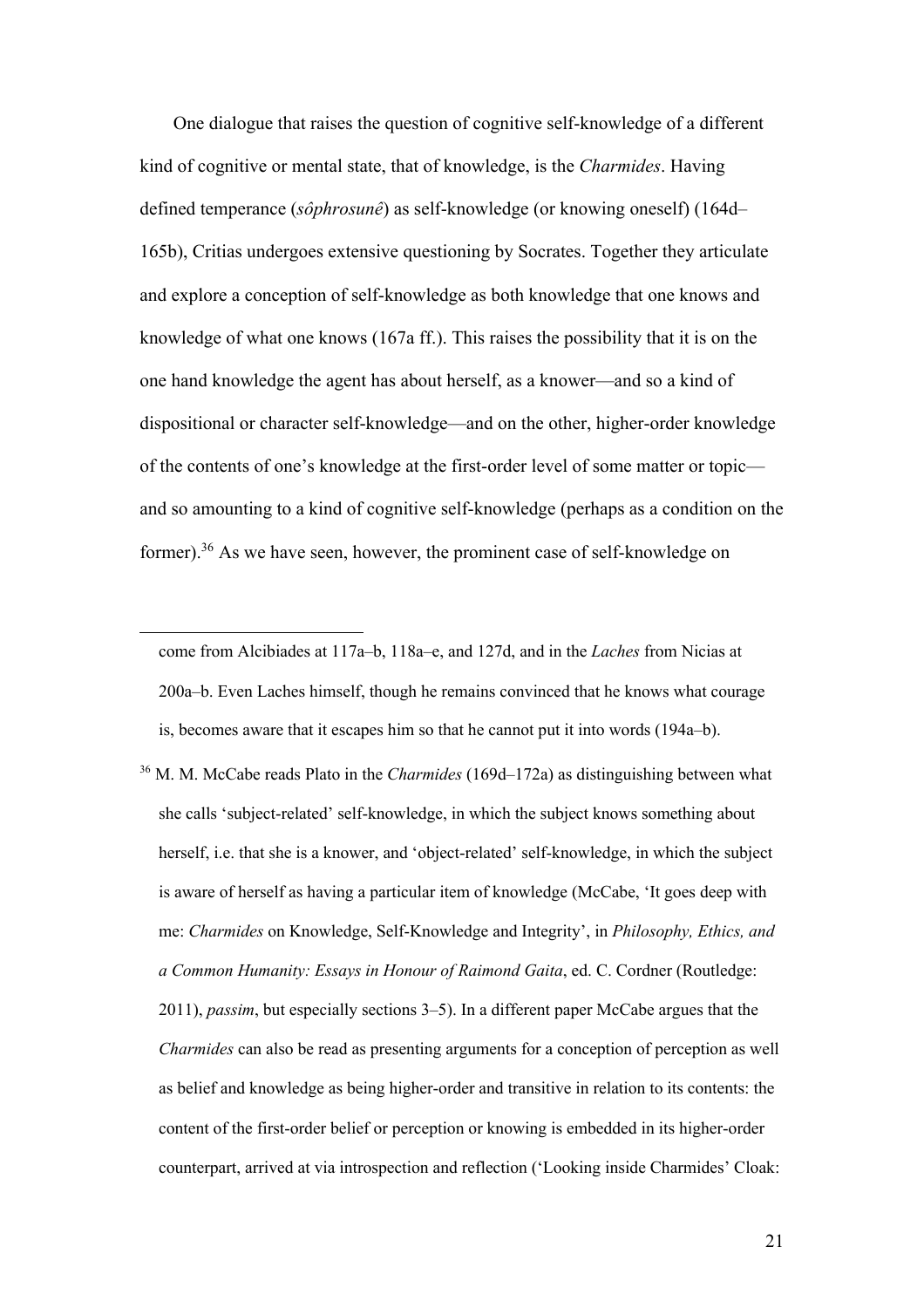One dialogue that raises the question of cognitive self-knowledge of a different kind of cognitive or mental state, that of knowledge, is the *Charmides*. Having defined temperance (*sôphrosunê*) as self-knowledge (or knowing oneself) (164d–165b), Critias undergoes extensive questioning by Socrates. Together they articulate and explore a conception of self-knowledge as both knowledge that one knows and knowledge of what one knows (167a ff.). This raises the possibility that it is on the one hand knowledge the agent has about herself, as a knower—and so a kind of dispositional or character self-knowledge—and on the other, higher-order knowledge of the contents of one's knowledge at the first-order level of some matter or topic—and so amounting to a kind of cognitive self-knowledge (perhaps as a condition on the former).[36] As we have seen, however, the prominent case of self-knowledge on

---

come from Alcibiades at 117a–b, 118a–e, and 127d, and in the *Laches* from Nicias at 200a–b. Even Laches himself, though he remains convinced that he knows what courage is, becomes aware that it escapes him so that he cannot put it into words (194a–b).

[36] M. M. McCabe reads Plato in the *Charmides* (169d–172a) as distinguishing between what she calls 'subject-related' self-knowledge, in which the subject knows something about herself, i.e. that she is a knower, and 'object-related' self-knowledge, in which the subject is aware of herself as having a particular item of knowledge (McCabe, 'It goes deep with me: *Charmides* on Knowledge, Self-Knowledge and Integrity', in *Philosophy, Ethics, and a Common Humanity: Essays in Honour of Raimond Gaita*, ed. C. Cordner (Routledge: 2011), *passim*, but especially sections 3–5). In a different paper McCabe argues that the *Charmides* can also be read as presenting arguments for a conception of perception as well as belief and knowledge as being higher-order and transitive in relation to its contents: the content of the first-order belief or perception or knowing is embedded in its higher-order counterpart, arrived at via introspection and reflection ('Looking inside Charmides' Cloak: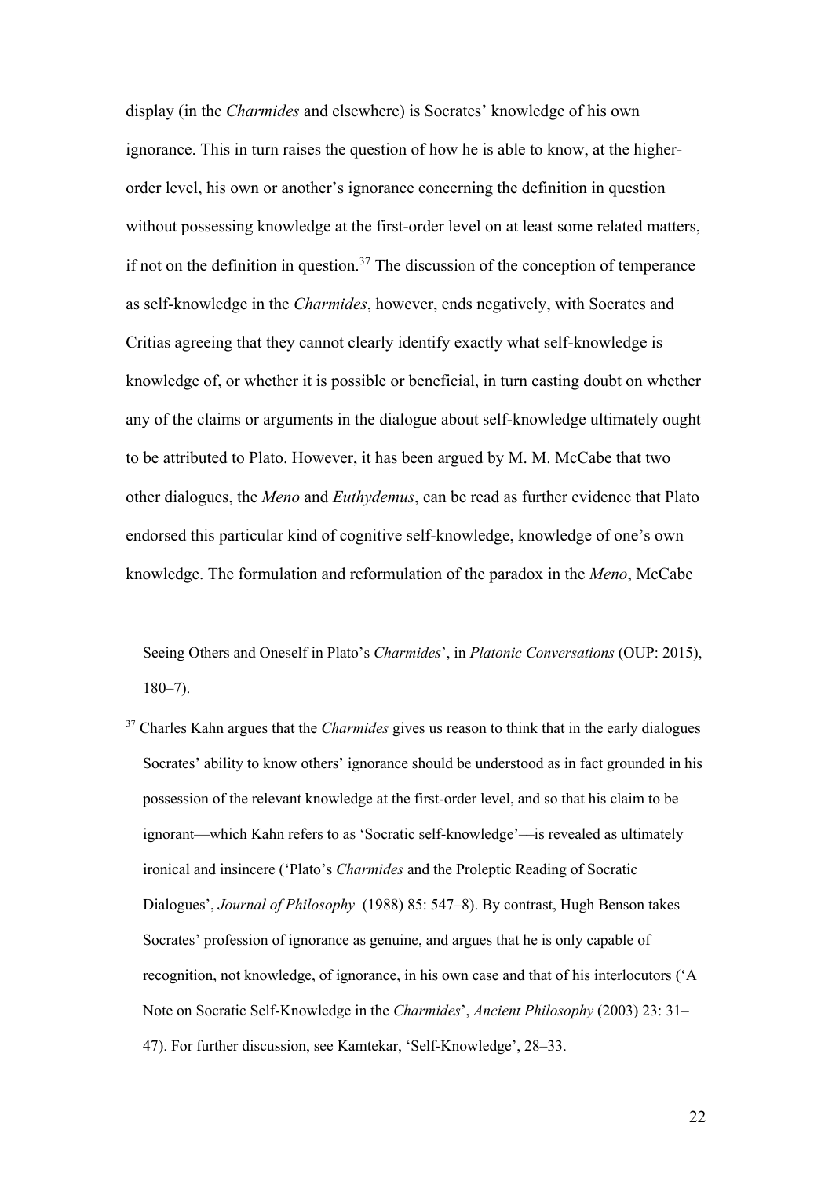display (in the *Charmides* and elsewhere) is Socrates' knowledge of his own ignorance. This in turn raises the question of how he is able to know, at the higher-order level, his own or another's ignorance concerning the definition in question without possessing knowledge at the first-order level on at least some related matters, if not on the definition in question.[37] The discussion of the conception of temperance as self-knowledge in the *Charmides*, however, ends negatively, with Socrates and Critias agreeing that they cannot clearly identify exactly what self-knowledge is knowledge of, or whether it is possible or beneficial, in turn casting doubt on whether any of the claims or arguments in the dialogue about self-knowledge ultimately ought to be attributed to Plato. However, it has been argued by M. M. McCabe that two other dialogues, the *Meno* and *Euthydemus*, can be read as further evidence that Plato endorsed this particular kind of cognitive self-knowledge, knowledge of one's own knowledge. The formulation and reformulation of the paradox in the *Meno*, McCabe

---

Seeing Others and Oneself in Plato's *Charmides*', in *Platonic Conversations* (OUP: 2015), 180–7).

[37] Charles Kahn argues that the *Charmides* gives us reason to think that in the early dialogues Socrates' ability to know others' ignorance should be understood as in fact grounded in his possession of the relevant knowledge at the first-order level, and so that his claim to be ignorant—which Kahn refers to as 'Socratic self-knowledge'—is revealed as ultimately ironical and insincere ('Plato's *Charmides* and the Proleptic Reading of Socratic Dialogues', *Journal of Philosophy* (1988) 85: 547–8). By contrast, Hugh Benson takes Socrates' profession of ignorance as genuine, and argues that he is only capable of recognition, not knowledge, of ignorance, in his own case and that of his interlocutors ('A Note on Socratic Self-Knowledge in the *Charmides*', *Ancient Philosophy* (2003) 23: 31–47). For further discussion, see Kamtekar, 'Self-Knowledge', 28–33.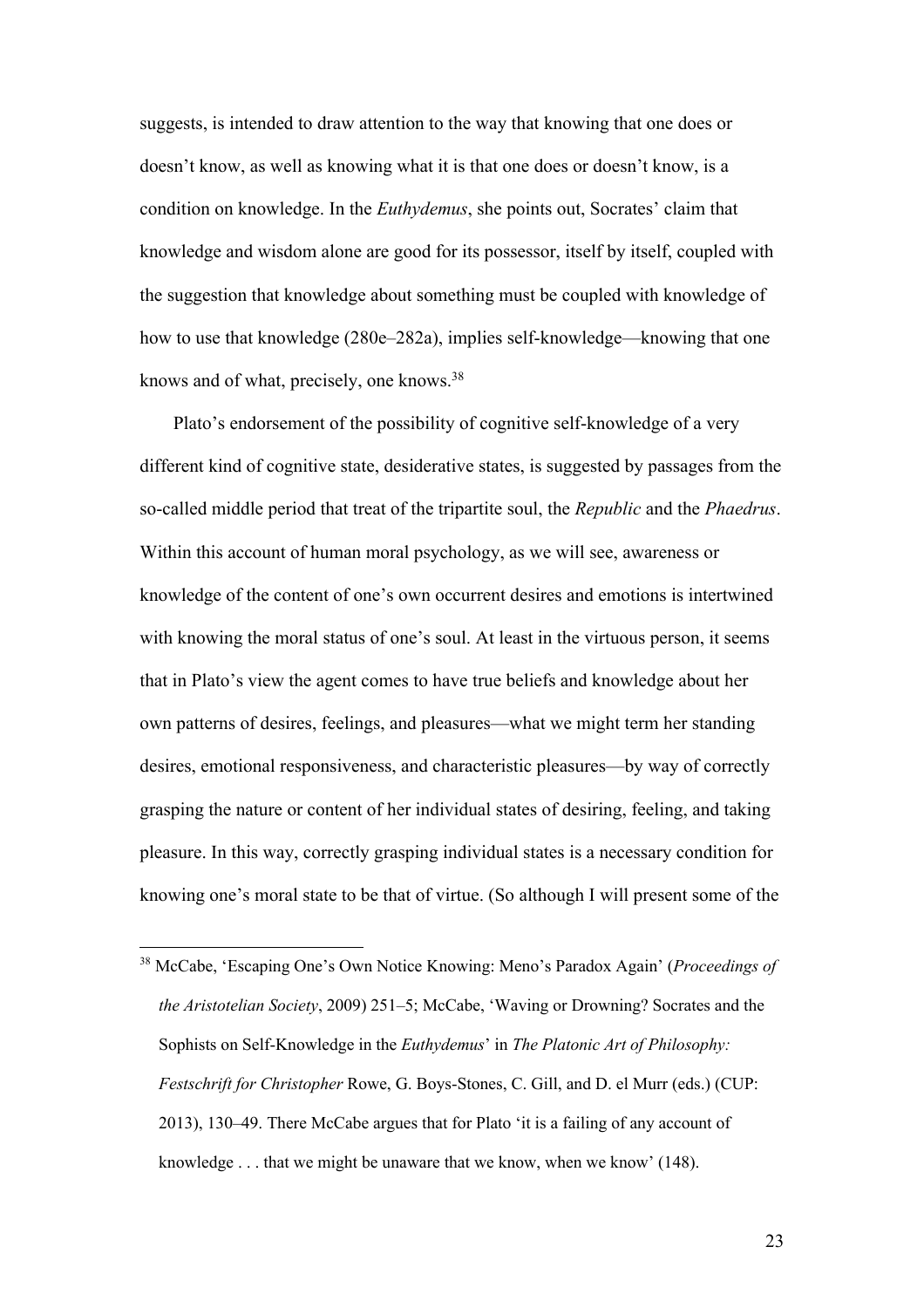suggests, is intended to draw attention to the way that knowing that one does or doesn't know, as well as knowing what it is that one does or doesn't know, is a condition on knowledge. In the *Euthydemus*, she points out, Socrates' claim that knowledge and wisdom alone are good for its possessor, itself by itself, coupled with the suggestion that knowledge about something must be coupled with knowledge of how to use that knowledge (280e–282a), implies self-knowledge—knowing that one knows and of what, precisely, one knows.[38]

Plato's endorsement of the possibility of cognitive self-knowledge of a very different kind of cognitive state, desiderative states, is suggested by passages from the so-called middle period that treat of the tripartite soul, the *Republic* and the *Phaedrus*. Within this account of human moral psychology, as we will see, awareness or knowledge of the content of one's own occurrent desires and emotions is intertwined with knowing the moral status of one's soul. At least in the virtuous person, it seems that in Plato's view the agent comes to have true beliefs and knowledge about her own patterns of desires, feelings, and pleasures—what we might term her standing desires, emotional responsiveness, and characteristic pleasures—by way of correctly grasping the nature or content of her individual states of desiring, feeling, and taking pleasure. In this way, correctly grasping individual states is a necessary condition for knowing one's moral state to be that of virtue. (So although I will present some of the

[38] McCabe, 'Escaping One's Own Notice Knowing: Meno's Paradox Again' (*Proceedings of the Aristotelian Society*, 2009) 251–5; McCabe, 'Waving or Drowning? Socrates and the Sophists on Self-Knowledge in the *Euthydemus*' in *The Platonic Art of Philosophy: Festschrift for Christopher* Rowe, G. Boys-Stones, C. Gill, and D. el Murr (eds.) (CUP: 2013), 130–49. There McCabe argues that for Plato 'it is a failing of any account of knowledge . . . that we might be unaware that we know, when we know' (148).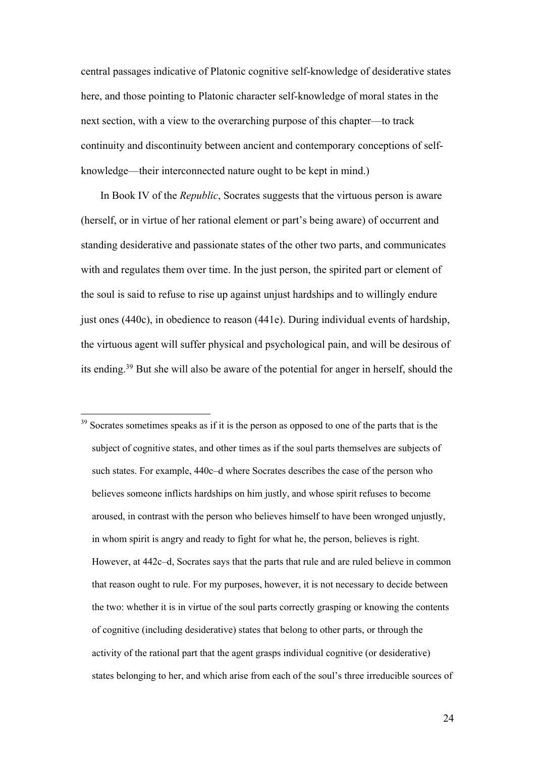central passages indicative of Platonic cognitive self-knowledge of desiderative states here, and those pointing to Platonic character self-knowledge of moral states in the next section, with a view to the overarching purpose of this chapter—to track continuity and discontinuity between ancient and contemporary conceptions of self-knowledge—their interconnected nature ought to be kept in mind.)

In Book IV of the *Republic*, Socrates suggests that the virtuous person is aware (herself, or in virtue of her rational element or part's being aware) of occurrent and standing desiderative and passionate states of the other two parts, and communicates with and regulates them over time. In the just person, the spirited part or element of the soul is said to refuse to rise up against unjust hardships and to willingly endure just ones (440c), in obedience to reason (441e). During individual events of hardship, the virtuous agent will suffer physical and psychological pain, and will be desirous of its ending.[39] But she will also be aware of the potential for anger in herself, should the

[39] Socrates sometimes speaks as if it is the person as opposed to one of the parts that is the subject of cognitive states, and other times as if the soul parts themselves are subjects of such states. For example, 440c–d where Socrates describes the case of the person who believes someone inflicts hardships on him justly, and whose spirit refuses to become aroused, in contrast with the person who believes himself to have been wronged unjustly, in whom spirit is angry and ready to fight for what he, the person, believes is right. However, at 442c–d, Socrates says that the parts that rule and are ruled believe in common that reason ought to rule. For my purposes, however, it is not necessary to decide between the two: whether it is in virtue of the soul parts correctly grasping or knowing the contents of cognitive (including desiderative) states that belong to other parts, or through the activity of the rational part that the agent grasps individual cognitive (or desiderative) states belonging to her, and which arise from each of the soul's three irreducible sources of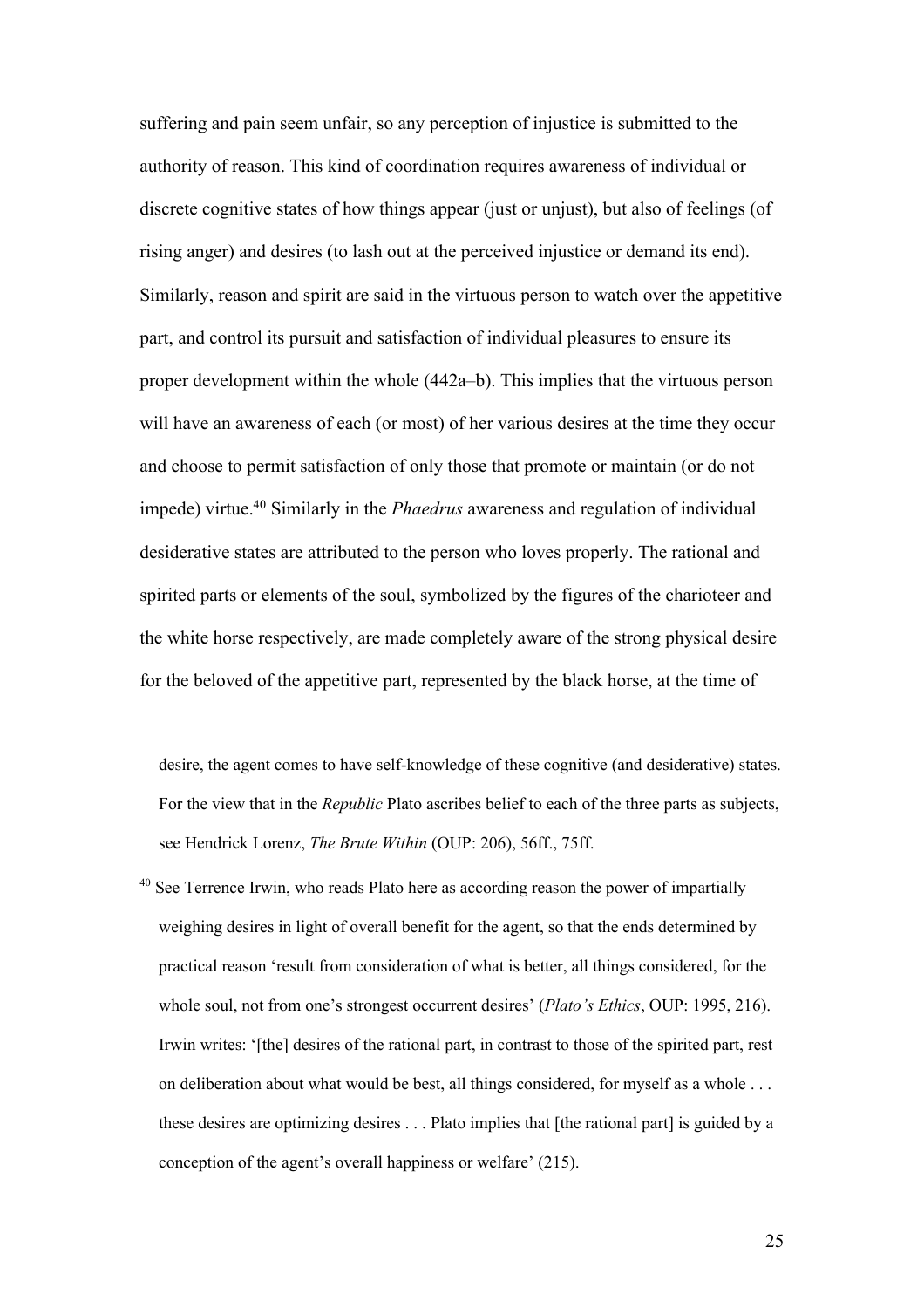suffering and pain seem unfair, so any perception of injustice is submitted to the authority of reason. This kind of coordination requires awareness of individual or discrete cognitive states of how things appear (just or unjust), but also of feelings (of rising anger) and desires (to lash out at the perceived injustice or demand its end). Similarly, reason and spirit are said in the virtuous person to watch over the appetitive part, and control its pursuit and satisfaction of individual pleasures to ensure its proper development within the whole (442a–b). This implies that the virtuous person will have an awareness of each (or most) of her various desires at the time they occur and choose to permit satisfaction of only those that promote or maintain (or do not impede) virtue.[40] Similarly in the *Phaedrus* awareness and regulation of individual desiderative states are attributed to the person who loves properly. The rational and spirited parts or elements of the soul, symbolized by the figures of the charioteer and the white horse respectively, are made completely aware of the strong physical desire for the beloved of the appetitive part, represented by the black horse, at the time of

---

desire, the agent comes to have self-knowledge of these cognitive (and desiderative) states. For the view that in the *Republic* Plato ascribes belief to each of the three parts as subjects, see Hendrick Lorenz, *The Brute Within* (OUP: 206), 56ff., 75ff.

[40] See Terrence Irwin, who reads Plato here as according reason the power of impartially weighing desires in light of overall benefit for the agent, so that the ends determined by practical reason 'result from consideration of what is better, all things considered, for the whole soul, not from one's strongest occurrent desires' (*Plato's Ethics*, OUP: 1995, 216). Irwin writes: '[the] desires of the rational part, in contrast to those of the spirited part, rest on deliberation about what would be best, all things considered, for myself as a whole . . . these desires are optimizing desires . . . Plato implies that [the rational part] is guided by a conception of the agent's overall happiness or welfare' (215).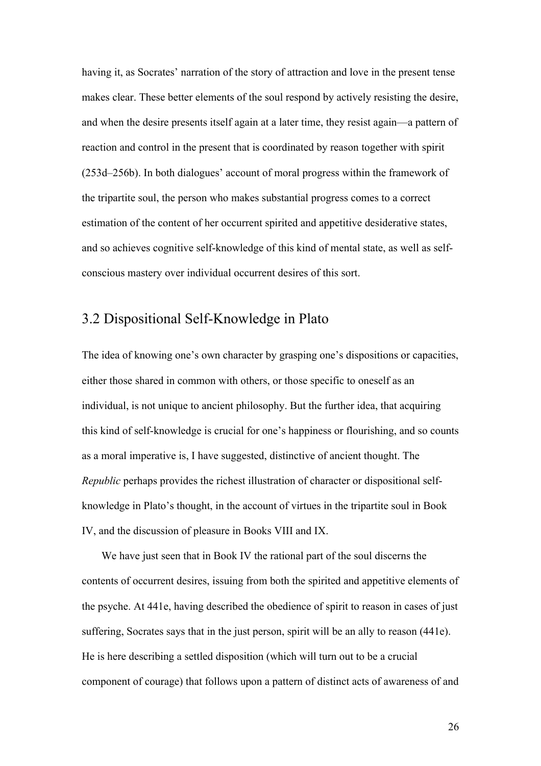having it, as Socrates' narration of the story of attraction and love in the present tense makes clear. These better elements of the soul respond by actively resisting the desire, and when the desire presents itself again at a later time, they resist again—a pattern of reaction and control in the present that is coordinated by reason together with spirit (253d–256b). In both dialogues' account of moral progress within the framework of the tripartite soul, the person who makes substantial progress comes to a correct estimation of the content of her occurrent spirited and appetitive desiderative states, and so achieves cognitive self-knowledge of this kind of mental state, as well as self-conscious mastery over individual occurrent desires of this sort.

## 3.2 Dispositional Self-Knowledge in Plato

The idea of knowing one's own character by grasping one's dispositions or capacities, either those shared in common with others, or those specific to oneself as an individual, is not unique to ancient philosophy. But the further idea, that acquiring this kind of self-knowledge is crucial for one's happiness or flourishing, and so counts as a moral imperative is, I have suggested, distinctive of ancient thought. The *Republic* perhaps provides the richest illustration of character or dispositional self-knowledge in Plato's thought, in the account of virtues in the tripartite soul in Book IV, and the discussion of pleasure in Books VIII and IX.

We have just seen that in Book IV the rational part of the soul discerns the contents of occurrent desires, issuing from both the spirited and appetitive elements of the psyche. At 441e, having described the obedience of spirit to reason in cases of just suffering, Socrates says that in the just person, spirit will be an ally to reason (441e). He is here describing a settled disposition (which will turn out to be a crucial component of courage) that follows upon a pattern of distinct acts of awareness of and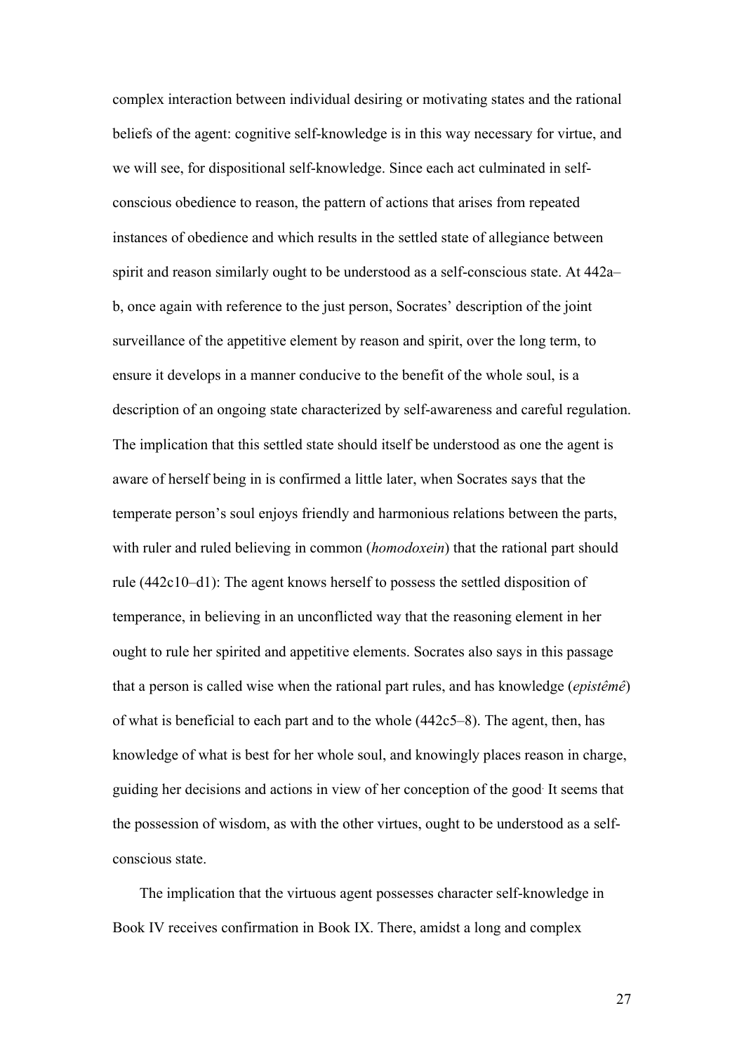complex interaction between individual desiring or motivating states and the rational beliefs of the agent: cognitive self-knowledge is in this way necessary for virtue, and we will see, for dispositional self-knowledge. Since each act culminated in self-conscious obedience to reason, the pattern of actions that arises from repeated instances of obedience and which results in the settled state of allegiance between spirit and reason similarly ought to be understood as a self-conscious state. At 442a–b, once again with reference to the just person, Socrates' description of the joint surveillance of the appetitive element by reason and spirit, over the long term, to ensure it develops in a manner conducive to the benefit of the whole soul, is a description of an ongoing state characterized by self-awareness and careful regulation. The implication that this settled state should itself be understood as one the agent is aware of herself being in is confirmed a little later, when Socrates says that the temperate person's soul enjoys friendly and harmonious relations between the parts, with ruler and ruled believing in common (*homodoxein*) that the rational part should rule (442c10–d1): The agent knows herself to possess the settled disposition of temperance, in believing in an unconflicted way that the reasoning element in her ought to rule her spirited and appetitive elements. Socrates also says in this passage that a person is called wise when the rational part rules, and has knowledge (*epistêmê*) of what is beneficial to each part and to the whole (442c5–8). The agent, then, has knowledge of what is best for her whole soul, and knowingly places reason in charge, guiding her decisions and actions in view of her conception of the good. It seems that the possession of wisdom, as with the other virtues, ought to be understood as a self-conscious state.

The implication that the virtuous agent possesses character self-knowledge in Book IV receives confirmation in Book IX. There, amidst a long and complex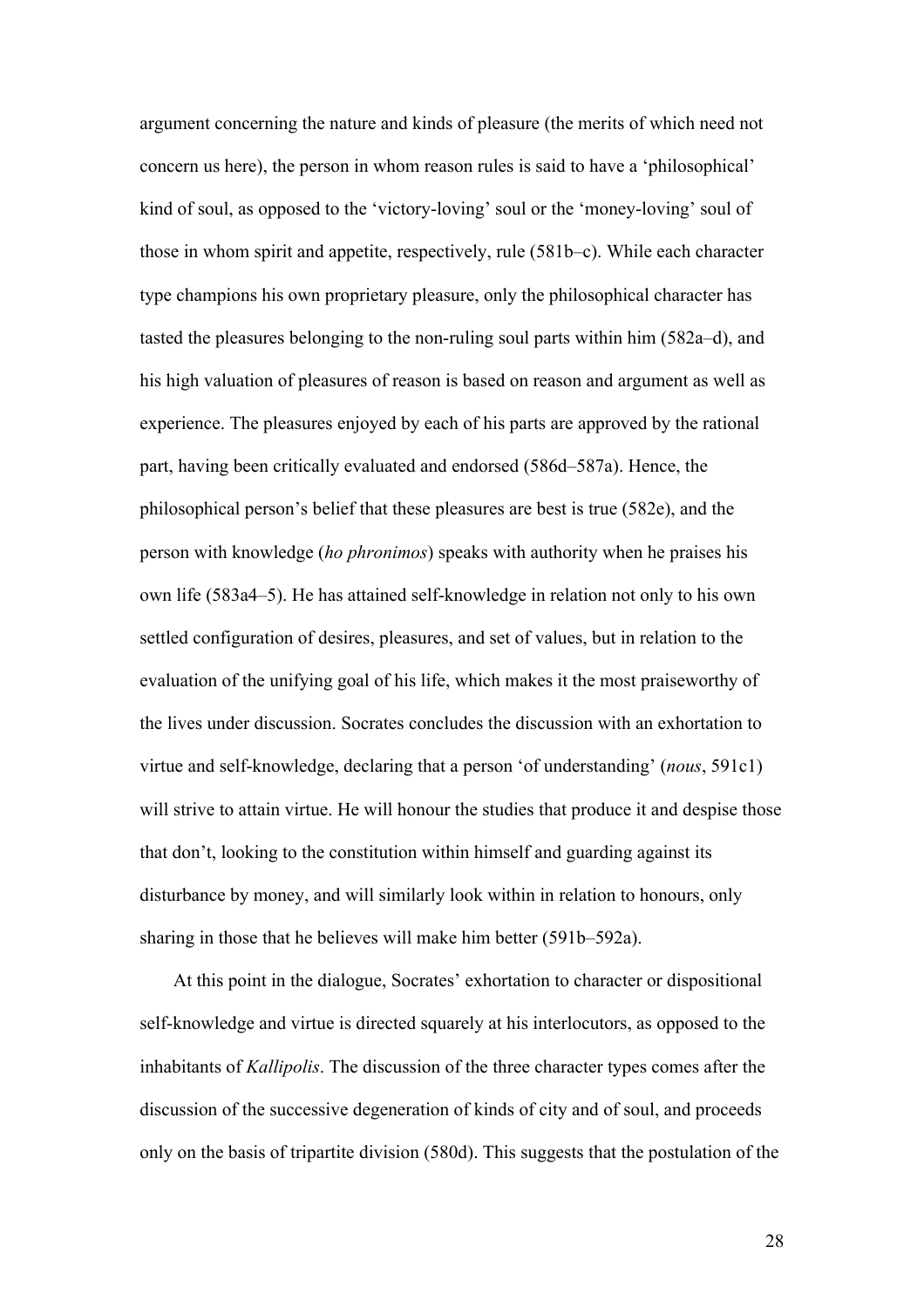argument concerning the nature and kinds of pleasure (the merits of which need not concern us here), the person in whom reason rules is said to have a 'philosophical' kind of soul, as opposed to the 'victory-loving' soul or the 'money-loving' soul of those in whom spirit and appetite, respectively, rule (581b–c). While each character type champions his own proprietary pleasure, only the philosophical character has tasted the pleasures belonging to the non-ruling soul parts within him (582a–d), and his high valuation of pleasures of reason is based on reason and argument as well as experience. The pleasures enjoyed by each of his parts are approved by the rational part, having been critically evaluated and endorsed (586d–587a). Hence, the philosophical person's belief that these pleasures are best is true (582e), and the person with knowledge (*ho phronimos*) speaks with authority when he praises his own life (583a4–5). He has attained self-knowledge in relation not only to his own settled configuration of desires, pleasures, and set of values, but in relation to the evaluation of the unifying goal of his life, which makes it the most praiseworthy of the lives under discussion. Socrates concludes the discussion with an exhortation to virtue and self-knowledge, declaring that a person 'of understanding' (*nous*, 591c1) will strive to attain virtue. He will honour the studies that produce it and despise those that don't, looking to the constitution within himself and guarding against its disturbance by money, and will similarly look within in relation to honours, only sharing in those that he believes will make him better (591b–592a).

At this point in the dialogue, Socrates' exhortation to character or dispositional self-knowledge and virtue is directed squarely at his interlocutors, as opposed to the inhabitants of *Kallipolis*. The discussion of the three character types comes after the discussion of the successive degeneration of kinds of city and of soul, and proceeds only on the basis of tripartite division (580d). This suggests that the postulation of the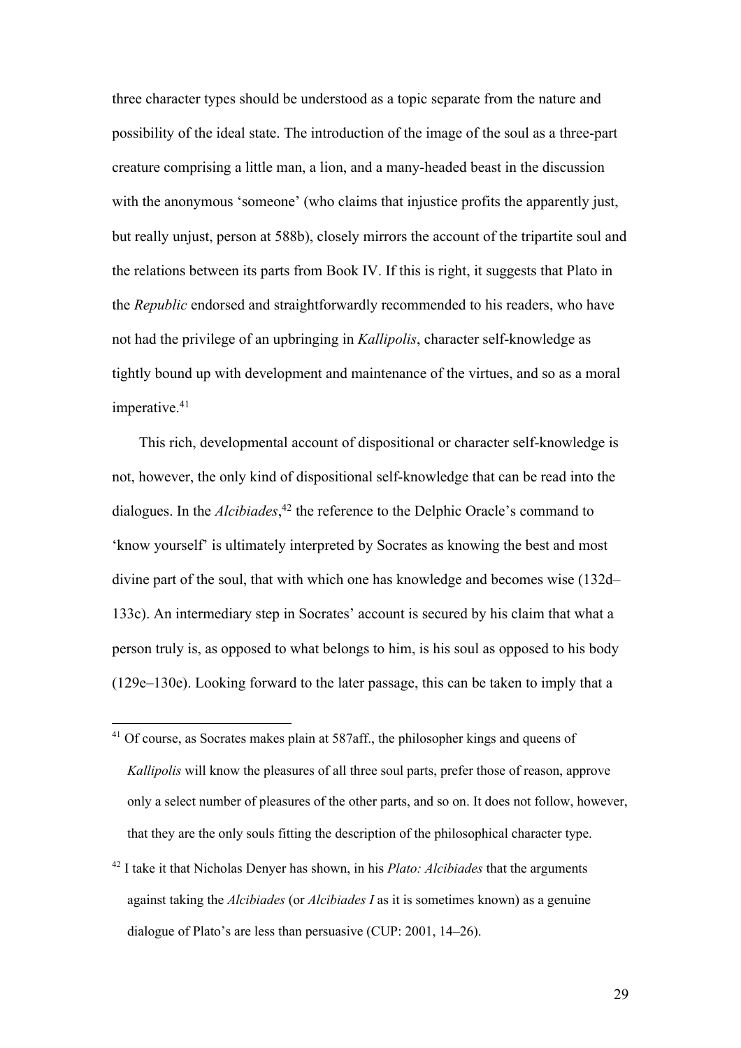three character types should be understood as a topic separate from the nature and possibility of the ideal state. The introduction of the image of the soul as a three-part creature comprising a little man, a lion, and a many-headed beast in the discussion with the anonymous 'someone' (who claims that injustice profits the apparently just, but really unjust, person at 588b), closely mirrors the account of the tripartite soul and the relations between its parts from Book IV. If this is right, it suggests that Plato in the *Republic* endorsed and straightforwardly recommended to his readers, who have not had the privilege of an upbringing in *Kallipolis*, character self-knowledge as tightly bound up with development and maintenance of the virtues, and so as a moral imperative.[41]

This rich, developmental account of dispositional or character self-knowledge is not, however, the only kind of dispositional self-knowledge that can be read into the dialogues. In the *Alcibiades*,[42] the reference to the Delphic Oracle's command to 'know yourself' is ultimately interpreted by Socrates as knowing the best and most divine part of the soul, that with which one has knowledge and becomes wise (132d–133c). An intermediary step in Socrates' account is secured by his claim that what a person truly is, as opposed to what belongs to him, is his soul as opposed to his body (129e–130e). Looking forward to the later passage, this can be taken to imply that a

---

[41] Of course, as Socrates makes plain at 587aff., the philosopher kings and queens of *Kallipolis* will know the pleasures of all three soul parts, prefer those of reason, approve only a select number of pleasures of the other parts, and so on. It does not follow, however, that they are the only souls fitting the description of the philosophical character type.

[42] I take it that Nicholas Denyer has shown, in his *Plato: Alcibiades* that the arguments against taking the *Alcibiades* (or *Alcibiades I* as it is sometimes known) as a genuine dialogue of Plato's are less than persuasive (CUP: 2001, 14–26).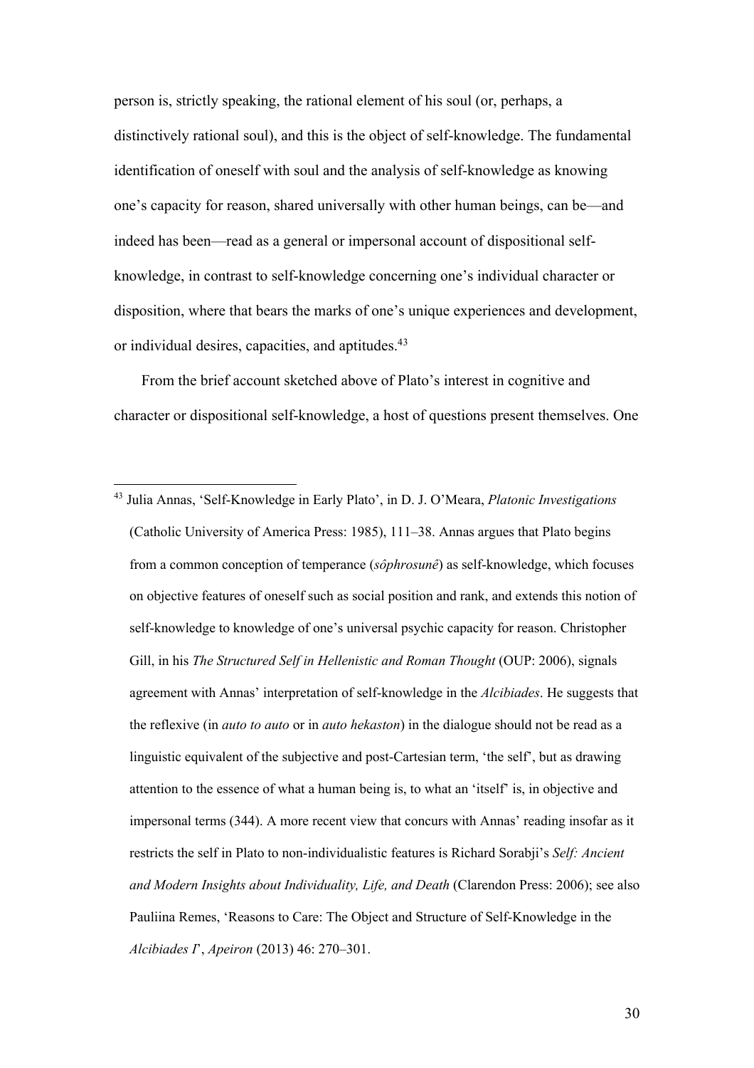person is, strictly speaking, the rational element of his soul (or, perhaps, a distinctively rational soul), and this is the object of self-knowledge. The fundamental identification of oneself with soul and the analysis of self-knowledge as knowing one's capacity for reason, shared universally with other human beings, can be—and indeed has been—read as a general or impersonal account of dispositional self-knowledge, in contrast to self-knowledge concerning one's individual character or disposition, where that bears the marks of one's unique experiences and development, or individual desires, capacities, and aptitudes.[43]

From the brief account sketched above of Plato's interest in cognitive and character or dispositional self-knowledge, a host of questions present themselves. One

---

[43] Julia Annas, 'Self-Knowledge in Early Plato', in D. J. O'Meara, *Platonic Investigations* (Catholic University of America Press: 1985), 111–38. Annas argues that Plato begins from a common conception of temperance (*sôphrosunê*) as self-knowledge, which focuses on objective features of oneself such as social position and rank, and extends this notion of self-knowledge to knowledge of one's universal psychic capacity for reason. Christopher Gill, in his *The Structured Self in Hellenistic and Roman Thought* (OUP: 2006), signals agreement with Annas' interpretation of self-knowledge in the *Alcibiades*. He suggests that the reflexive (in *auto to auto* or in *auto hekaston*) in the dialogue should not be read as a linguistic equivalent of the subjective and post-Cartesian term, 'the self', but as drawing attention to the essence of what a human being is, to what an 'itself' is, in objective and impersonal terms (344). A more recent view that concurs with Annas' reading insofar as it restricts the self in Plato to non-individualistic features is Richard Sorabji's *Self: Ancient and Modern Insights about Individuality, Life, and Death* (Clarendon Press: 2006); see also Pauliina Remes, 'Reasons to Care: The Object and Structure of Self-Knowledge in the *Alcibiades I*', *Apeiron* (2013) 46: 270–301.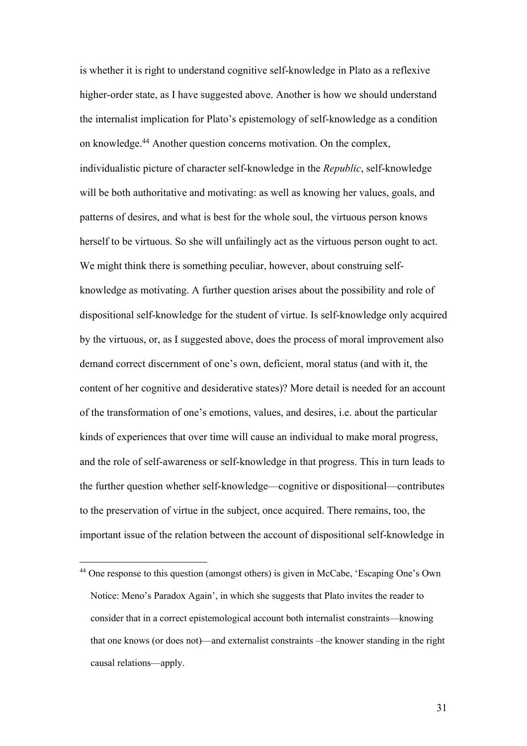is whether it is right to understand cognitive self-knowledge in Plato as a reflexive higher-order state, as I have suggested above. Another is how we should understand the internalist implication for Plato's epistemology of self-knowledge as a condition on knowledge.[44] Another question concerns motivation. On the complex, individualistic picture of character self-knowledge in the *Republic*, self-knowledge will be both authoritative and motivating: as well as knowing her values, goals, and patterns of desires, and what is best for the whole soul, the virtuous person knows herself to be virtuous. So she will unfailingly act as the virtuous person ought to act. We might think there is something peculiar, however, about construing self-knowledge as motivating. A further question arises about the possibility and role of dispositional self-knowledge for the student of virtue. Is self-knowledge only acquired by the virtuous, or, as I suggested above, does the process of moral improvement also demand correct discernment of one's own, deficient, moral status (and with it, the content of her cognitive and desiderative states)? More detail is needed for an account of the transformation of one's emotions, values, and desires, i.e. about the particular kinds of experiences that over time will cause an individual to make moral progress, and the role of self-awareness or self-knowledge in that progress. This in turn leads to the further question whether self-knowledge—cognitive or dispositional—contributes to the preservation of virtue in the subject, once acquired. There remains, too, the important issue of the relation between the account of dispositional self-knowledge in

[44] One response to this question (amongst others) is given in McCabe, 'Escaping One's Own Notice: Meno's Paradox Again', in which she suggests that Plato invites the reader to consider that in a correct epistemological account both internalist constraints—knowing that one knows (or does not)—and externalist constraints –the knower standing in the right causal relations—apply.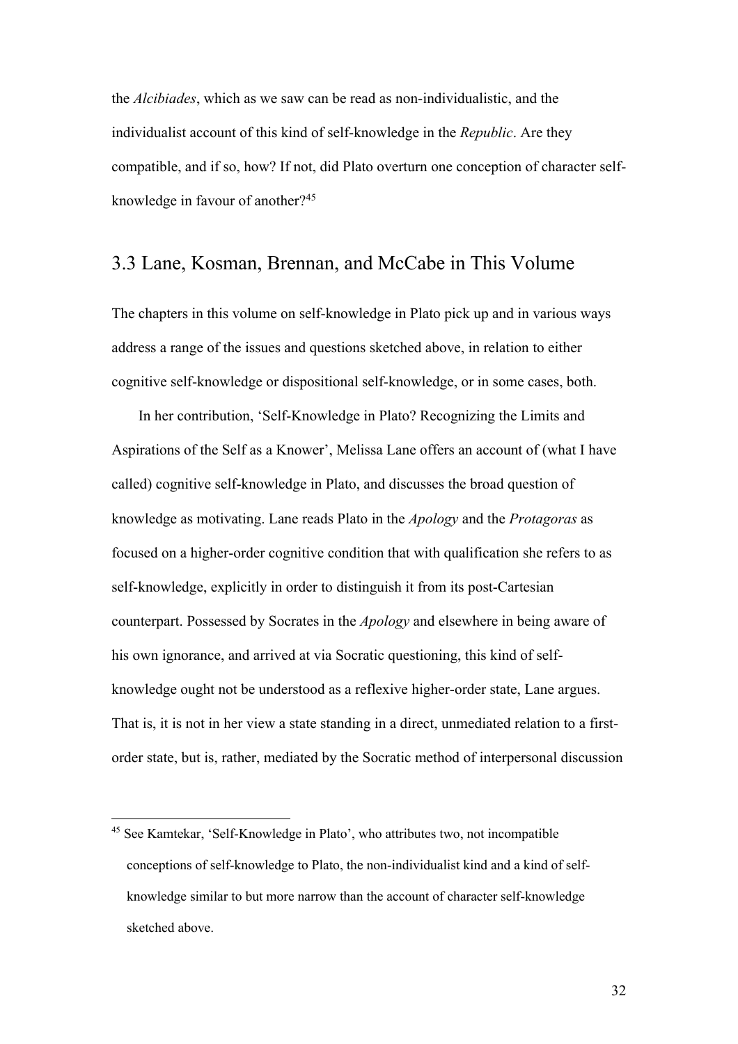the *Alcibiades*, which as we saw can be read as non-individualistic, and the individualist account of this kind of self-knowledge in the *Republic*. Are they compatible, and if so, how? If not, did Plato overturn one conception of character self-knowledge in favour of another?[45]

## 3.3 Lane, Kosman, Brennan, and McCabe in This Volume

The chapters in this volume on self-knowledge in Plato pick up and in various ways address a range of the issues and questions sketched above, in relation to either cognitive self-knowledge or dispositional self-knowledge, or in some cases, both.

In her contribution, 'Self-Knowledge in Plato? Recognizing the Limits and Aspirations of the Self as a Knower', Melissa Lane offers an account of (what I have called) cognitive self-knowledge in Plato, and discusses the broad question of knowledge as motivating. Lane reads Plato in the *Apology* and the *Protagoras* as focused on a higher-order cognitive condition that with qualification she refers to as self-knowledge, explicitly in order to distinguish it from its post-Cartesian counterpart. Possessed by Socrates in the *Apology* and elsewhere in being aware of his own ignorance, and arrived at via Socratic questioning, this kind of self-knowledge ought not be understood as a reflexive higher-order state, Lane argues. That is, it is not in her view a state standing in a direct, unmediated relation to a first-order state, but is, rather, mediated by the Socratic method of interpersonal discussion

[45] See Kamtekar, 'Self-Knowledge in Plato', who attributes two, not incompatible conceptions of self-knowledge to Plato, the non-individualist kind and a kind of self-knowledge similar to but more narrow than the account of character self-knowledge sketched above.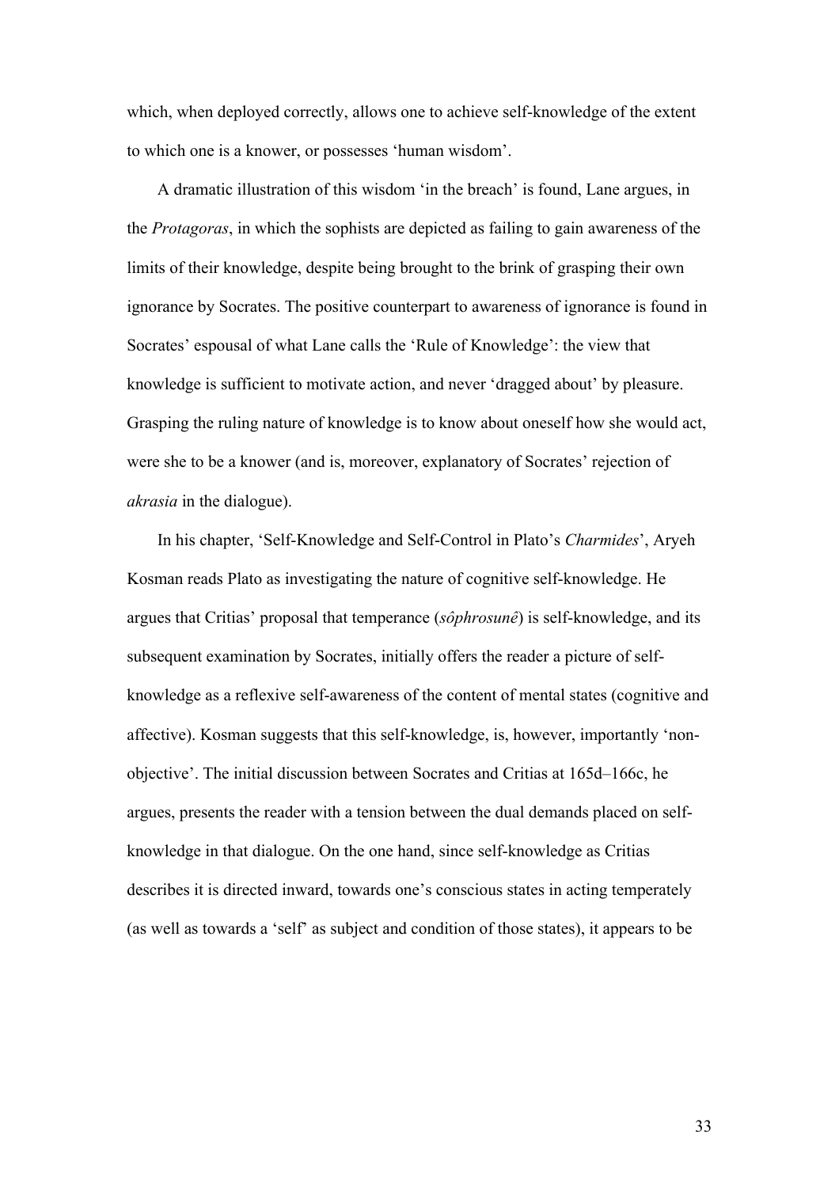which, when deployed correctly, allows one to achieve self-knowledge of the extent to which one is a knower, or possesses 'human wisdom'.

A dramatic illustration of this wisdom 'in the breach' is found, Lane argues, in the *Protagoras*, in which the sophists are depicted as failing to gain awareness of the limits of their knowledge, despite being brought to the brink of grasping their own ignorance by Socrates. The positive counterpart to awareness of ignorance is found in Socrates' espousal of what Lane calls the 'Rule of Knowledge': the view that knowledge is sufficient to motivate action, and never 'dragged about' by pleasure. Grasping the ruling nature of knowledge is to know about oneself how she would act, were she to be a knower (and is, moreover, explanatory of Socrates' rejection of *akrasia* in the dialogue).

In his chapter, 'Self-Knowledge and Self-Control in Plato's *Charmides*', Aryeh Kosman reads Plato as investigating the nature of cognitive self-knowledge. He argues that Critias' proposal that temperance (*sôphrosunê*) is self-knowledge, and its subsequent examination by Socrates, initially offers the reader a picture of self-knowledge as a reflexive self-awareness of the content of mental states (cognitive and affective). Kosman suggests that this self-knowledge, is, however, importantly 'non-objective'. The initial discussion between Socrates and Critias at 165d–166c, he argues, presents the reader with a tension between the dual demands placed on self-knowledge in that dialogue. On the one hand, since self-knowledge as Critias describes it is directed inward, towards one's conscious states in acting temperately (as well as towards a 'self' as subject and condition of those states), it appears to be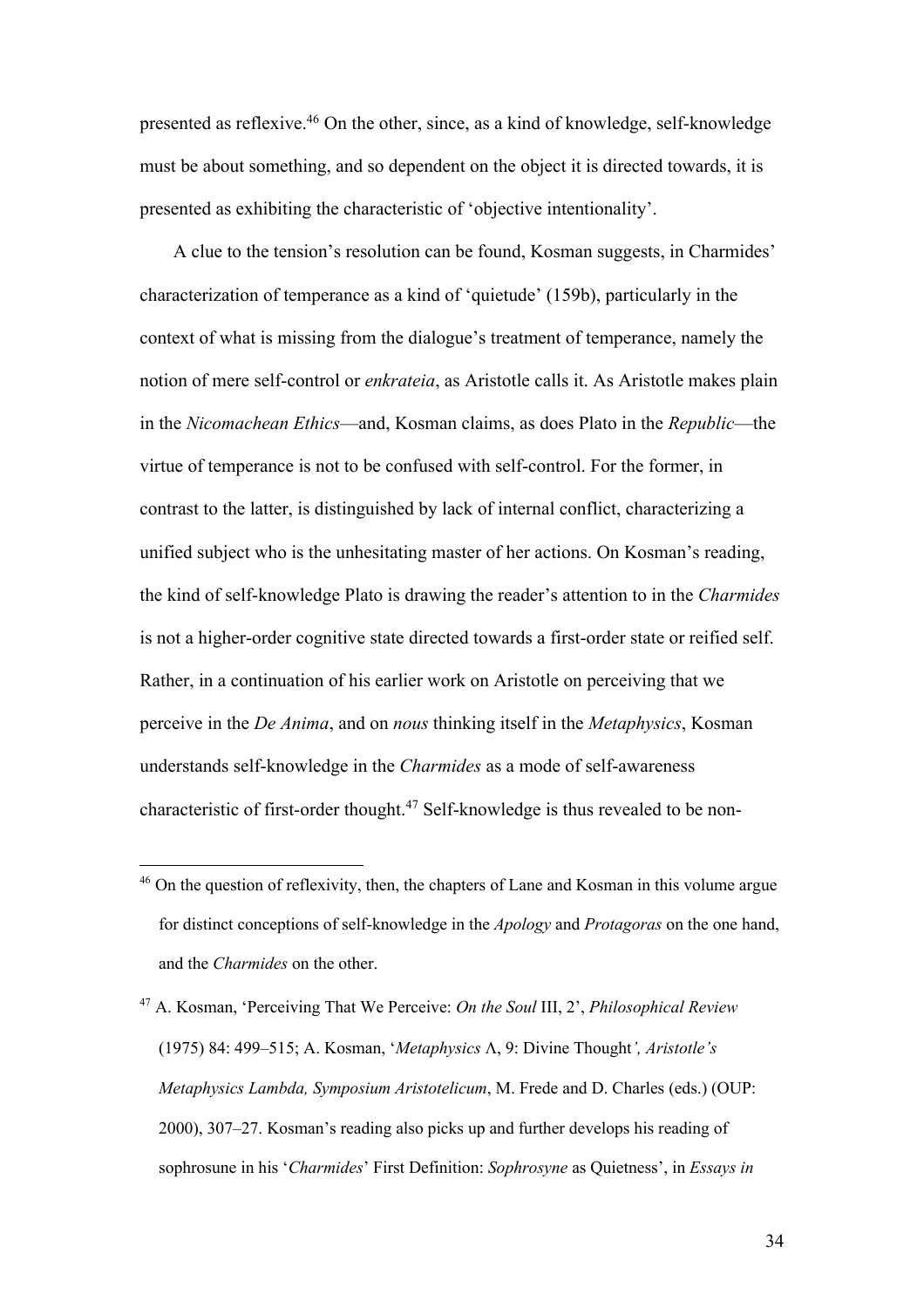presented as reflexive.[46] On the other, since, as a kind of knowledge, self-knowledge must be about something, and so dependent on the object it is directed towards, it is presented as exhibiting the characteristic of 'objective intentionality'.

A clue to the tension's resolution can be found, Kosman suggests, in Charmides' characterization of temperance as a kind of 'quietude' (159b), particularly in the context of what is missing from the dialogue's treatment of temperance, namely the notion of mere self-control or *enkrateia*, as Aristotle calls it. As Aristotle makes plain in the *Nicomachean Ethics*—and, Kosman claims, as does Plato in the *Republic*—the virtue of temperance is not to be confused with self-control. For the former, in contrast to the latter, is distinguished by lack of internal conflict, characterizing a unified subject who is the unhesitating master of her actions. On Kosman's reading, the kind of self-knowledge Plato is drawing the reader's attention to in the *Charmides* is not a higher-order cognitive state directed towards a first-order state or reified self. Rather, in a continuation of his earlier work on Aristotle on perceiving that we perceive in the *De Anima*, and on *nous* thinking itself in the *Metaphysics*, Kosman understands self-knowledge in the *Charmides* as a mode of self-awareness characteristic of first-order thought.[47] Self-knowledge is thus revealed to be non-

[46] On the question of reflexivity, then, the chapters of Lane and Kosman in this volume argue for distinct conceptions of self-knowledge in the *Apology* and *Protagoras* on the one hand, and the *Charmides* on the other.

[47] A. Kosman, 'Perceiving That We Perceive: *On the Soul* III, 2', *Philosophical Review* (1975) 84: 499–515; A. Kosman, '*Metaphysics* Λ, 9: Divine Thought*', Aristotle's Metaphysics Lambda, Symposium Aristotelicum*, M. Frede and D. Charles (eds.) (OUP: 2000), 307–27. Kosman's reading also picks up and further develops his reading of sophrosune in his '*Charmides*' First Definition: *Sophrosyne* as Quietness', in *Essays in*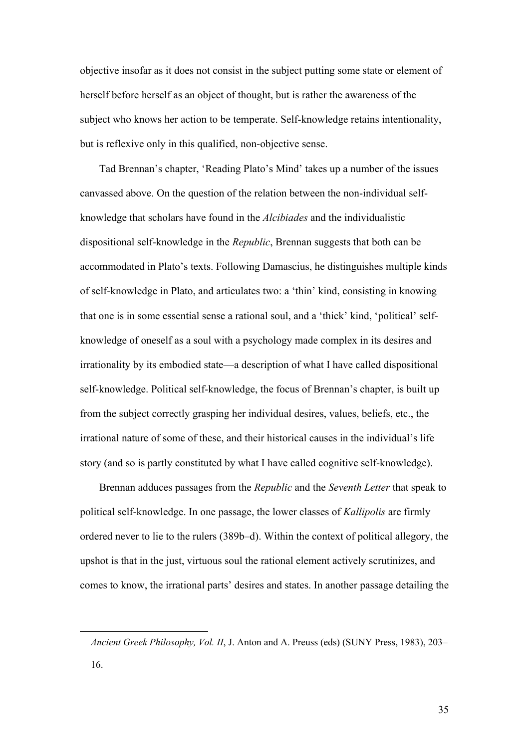objective insofar as it does not consist in the subject putting some state or element of herself before herself as an object of thought, but is rather the awareness of the subject who knows her action to be temperate. Self-knowledge retains intentionality, but is reflexive only in this qualified, non-objective sense.

Tad Brennan's chapter, 'Reading Plato's Mind' takes up a number of the issues canvassed above. On the question of the relation between the non-individual self-knowledge that scholars have found in the *Alcibiades* and the individualistic dispositional self-knowledge in the *Republic*, Brennan suggests that both can be accommodated in Plato's texts. Following Damascius, he distinguishes multiple kinds of self-knowledge in Plato, and articulates two: a 'thin' kind, consisting in knowing that one is in some essential sense a rational soul, and a 'thick' kind, 'political' self-knowledge of oneself as a soul with a psychology made complex in its desires and irrationality by its embodied state—a description of what I have called dispositional self-knowledge. Political self-knowledge, the focus of Brennan's chapter, is built up from the subject correctly grasping her individual desires, values, beliefs, etc., the irrational nature of some of these, and their historical causes in the individual's life story (and so is partly constituted by what I have called cognitive self-knowledge).

Brennan adduces passages from the *Republic* and the *Seventh Letter* that speak to political self-knowledge. In one passage, the lower classes of *Kallipolis* are firmly ordered never to lie to the rulers (389b–d). Within the context of political allegory, the upshot is that in the just, virtuous soul the rational element actively scrutinizes, and comes to know, the irrational parts' desires and states. In another passage detailing the

---

*Ancient Greek Philosophy, Vol. II*, J. Anton and A. Preuss (eds) (SUNY Press, 1983), 203–16.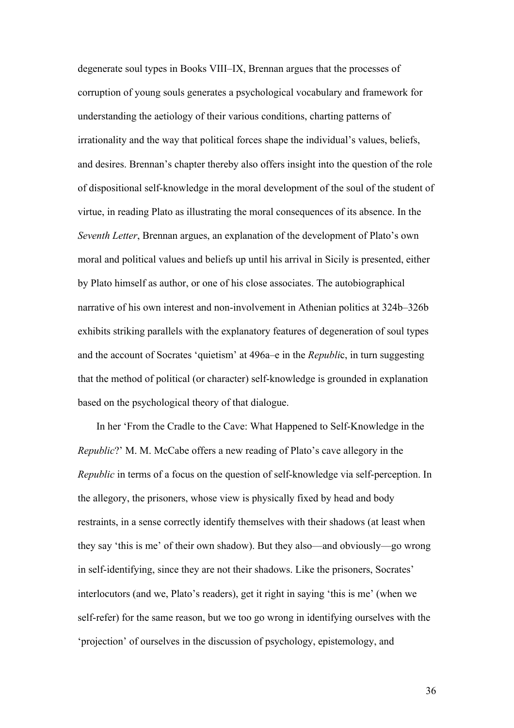degenerate soul types in Books VIII–IX, Brennan argues that the processes of corruption of young souls generates a psychological vocabulary and framework for understanding the aetiology of their various conditions, charting patterns of irrationality and the way that political forces shape the individual's values, beliefs, and desires. Brennan's chapter thereby also offers insight into the question of the role of dispositional self-knowledge in the moral development of the soul of the student of virtue, in reading Plato as illustrating the moral consequences of its absence. In the *Seventh Letter*, Brennan argues, an explanation of the development of Plato's own moral and political values and beliefs up until his arrival in Sicily is presented, either by Plato himself as author, or one of his close associates. The autobiographical narrative of his own interest and non-involvement in Athenian politics at 324b–326b exhibits striking parallels with the explanatory features of degeneration of soul types and the account of Socrates 'quietism' at 496a–e in the *Republi*c, in turn suggesting that the method of political (or character) self-knowledge is grounded in explanation based on the psychological theory of that dialogue.

In her 'From the Cradle to the Cave: What Happened to Self-Knowledge in the *Republic*?' M. M. McCabe offers a new reading of Plato's cave allegory in the *Republic* in terms of a focus on the question of self-knowledge via self-perception. In the allegory, the prisoners, whose view is physically fixed by head and body restraints, in a sense correctly identify themselves with their shadows (at least when they say 'this is me' of their own shadow). But they also—and obviously—go wrong in self-identifying, since they are not their shadows. Like the prisoners, Socrates' interlocutors (and we, Plato's readers), get it right in saying 'this is me' (when we self-refer) for the same reason, but we too go wrong in identifying ourselves with the 'projection' of ourselves in the discussion of psychology, epistemology, and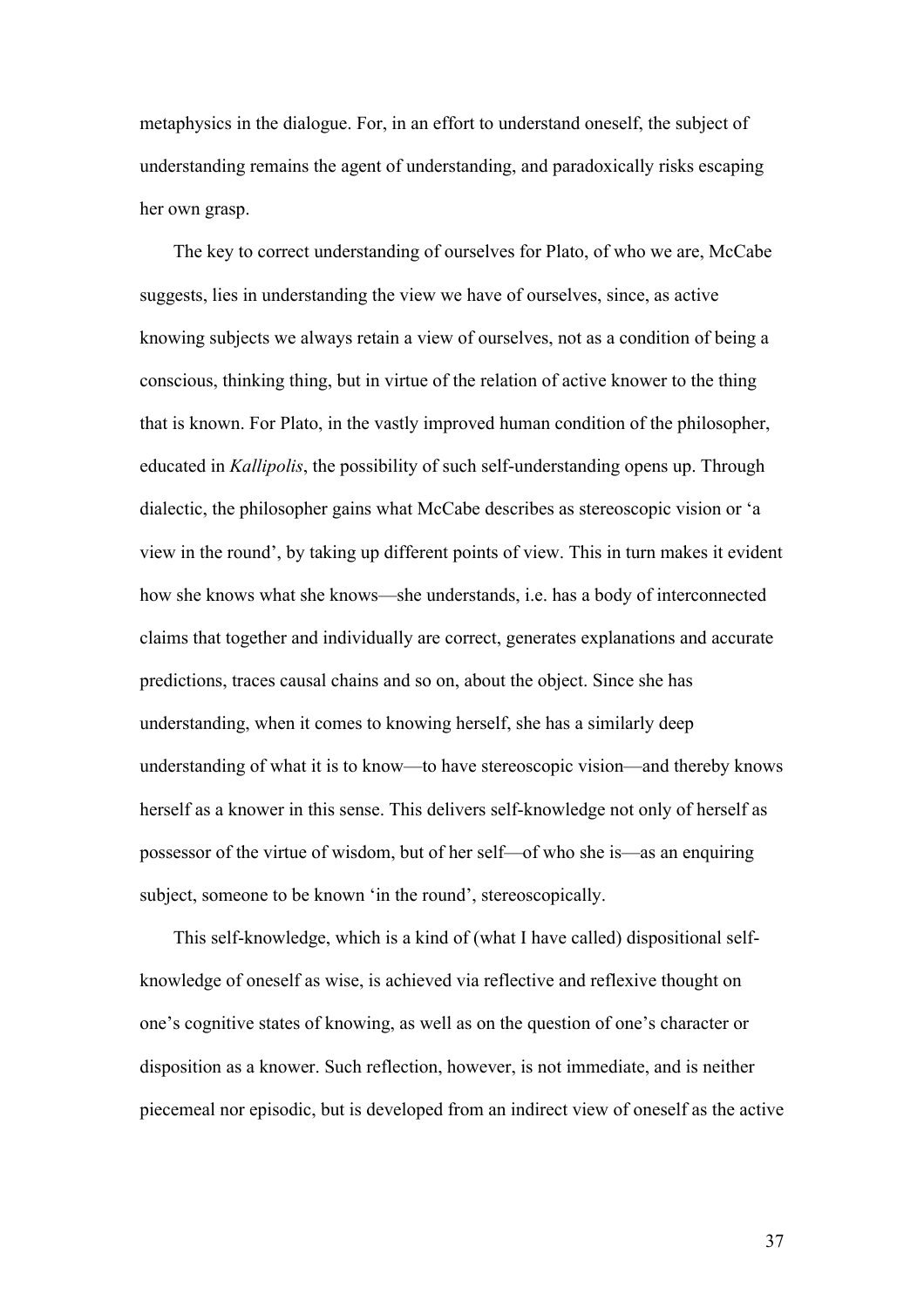metaphysics in the dialogue. For, in an effort to understand oneself, the subject of understanding remains the agent of understanding, and paradoxically risks escaping her own grasp.

The key to correct understanding of ourselves for Plato, of who we are, McCabe suggests, lies in understanding the view we have of ourselves, since, as active knowing subjects we always retain a view of ourselves, not as a condition of being a conscious, thinking thing, but in virtue of the relation of active knower to the thing that is known. For Plato, in the vastly improved human condition of the philosopher, educated in *Kallipolis*, the possibility of such self-understanding opens up. Through dialectic, the philosopher gains what McCabe describes as stereoscopic vision or 'a view in the round', by taking up different points of view. This in turn makes it evident how she knows what she knows—she understands, i.e. has a body of interconnected claims that together and individually are correct, generates explanations and accurate predictions, traces causal chains and so on, about the object. Since she has understanding, when it comes to knowing herself, she has a similarly deep understanding of what it is to know—to have stereoscopic vision—and thereby knows herself as a knower in this sense. This delivers self-knowledge not only of herself as possessor of the virtue of wisdom, but of her self—of who she is—as an enquiring subject, someone to be known 'in the round', stereoscopically.

This self-knowledge, which is a kind of (what I have called) dispositional self-knowledge of oneself as wise, is achieved via reflective and reflexive thought on one's cognitive states of knowing, as well as on the question of one's character or disposition as a knower. Such reflection, however, is not immediate, and is neither piecemeal nor episodic, but is developed from an indirect view of oneself as the active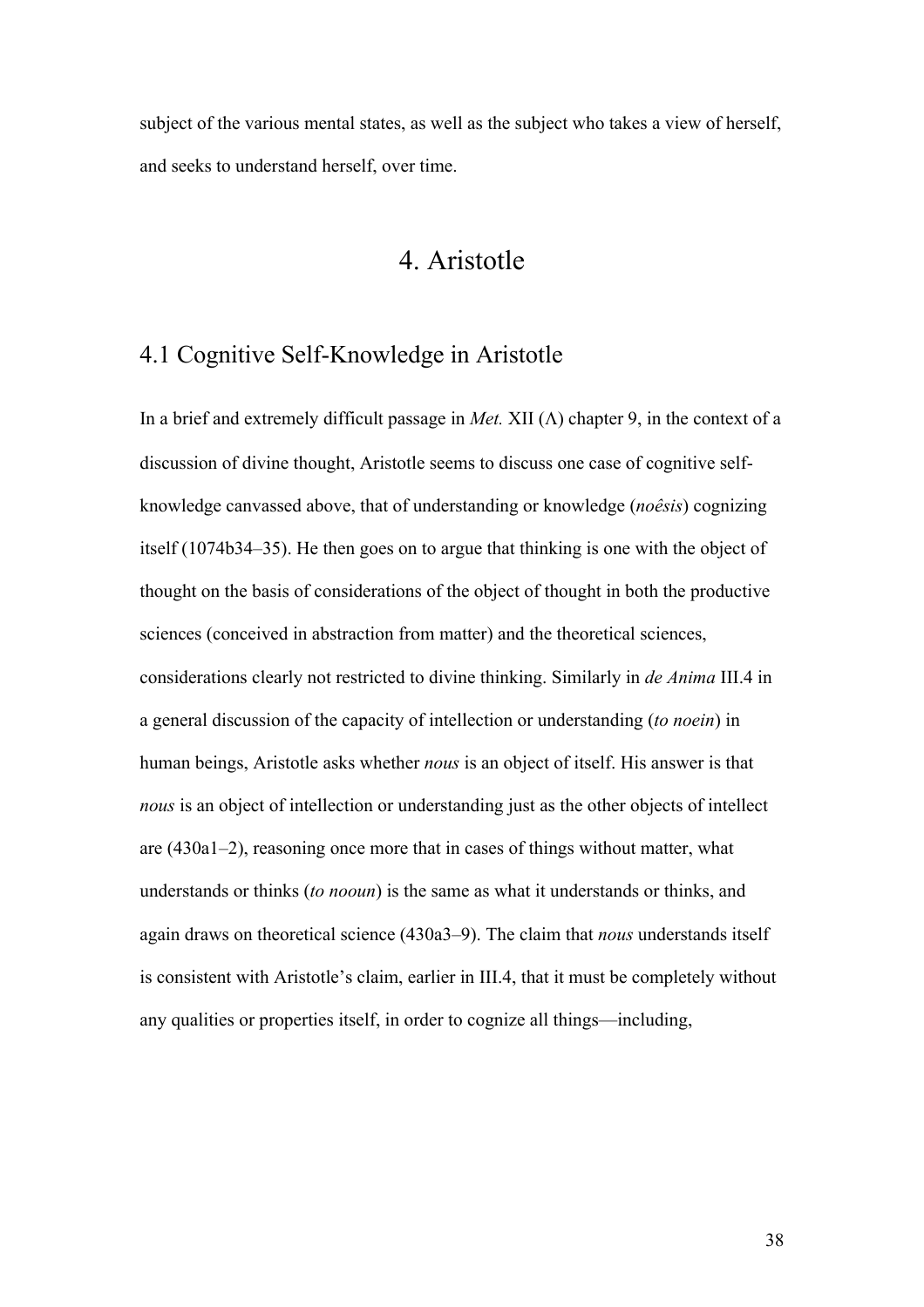subject of the various mental states, as well as the subject who takes a view of herself, and seeks to understand herself, over time.

# 4. Aristotle

## 4.1 Cognitive Self-Knowledge in Aristotle

In a brief and extremely difficult passage in *Met.* XII (Λ) chapter 9, in the context of a discussion of divine thought, Aristotle seems to discuss one case of cognitive self-knowledge canvassed above, that of understanding or knowledge (*noêsis*) cognizing itself (1074b34–35). He then goes on to argue that thinking is one with the object of thought on the basis of considerations of the object of thought in both the productive sciences (conceived in abstraction from matter) and the theoretical sciences, considerations clearly not restricted to divine thinking. Similarly in *de Anima* III.4 in a general discussion of the capacity of intellection or understanding (*to noein*) in human beings, Aristotle asks whether *nous* is an object of itself. His answer is that *nous* is an object of intellection or understanding just as the other objects of intellect are (430a1–2), reasoning once more that in cases of things without matter, what understands or thinks (*to nooun*) is the same as what it understands or thinks, and again draws on theoretical science (430a3–9). The claim that *nous* understands itself is consistent with Aristotle's claim, earlier in III.4, that it must be completely without any qualities or properties itself, in order to cognize all things—including,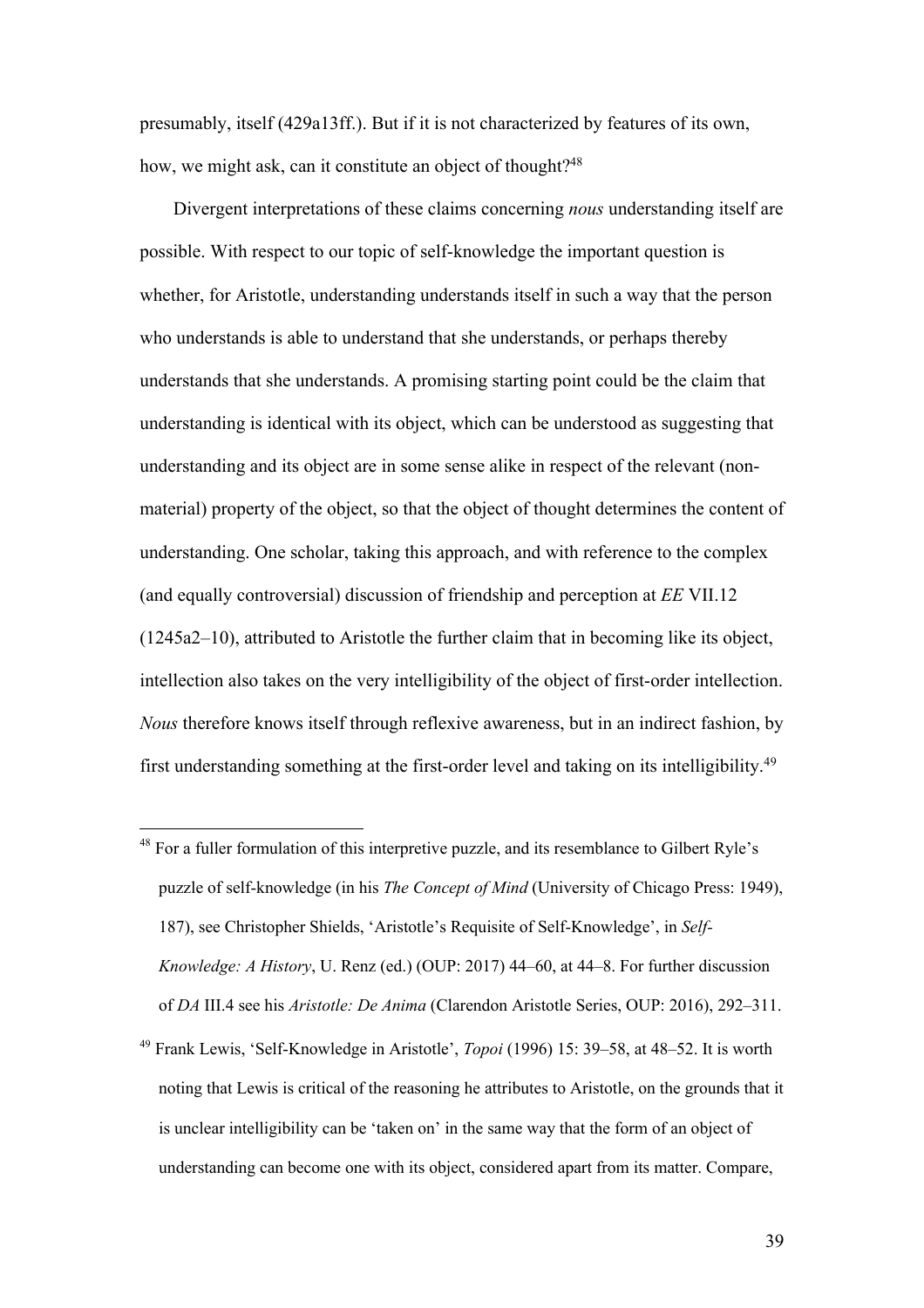presumably, itself (429a13ff.). But if it is not characterized by features of its own, how, we might ask, can it constitute an object of thought?[48]

Divergent interpretations of these claims concerning *nous* understanding itself are possible. With respect to our topic of self-knowledge the important question is whether, for Aristotle, understanding understands itself in such a way that the person who understands is able to understand that she understands, or perhaps thereby understands that she understands. A promising starting point could be the claim that understanding is identical with its object, which can be understood as suggesting that understanding and its object are in some sense alike in respect of the relevant (non-material) property of the object, so that the object of thought determines the content of understanding. One scholar, taking this approach, and with reference to the complex (and equally controversial) discussion of friendship and perception at *EE* VII.12 (1245a2–10), attributed to Aristotle the further claim that in becoming like its object, intellection also takes on the very intelligibility of the object of first-order intellection. *Nous* therefore knows itself through reflexive awareness, but in an indirect fashion, by first understanding something at the first-order level and taking on its intelligibility.[49]

---

[48] For a fuller formulation of this interpretive puzzle, and its resemblance to Gilbert Ryle's puzzle of self-knowledge (in his *The Concept of Mind* (University of Chicago Press: 1949), 187), see Christopher Shields, 'Aristotle's Requisite of Self-Knowledge', in *Self-Knowledge: A History*, U. Renz (ed.) (OUP: 2017) 44–60, at 44–8. For further discussion of *DA* III.4 see his *Aristotle: De Anima* (Clarendon Aristotle Series, OUP: 2016), 292–311.

[49] Frank Lewis, 'Self-Knowledge in Aristotle', *Topoi* (1996) 15: 39–58, at 48–52. It is worth noting that Lewis is critical of the reasoning he attributes to Aristotle, on the grounds that it is unclear intelligibility can be 'taken on' in the same way that the form of an object of understanding can become one with its object, considered apart from its matter. Compare,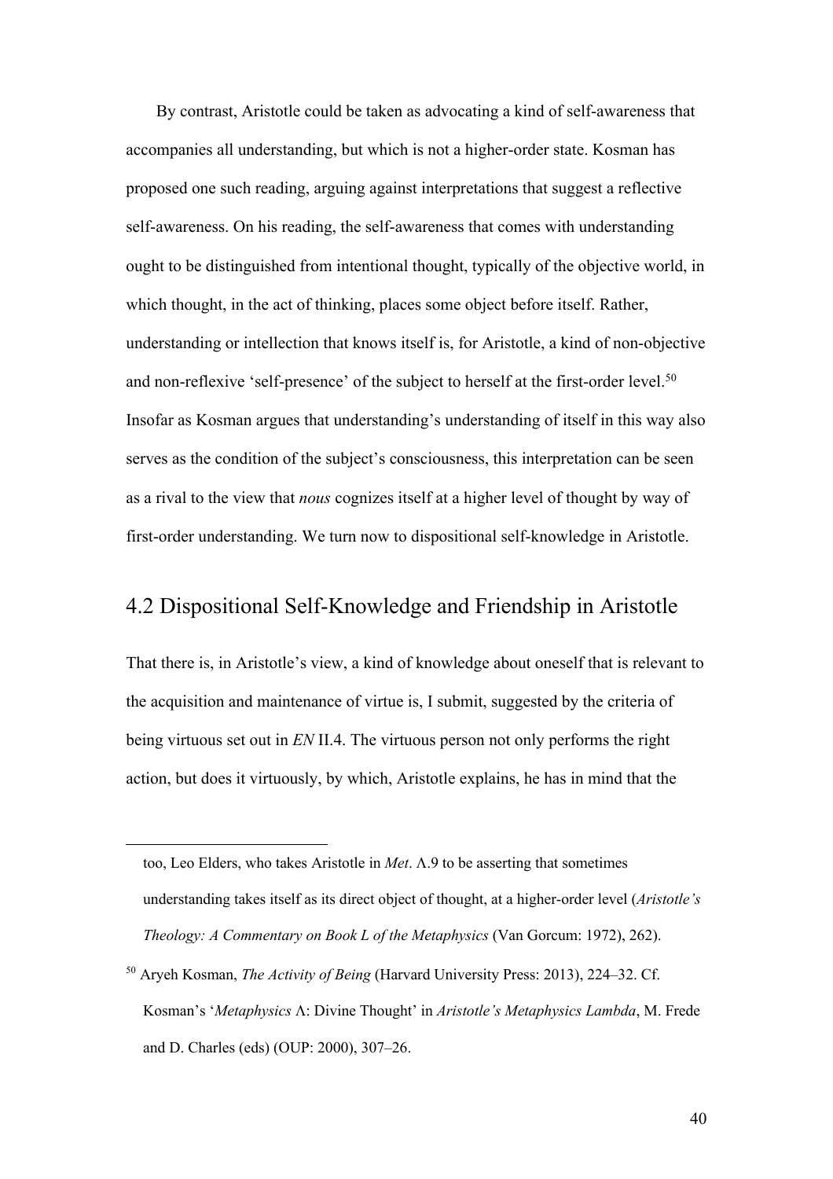By contrast, Aristotle could be taken as advocating a kind of self-awareness that accompanies all understanding, but which is not a higher-order state. Kosman has proposed one such reading, arguing against interpretations that suggest a reflective self-awareness. On his reading, the self-awareness that comes with understanding ought to be distinguished from intentional thought, typically of the objective world, in which thought, in the act of thinking, places some object before itself. Rather, understanding or intellection that knows itself is, for Aristotle, a kind of non-objective and non-reflexive 'self-presence' of the subject to herself at the first-order level.[50] Insofar as Kosman argues that understanding's understanding of itself in this way also serves as the condition of the subject's consciousness, this interpretation can be seen as a rival to the view that *nous* cognizes itself at a higher level of thought by way of first-order understanding. We turn now to dispositional self-knowledge in Aristotle.

## 4.2 Dispositional Self-Knowledge and Friendship in Aristotle

That there is, in Aristotle's view, a kind of knowledge about oneself that is relevant to the acquisition and maintenance of virtue is, I submit, suggested by the criteria of being virtuous set out in *EN* II.4. The virtuous person not only performs the right action, but does it virtuously, by which, Aristotle explains, he has in mind that the

---

too, Leo Elders, who takes Aristotle in *Met*. Λ.9 to be asserting that sometimes understanding takes itself as its direct object of thought, at a higher-order level (*Aristotle's Theology: A Commentary on Book L of the Metaphysics* (Van Gorcum: 1972), 262).

[50] Aryeh Kosman, *The Activity of Being* (Harvard University Press: 2013), 224–32. Cf. Kosman's '*Metaphysics* Λ: Divine Thought' in *Aristotle's Metaphysics Lambda*, M. Frede and D. Charles (eds) (OUP: 2000), 307–26.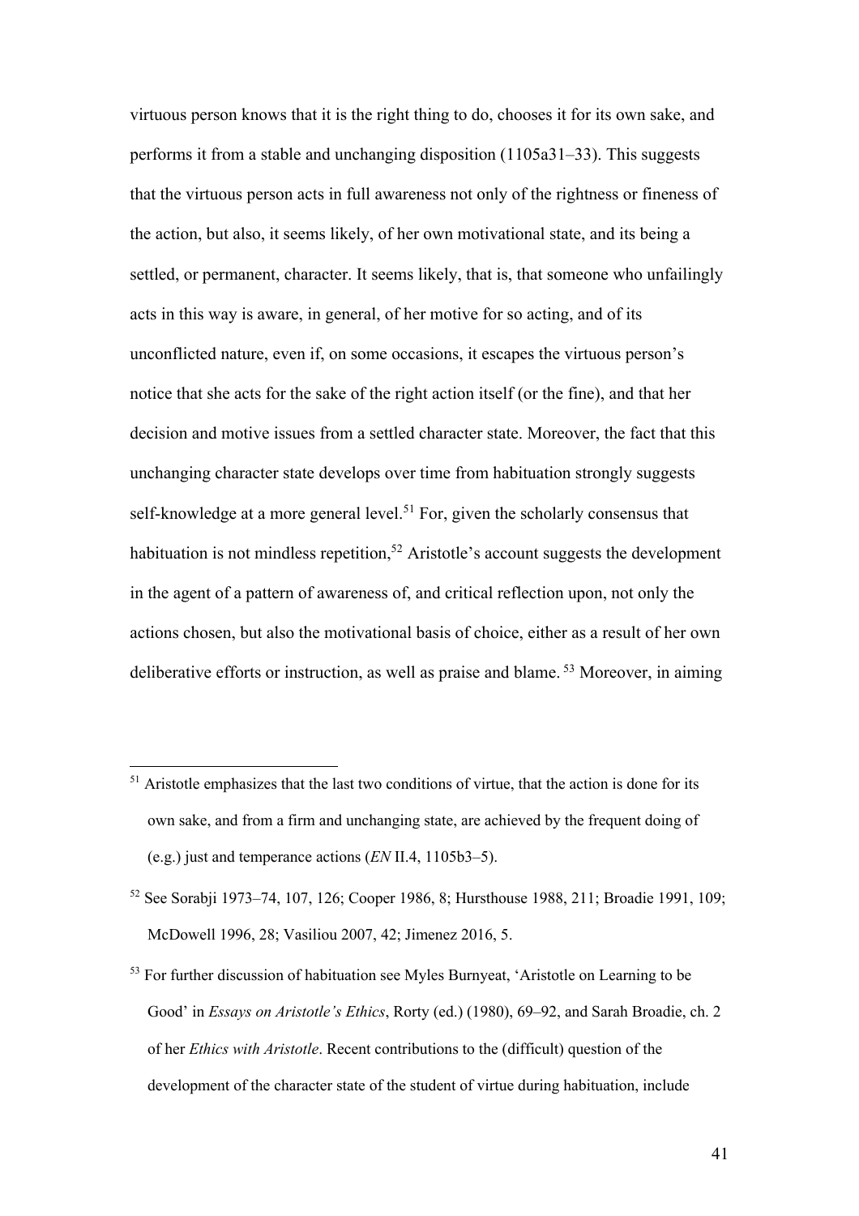virtuous person knows that it is the right thing to do, chooses it for its own sake, and performs it from a stable and unchanging disposition (1105a31–33). This suggests that the virtuous person acts in full awareness not only of the rightness or fineness of the action, but also, it seems likely, of her own motivational state, and its being a settled, or permanent, character. It seems likely, that is, that someone who unfailingly acts in this way is aware, in general, of her motive for so acting, and of its unconflicted nature, even if, on some occasions, it escapes the virtuous person's notice that she acts for the sake of the right action itself (or the fine), and that her decision and motive issues from a settled character state. Moreover, the fact that this unchanging character state develops over time from habituation strongly suggests self-knowledge at a more general level.[51] For, given the scholarly consensus that habituation is not mindless repetition,[52] Aristotle's account suggests the development in the agent of a pattern of awareness of, and critical reflection upon, not only the actions chosen, but also the motivational basis of choice, either as a result of her own deliberative efforts or instruction, as well as praise and blame.[53] Moreover, in aiming

---

[51] Aristotle emphasizes that the last two conditions of virtue, that the action is done for its own sake, and from a firm and unchanging state, are achieved by the frequent doing of (e.g.) just and temperance actions (*EN* II.4, 1105b3–5).

[52] See Sorabji 1973–74, 107, 126; Cooper 1986, 8; Hursthouse 1988, 211; Broadie 1991, 109; McDowell 1996, 28; Vasiliou 2007, 42; Jimenez 2016, 5.

[53] For further discussion of habituation see Myles Burnyeat, 'Aristotle on Learning to be Good' in *Essays on Aristotle's Ethics*, Rorty (ed.) (1980), 69–92, and Sarah Broadie, ch. 2 of her *Ethics with Aristotle*. Recent contributions to the (difficult) question of the development of the character state of the student of virtue during habituation, include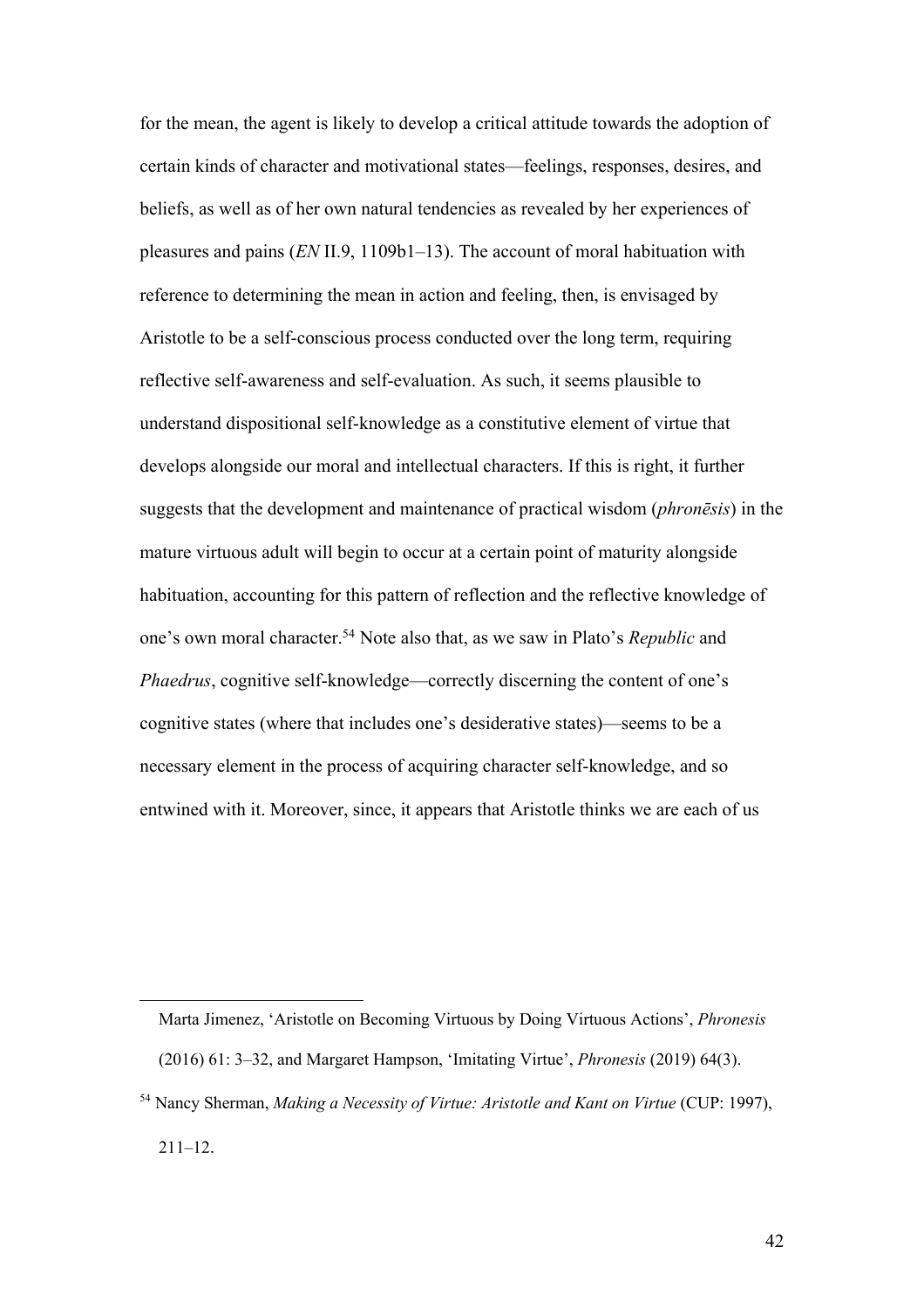for the mean, the agent is likely to develop a critical attitude towards the adoption of certain kinds of character and motivational states—feelings, responses, desires, and beliefs, as well as of her own natural tendencies as revealed by her experiences of pleasures and pains (*EN* II.9, 1109b1–13). The account of moral habituation with reference to determining the mean in action and feeling, then, is envisaged by Aristotle to be a self-conscious process conducted over the long term, requiring reflective self-awareness and self-evaluation. As such, it seems plausible to understand dispositional self-knowledge as a constitutive element of virtue that develops alongside our moral and intellectual characters. If this is right, it further suggests that the development and maintenance of practical wisdom (*phronēsis*) in the mature virtuous adult will begin to occur at a certain point of maturity alongside habituation, accounting for this pattern of reflection and the reflective knowledge of one's own moral character.[54] Note also that, as we saw in Plato's *Republic* and *Phaedrus*, cognitive self-knowledge—correctly discerning the content of one's cognitive states (where that includes one's desiderative states)—seems to be a necessary element in the process of acquiring character self-knowledge, and so entwined with it. Moreover, since, it appears that Aristotle thinks we are each of us

Marta Jimenez, 'Aristotle on Becoming Virtuous by Doing Virtuous Actions', *Phronesis* (2016) 61: 3–32, and Margaret Hampson, 'Imitating Virtue', *Phronesis* (2019) 64(3).

[54] Nancy Sherman, *Making a Necessity of Virtue: Aristotle and Kant on Virtue* (CUP: 1997), 211–12.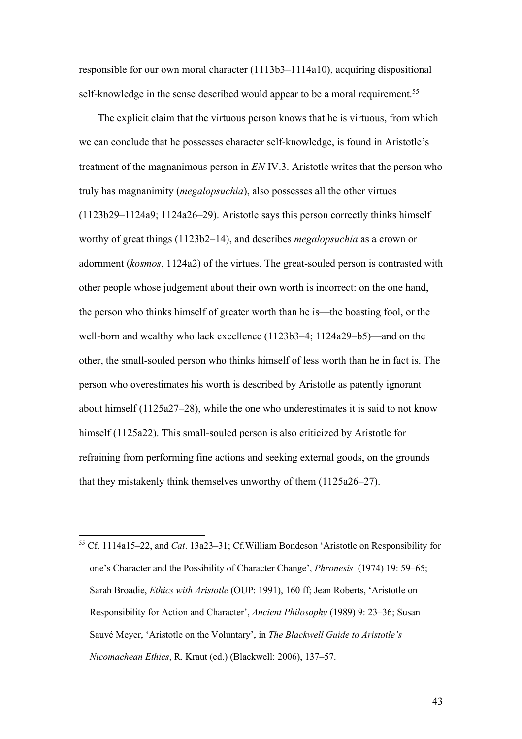responsible for our own moral character (1113b3–1114a10), acquiring dispositional self-knowledge in the sense described would appear to be a moral requirement.[55]

The explicit claim that the virtuous person knows that he is virtuous, from which we can conclude that he possesses character self-knowledge, is found in Aristotle's treatment of the magnanimous person in *EN* IV.3. Aristotle writes that the person who truly has magnanimity (*megalopsuchia*), also possesses all the other virtues (1123b29–1124a9; 1124a26–29). Aristotle says this person correctly thinks himself worthy of great things (1123b2–14), and describes *megalopsuchia* as a crown or adornment (*kosmos*, 1124a2) of the virtues. The great-souled person is contrasted with other people whose judgement about their own worth is incorrect: on the one hand, the person who thinks himself of greater worth than he is—the boasting fool, or the well-born and wealthy who lack excellence (1123b3–4; 1124a29–b5)—and on the other, the small-souled person who thinks himself of less worth than he in fact is. The person who overestimates his worth is described by Aristotle as patently ignorant about himself (1125a27–28), while the one who underestimates it is said to not know himself (1125a22). This small-souled person is also criticized by Aristotle for refraining from performing fine actions and seeking external goods, on the grounds that they mistakenly think themselves unworthy of them (1125a26–27).

[55] Cf. 1114a15–22, and *Cat*. 13a23–31; Cf.William Bondeson 'Aristotle on Responsibility for one's Character and the Possibility of Character Change', *Phronesis* (1974) 19: 59–65; Sarah Broadie, *Ethics with Aristotle* (OUP: 1991), 160 ff; Jean Roberts, 'Aristotle on Responsibility for Action and Character', *Ancient Philosophy* (1989) 9: 23–36; Susan Sauvé Meyer, 'Aristotle on the Voluntary', in *The Blackwell Guide to Aristotle's Nicomachean Ethics*, R. Kraut (ed.) (Blackwell: 2006), 137–57.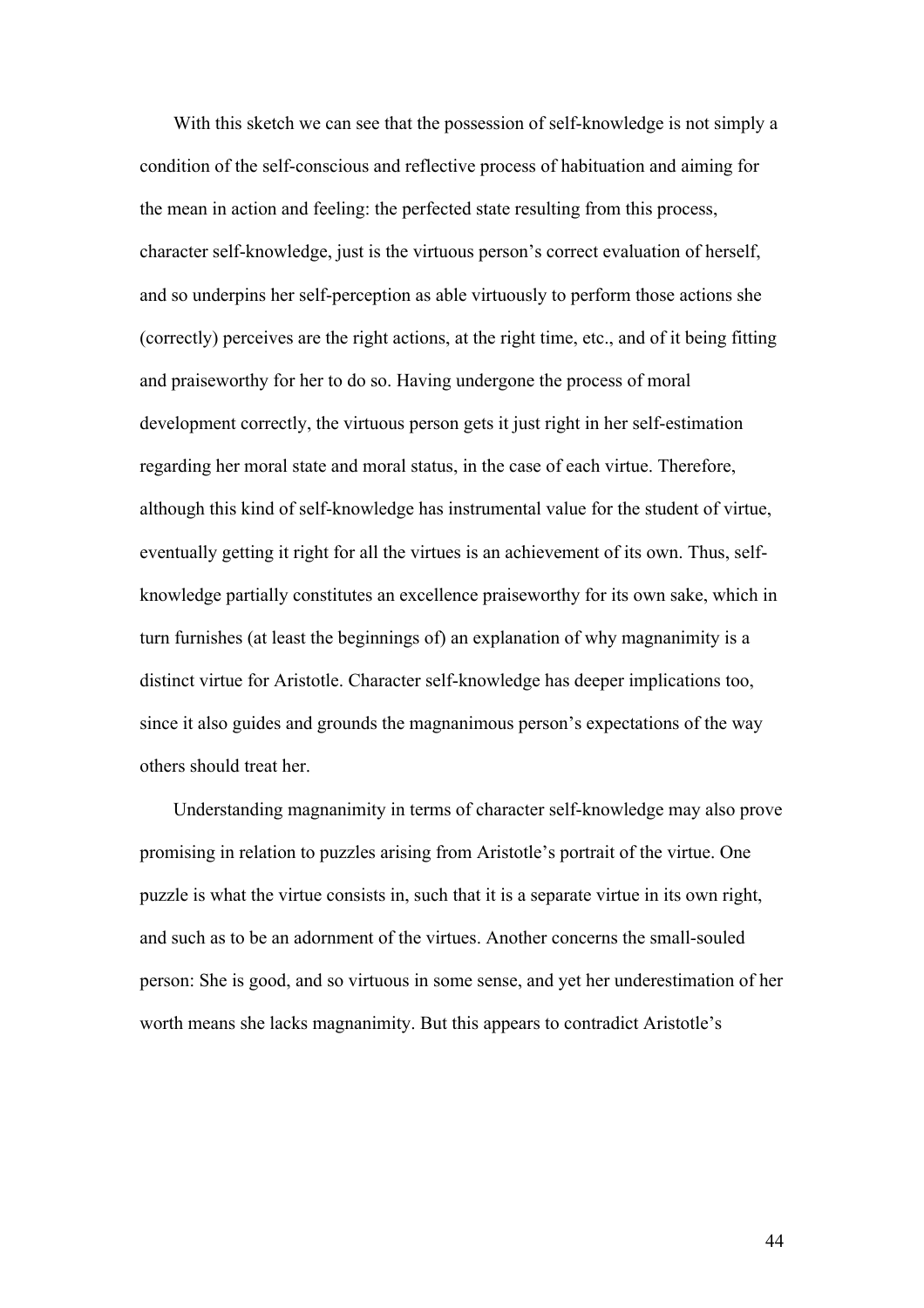With this sketch we can see that the possession of self-knowledge is not simply a condition of the self-conscious and reflective process of habituation and aiming for the mean in action and feeling: the perfected state resulting from this process, character self-knowledge, just is the virtuous person's correct evaluation of herself, and so underpins her self-perception as able virtuously to perform those actions she (correctly) perceives are the right actions, at the right time, etc., and of it being fitting and praiseworthy for her to do so. Having undergone the process of moral development correctly, the virtuous person gets it just right in her self-estimation regarding her moral state and moral status, in the case of each virtue. Therefore, although this kind of self-knowledge has instrumental value for the student of virtue, eventually getting it right for all the virtues is an achievement of its own. Thus, self-knowledge partially constitutes an excellence praiseworthy for its own sake, which in turn furnishes (at least the beginnings of) an explanation of why magnanimity is a distinct virtue for Aristotle. Character self-knowledge has deeper implications too, since it also guides and grounds the magnanimous person's expectations of the way others should treat her.

Understanding magnanimity in terms of character self-knowledge may also prove promising in relation to puzzles arising from Aristotle's portrait of the virtue. One puzzle is what the virtue consists in, such that it is a separate virtue in its own right, and such as to be an adornment of the virtues. Another concerns the small-souled person: She is good, and so virtuous in some sense, and yet her underestimation of her worth means she lacks magnanimity. But this appears to contradict Aristotle's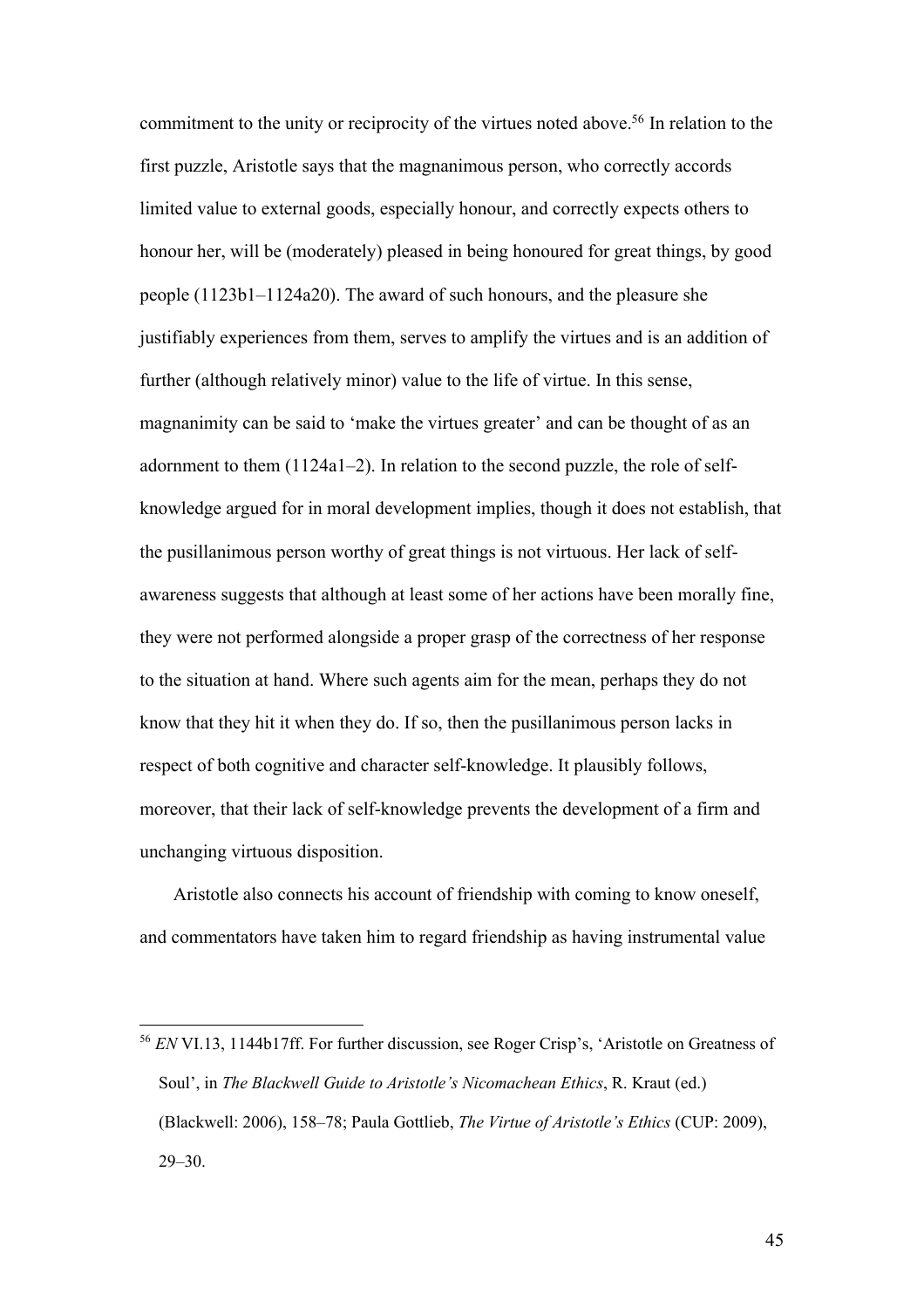commitment to the unity or reciprocity of the virtues noted above.[56] In relation to the first puzzle, Aristotle says that the magnanimous person, who correctly accords limited value to external goods, especially honour, and correctly expects others to honour her, will be (moderately) pleased in being honoured for great things, by good people (1123b1–1124a20). The award of such honours, and the pleasure she justifiably experiences from them, serves to amplify the virtues and is an addition of further (although relatively minor) value to the life of virtue. In this sense, magnanimity can be said to 'make the virtues greater' and can be thought of as an adornment to them (1124a1–2). In relation to the second puzzle, the role of self-knowledge argued for in moral development implies, though it does not establish, that the pusillanimous person worthy of great things is not virtuous. Her lack of self-awareness suggests that although at least some of her actions have been morally fine, they were not performed alongside a proper grasp of the correctness of her response to the situation at hand. Where such agents aim for the mean, perhaps they do not know that they hit it when they do. If so, then the pusillanimous person lacks in respect of both cognitive and character self-knowledge. It plausibly follows, moreover, that their lack of self-knowledge prevents the development of a firm and unchanging virtuous disposition.

Aristotle also connects his account of friendship with coming to know oneself, and commentators have taken him to regard friendship as having instrumental value

[56] *EN* VI.13, 1144b17ff. For further discussion, see Roger Crisp's, 'Aristotle on Greatness of Soul', in *The Blackwell Guide to Aristotle's Nicomachean Ethics*, R. Kraut (ed.) (Blackwell: 2006), 158–78; Paula Gottlieb, *The Virtue of Aristotle's Ethics* (CUP: 2009), 29–30.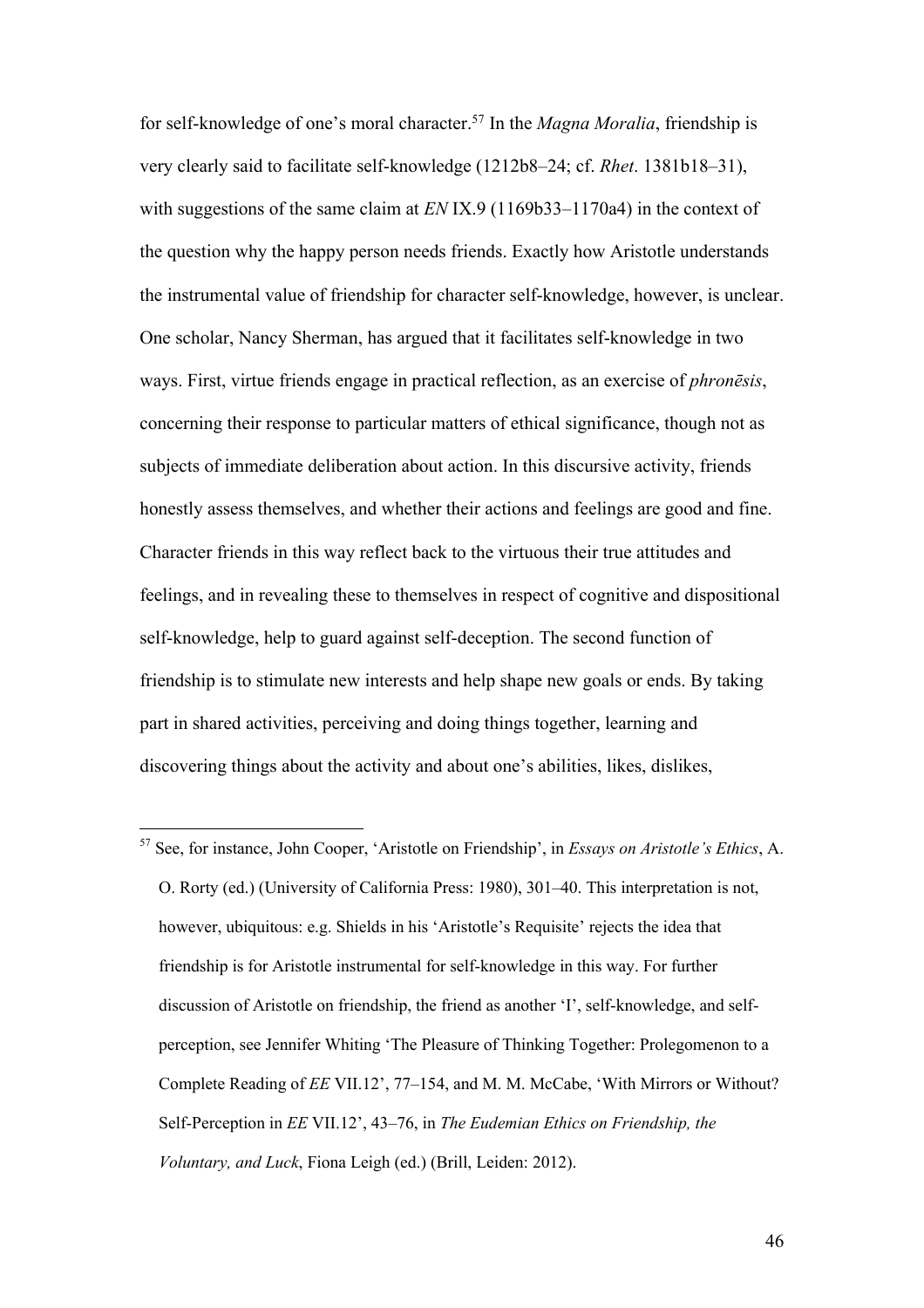for self-knowledge of one's moral character.[57] In the *Magna Moralia*, friendship is very clearly said to facilitate self-knowledge (1212b8–24; cf. *Rhet*. 1381b18–31), with suggestions of the same claim at *EN* IX.9 (1169b33–1170a4) in the context of the question why the happy person needs friends. Exactly how Aristotle understands the instrumental value of friendship for character self-knowledge, however, is unclear. One scholar, Nancy Sherman, has argued that it facilitates self-knowledge in two ways. First, virtue friends engage in practical reflection, as an exercise of *phronēsis*, concerning their response to particular matters of ethical significance, though not as subjects of immediate deliberation about action. In this discursive activity, friends honestly assess themselves, and whether their actions and feelings are good and fine. Character friends in this way reflect back to the virtuous their true attitudes and feelings, and in revealing these to themselves in respect of cognitive and dispositional self-knowledge, help to guard against self-deception. The second function of friendship is to stimulate new interests and help shape new goals or ends. By taking part in shared activities, perceiving and doing things together, learning and discovering things about the activity and about one's abilities, likes, dislikes,

[57] See, for instance, John Cooper, 'Aristotle on Friendship', in *Essays on Aristotle's Ethics*, A. O. Rorty (ed.) (University of California Press: 1980), 301–40. This interpretation is not, however, ubiquitous: e.g. Shields in his 'Aristotle's Requisite' rejects the idea that friendship is for Aristotle instrumental for self-knowledge in this way. For further discussion of Aristotle on friendship, the friend as another 'I', self-knowledge, and self-perception, see Jennifer Whiting 'The Pleasure of Thinking Together: Prolegomenon to a Complete Reading of *EE* VII.12', 77–154, and M. M. McCabe, 'With Mirrors or Without? Self-Perception in *EE* VII.12', 43–76, in *The Eudemian Ethics on Friendship, the Voluntary, and Luck*, Fiona Leigh (ed.) (Brill, Leiden: 2012).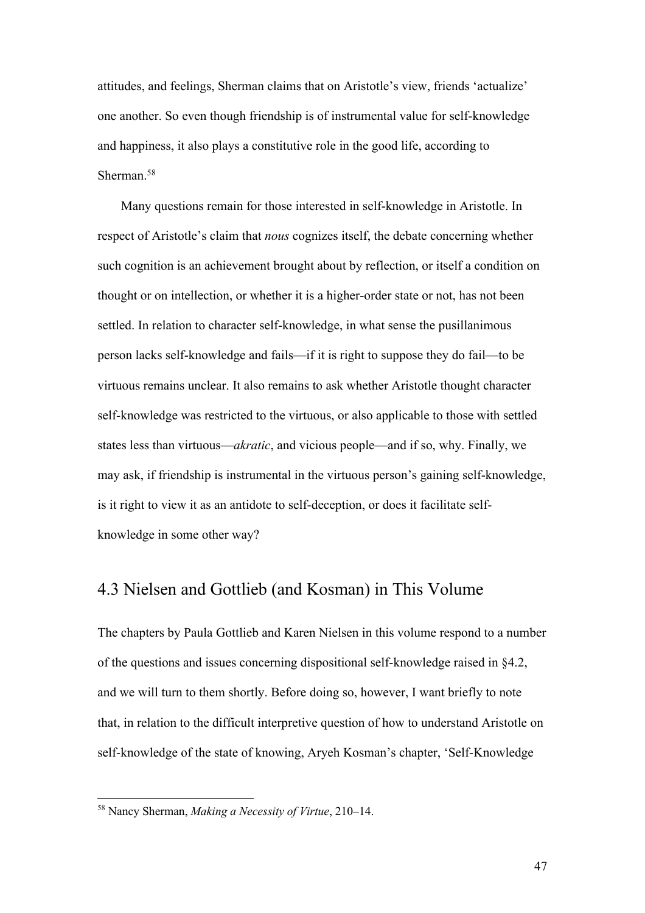attitudes, and feelings, Sherman claims that on Aristotle's view, friends 'actualize' one another. So even though friendship is of instrumental value for self-knowledge and happiness, it also plays a constitutive role in the good life, according to Sherman.[58]

Many questions remain for those interested in self-knowledge in Aristotle. In respect of Aristotle's claim that *nous* cognizes itself, the debate concerning whether such cognition is an achievement brought about by reflection, or itself a condition on thought or on intellection, or whether it is a higher-order state or not, has not been settled. In relation to character self-knowledge, in what sense the pusillanimous person lacks self-knowledge and fails—if it is right to suppose they do fail—to be virtuous remains unclear. It also remains to ask whether Aristotle thought character self-knowledge was restricted to the virtuous, or also applicable to those with settled states less than virtuous—*akratic*, and vicious people—and if so, why. Finally, we may ask, if friendship is instrumental in the virtuous person's gaining self-knowledge, is it right to view it as an antidote to self-deception, or does it facilitate self-knowledge in some other way?

## 4.3 Nielsen and Gottlieb (and Kosman) in This Volume

The chapters by Paula Gottlieb and Karen Nielsen in this volume respond to a number of the questions and issues concerning dispositional self-knowledge raised in §4.2, and we will turn to them shortly. Before doing so, however, I want briefly to note that, in relation to the difficult interpretive question of how to understand Aristotle on self-knowledge of the state of knowing, Aryeh Kosman's chapter, 'Self-Knowledge

---

[58] Nancy Sherman, *Making a Necessity of Virtue*, 210–14.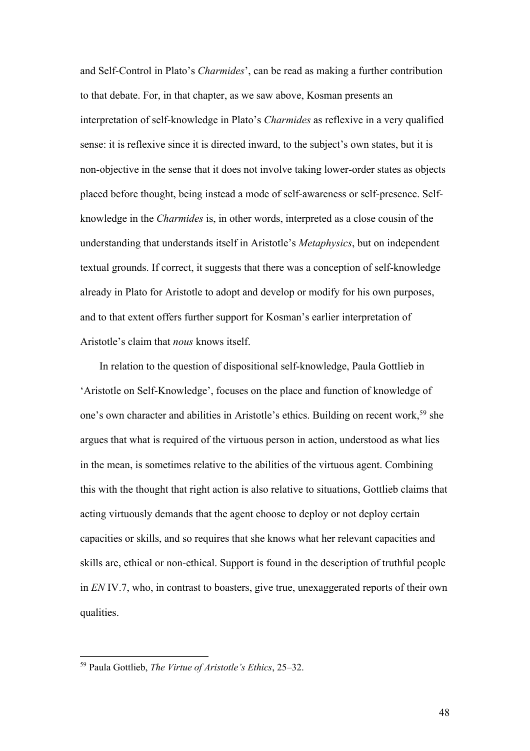and Self-Control in Plato's *Charmides*', can be read as making a further contribution to that debate. For, in that chapter, as we saw above, Kosman presents an interpretation of self-knowledge in Plato's *Charmides* as reflexive in a very qualified sense: it is reflexive since it is directed inward, to the subject's own states, but it is non-objective in the sense that it does not involve taking lower-order states as objects placed before thought, being instead a mode of self-awareness or self-presence. Self-knowledge in the *Charmides* is, in other words, interpreted as a close cousin of the understanding that understands itself in Aristotle's *Metaphysics*, but on independent textual grounds. If correct, it suggests that there was a conception of self-knowledge already in Plato for Aristotle to adopt and develop or modify for his own purposes, and to that extent offers further support for Kosman's earlier interpretation of Aristotle's claim that *nous* knows itself.

In relation to the question of dispositional self-knowledge, Paula Gottlieb in 'Aristotle on Self-Knowledge', focuses on the place and function of knowledge of one's own character and abilities in Aristotle's ethics. Building on recent work,[59] she argues that what is required of the virtuous person in action, understood as what lies in the mean, is sometimes relative to the abilities of the virtuous agent. Combining this with the thought that right action is also relative to situations, Gottlieb claims that acting virtuously demands that the agent choose to deploy or not deploy certain capacities or skills, and so requires that she knows what her relevant capacities and skills are, ethical or non-ethical. Support is found in the description of truthful people in *EN* IV.7, who, in contrast to boasters, give true, unexaggerated reports of their own qualities.

[59] Paula Gottlieb, *The Virtue of Aristotle's Ethics*, 25–32.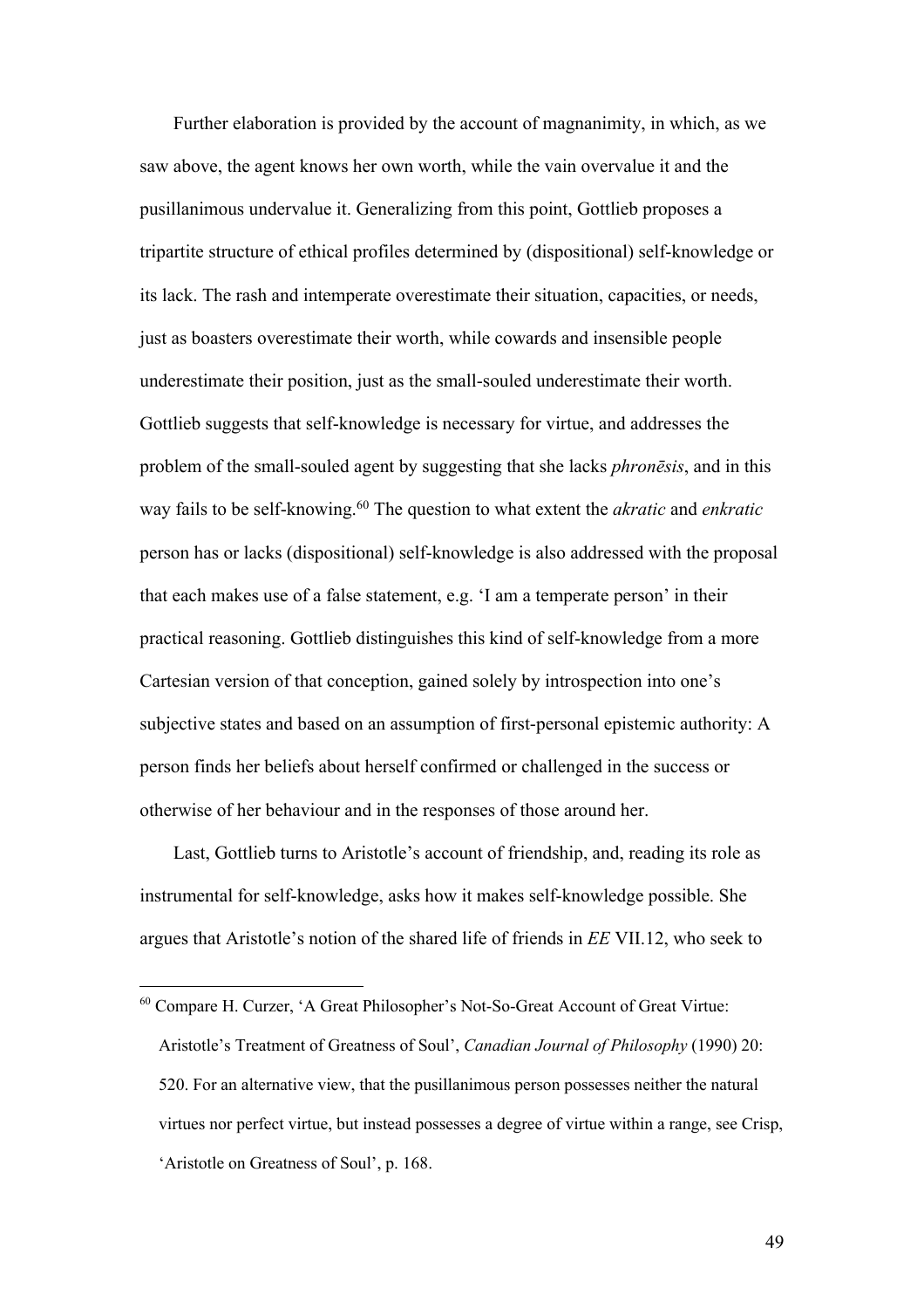Further elaboration is provided by the account of magnanimity, in which, as we saw above, the agent knows her own worth, while the vain overvalue it and the pusillanimous undervalue it. Generalizing from this point, Gottlieb proposes a tripartite structure of ethical profiles determined by (dispositional) self-knowledge or its lack. The rash and intemperate overestimate their situation, capacities, or needs, just as boasters overestimate their worth, while cowards and insensible people underestimate their position, just as the small-souled underestimate their worth. Gottlieb suggests that self-knowledge is necessary for virtue, and addresses the problem of the small-souled agent by suggesting that she lacks *phronēsis*, and in this way fails to be self-knowing.[60] The question to what extent the *akratic* and *enkratic* person has or lacks (dispositional) self-knowledge is also addressed with the proposal that each makes use of a false statement, e.g. 'I am a temperate person' in their practical reasoning. Gottlieb distinguishes this kind of self-knowledge from a more Cartesian version of that conception, gained solely by introspection into one's subjective states and based on an assumption of first-personal epistemic authority: A person finds her beliefs about herself confirmed or challenged in the success or otherwise of her behaviour and in the responses of those around her.

Last, Gottlieb turns to Aristotle's account of friendship, and, reading its role as instrumental for self-knowledge, asks how it makes self-knowledge possible. She argues that Aristotle's notion of the shared life of friends in *EE* VII.12, who seek to

[60] Compare H. Curzer, 'A Great Philosopher's Not-So-Great Account of Great Virtue: Aristotle's Treatment of Greatness of Soul', *Canadian Journal of Philosophy* (1990) 20: 520. For an alternative view, that the pusillanimous person possesses neither the natural virtues nor perfect virtue, but instead possesses a degree of virtue within a range, see Crisp, 'Aristotle on Greatness of Soul', p. 168.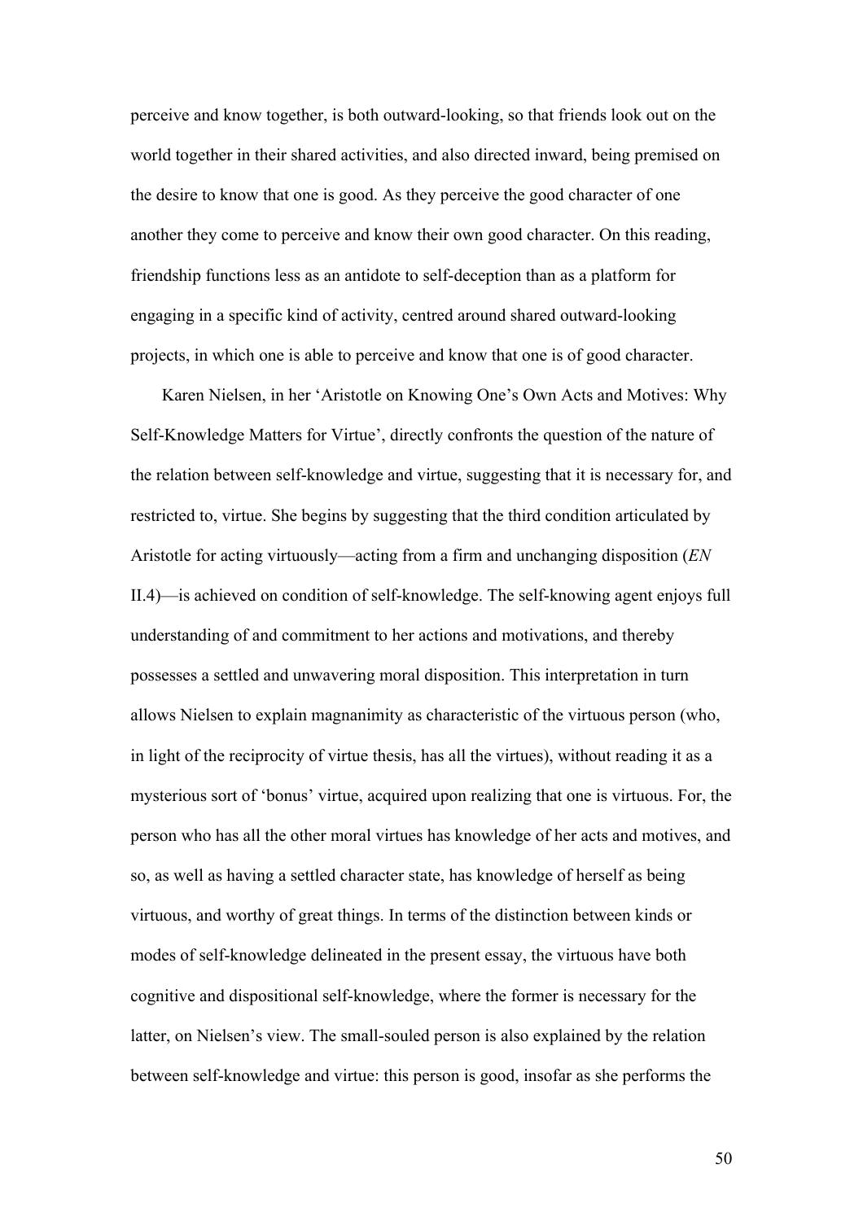perceive and know together, is both outward-looking, so that friends look out on the world together in their shared activities, and also directed inward, being premised on the desire to know that one is good. As they perceive the good character of one another they come to perceive and know their own good character. On this reading, friendship functions less as an antidote to self-deception than as a platform for engaging in a specific kind of activity, centred around shared outward-looking projects, in which one is able to perceive and know that one is of good character.

Karen Nielsen, in her 'Aristotle on Knowing One's Own Acts and Motives: Why Self-Knowledge Matters for Virtue', directly confronts the question of the nature of the relation between self-knowledge and virtue, suggesting that it is necessary for, and restricted to, virtue. She begins by suggesting that the third condition articulated by Aristotle for acting virtuously—acting from a firm and unchanging disposition (*EN* II.4)—is achieved on condition of self-knowledge. The self-knowing agent enjoys full understanding of and commitment to her actions and motivations, and thereby possesses a settled and unwavering moral disposition. This interpretation in turn allows Nielsen to explain magnanimity as characteristic of the virtuous person (who, in light of the reciprocity of virtue thesis, has all the virtues), without reading it as a mysterious sort of 'bonus' virtue, acquired upon realizing that one is virtuous. For, the person who has all the other moral virtues has knowledge of her acts and motives, and so, as well as having a settled character state, has knowledge of herself as being virtuous, and worthy of great things. In terms of the distinction between kinds or modes of self-knowledge delineated in the present essay, the virtuous have both cognitive and dispositional self-knowledge, where the former is necessary for the latter, on Nielsen's view. The small-souled person is also explained by the relation between self-knowledge and virtue: this person is good, insofar as she performs the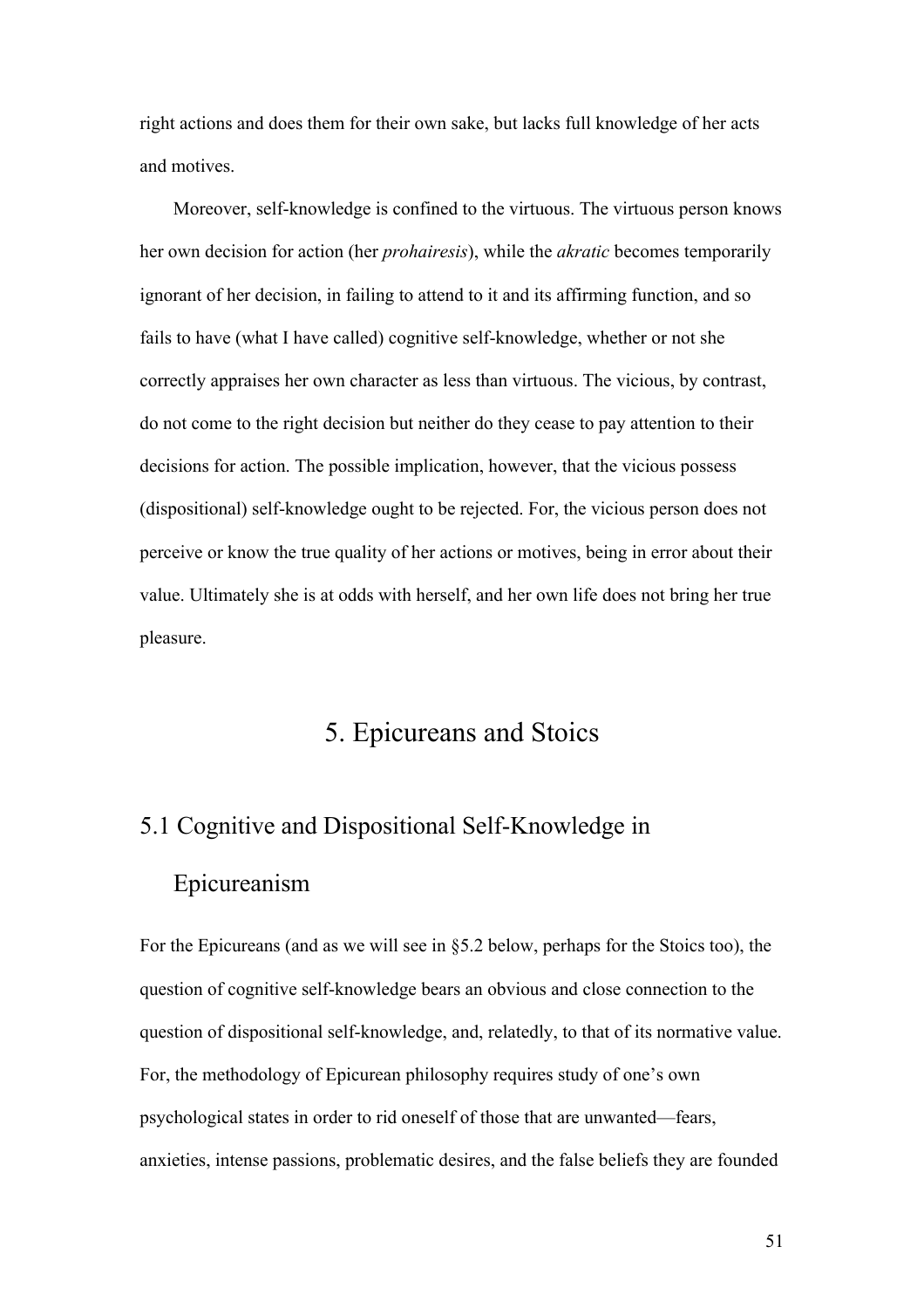right actions and does them for their own sake, but lacks full knowledge of her acts and motives.

Moreover, self-knowledge is confined to the virtuous. The virtuous person knows her own decision for action (her *prohairesis*), while the *akratic* becomes temporarily ignorant of her decision, in failing to attend to it and its affirming function, and so fails to have (what I have called) cognitive self-knowledge, whether or not she correctly appraises her own character as less than virtuous. The vicious, by contrast, do not come to the right decision but neither do they cease to pay attention to their decisions for action. The possible implication, however, that the vicious possess (dispositional) self-knowledge ought to be rejected. For, the vicious person does not perceive or know the true quality of her actions or motives, being in error about their value. Ultimately she is at odds with herself, and her own life does not bring her true pleasure.

# 5. Epicureans and Stoics

## 5.1 Cognitive and Dispositional Self-Knowledge in Epicureanism

For the Epicureans (and as we will see in §5.2 below, perhaps for the Stoics too), the question of cognitive self-knowledge bears an obvious and close connection to the question of dispositional self-knowledge, and, relatedly, to that of its normative value. For, the methodology of Epicurean philosophy requires study of one's own psychological states in order to rid oneself of those that are unwanted—fears, anxieties, intense passions, problematic desires, and the false beliefs they are founded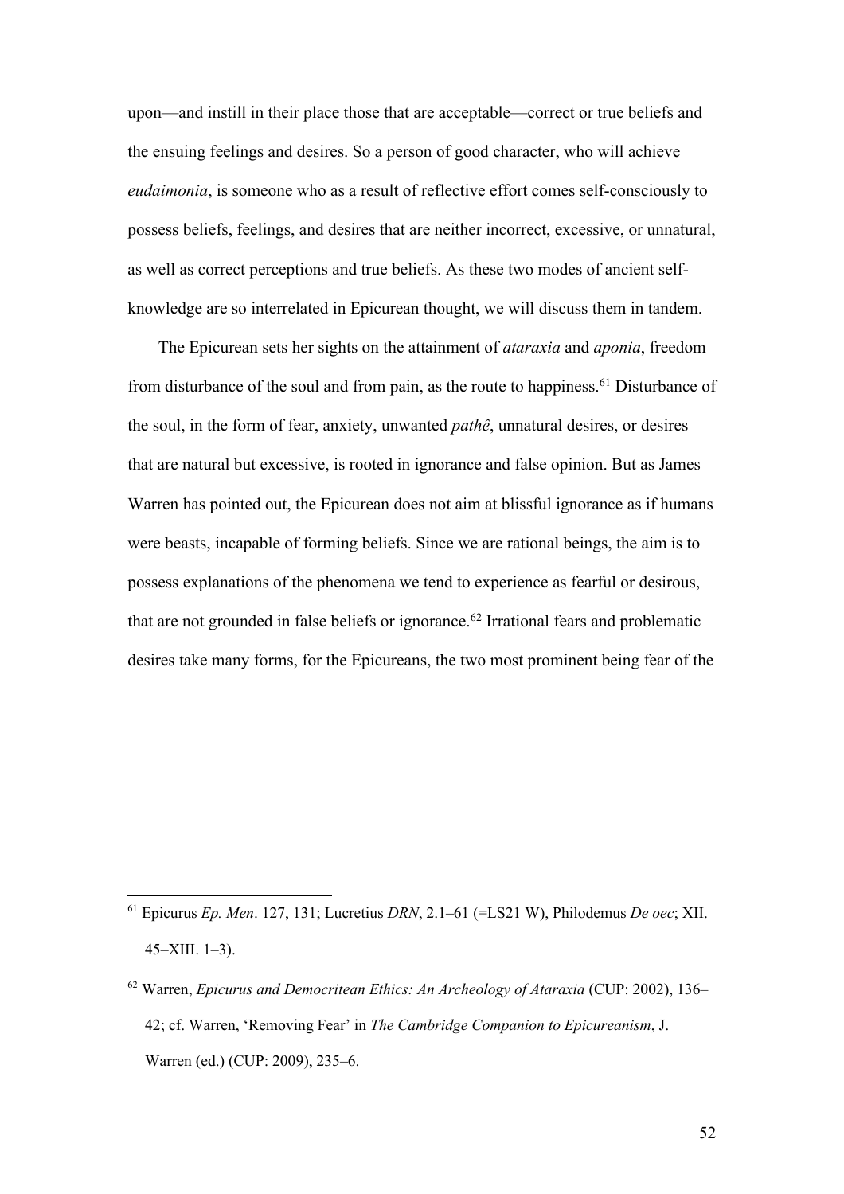upon—and instill in their place those that are acceptable—correct or true beliefs and the ensuing feelings and desires. So a person of good character, who will achieve *eudaimonia*, is someone who as a result of reflective effort comes self-consciously to possess beliefs, feelings, and desires that are neither incorrect, excessive, or unnatural, as well as correct perceptions and true beliefs. As these two modes of ancient self-knowledge are so interrelated in Epicurean thought, we will discuss them in tandem.

The Epicurean sets her sights on the attainment of *ataraxia* and *aponia*, freedom from disturbance of the soul and from pain, as the route to happiness.[61] Disturbance of the soul, in the form of fear, anxiety, unwanted *pathê*, unnatural desires, or desires that are natural but excessive, is rooted in ignorance and false opinion. But as James Warren has pointed out, the Epicurean does not aim at blissful ignorance as if humans were beasts, incapable of forming beliefs. Since we are rational beings, the aim is to possess explanations of the phenomena we tend to experience as fearful or desirous, that are not grounded in false beliefs or ignorance.[62] Irrational fears and problematic desires take many forms, for the Epicureans, the two most prominent being fear of the

---

[61] Epicurus *Ep. Men*. 127, 131; Lucretius *DRN*, 2.1–61 (=LS21 W), Philodemus *De oec*; XII. 45–XIII. 1–3).

[62] Warren, *Epicurus and Democritean Ethics: An Archeology of Ataraxia* (CUP: 2002), 136–42; cf. Warren, 'Removing Fear' in *The Cambridge Companion to Epicureanism*, J. Warren (ed.) (CUP: 2009), 235–6.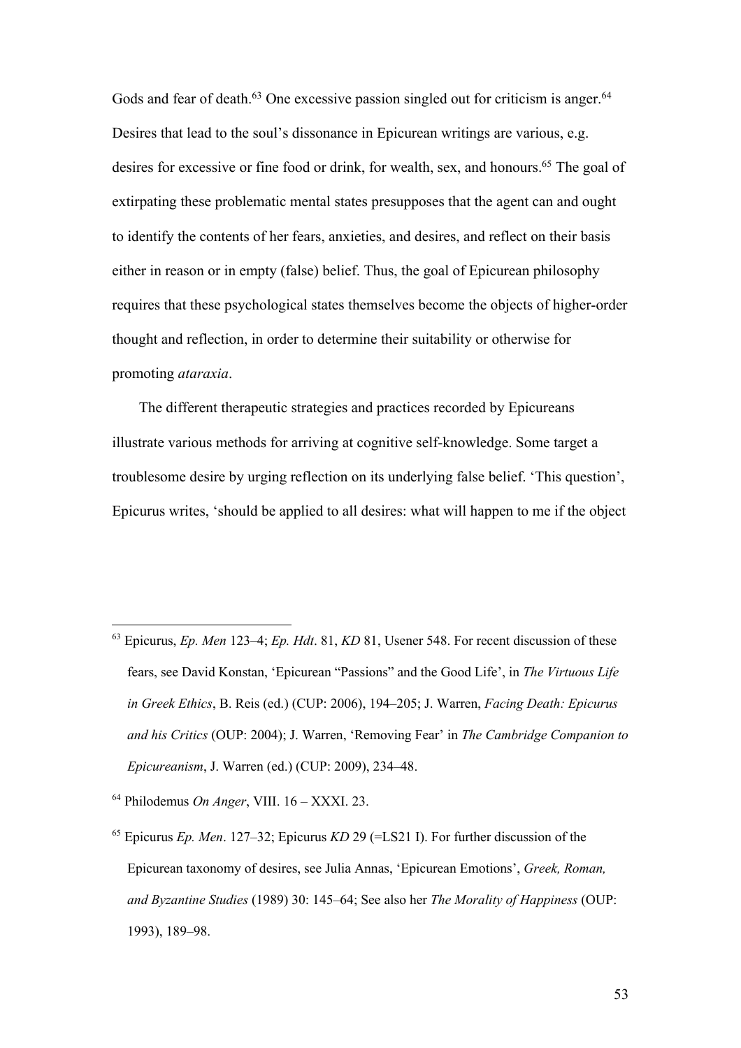Gods and fear of death.[63] One excessive passion singled out for criticism is anger.[64] Desires that lead to the soul's dissonance in Epicurean writings are various, e.g. desires for excessive or fine food or drink, for wealth, sex, and honours.[65] The goal of extirpating these problematic mental states presupposes that the agent can and ought to identify the contents of her fears, anxieties, and desires, and reflect on their basis either in reason or in empty (false) belief. Thus, the goal of Epicurean philosophy requires that these psychological states themselves become the objects of higher-order thought and reflection, in order to determine their suitability or otherwise for promoting *ataraxia*.

The different therapeutic strategies and practices recorded by Epicureans illustrate various methods for arriving at cognitive self-knowledge. Some target a troublesome desire by urging reflection on its underlying false belief. 'This question', Epicurus writes, 'should be applied to all desires: what will happen to me if the object

---

[63] Epicurus, *Ep. Men* 123–4; *Ep. Hdt*. 81, *KD* 81, Usener 548. For recent discussion of these fears, see David Konstan, 'Epicurean "Passions" and the Good Life', in *The Virtuous Life in Greek Ethics*, B. Reis (ed.) (CUP: 2006), 194–205; J. Warren, *Facing Death: Epicurus and his Critics* (OUP: 2004); J. Warren, 'Removing Fear' in *The Cambridge Companion to Epicureanism*, J. Warren (ed.) (CUP: 2009), 234–48.

[64] Philodemus *On Anger*, VIII. 16 – XXXI. 23.

[65] Epicurus *Ep. Men*. 127–32; Epicurus *KD* 29 (=LS21 I). For further discussion of the Epicurean taxonomy of desires, see Julia Annas, 'Epicurean Emotions', *Greek, Roman, and Byzantine Studies* (1989) 30: 145–64; See also her *The Morality of Happiness* (OUP: 1993), 189–98.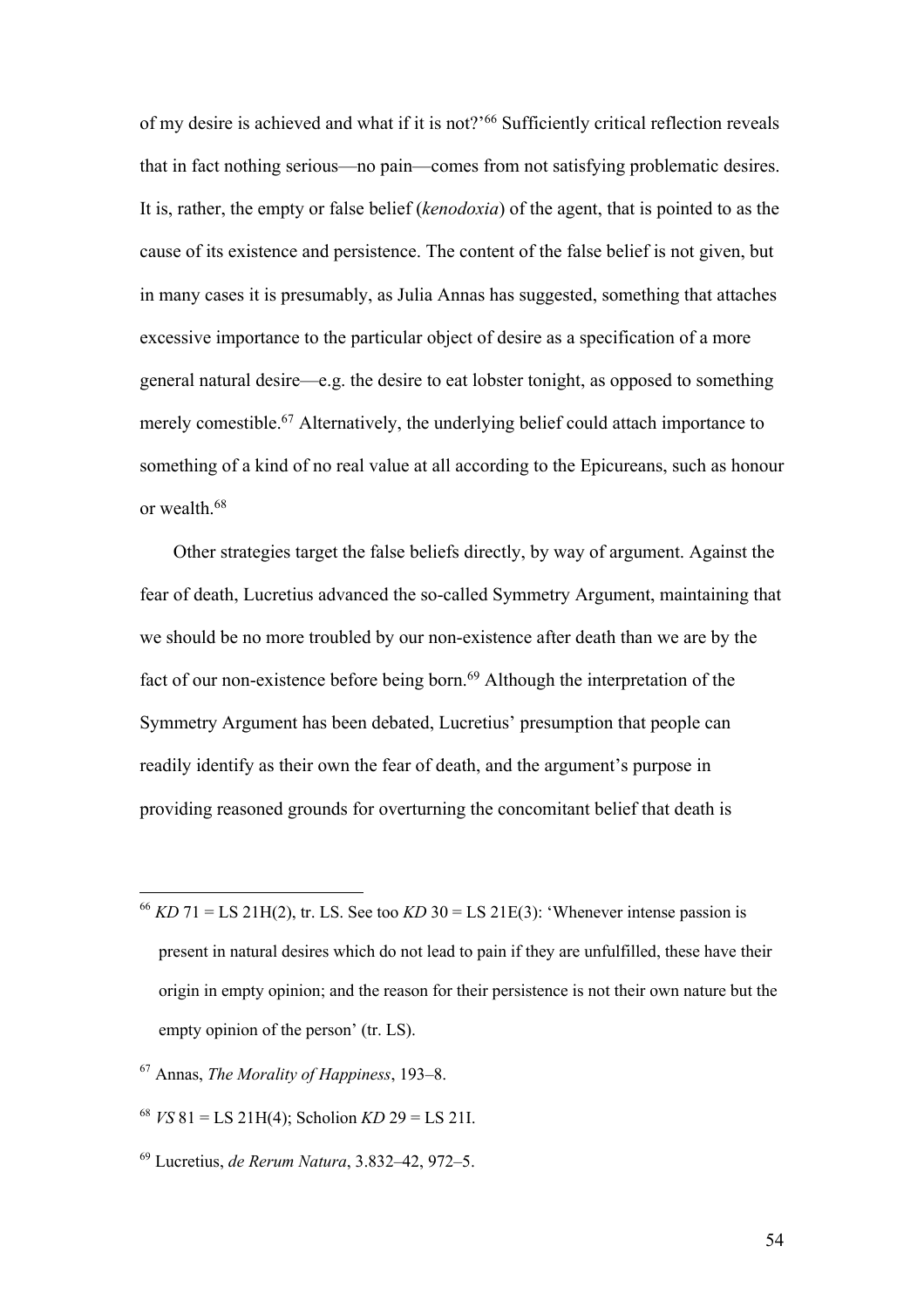of my desire is achieved and what if it is not?'[66] Sufficiently critical reflection reveals that in fact nothing serious—no pain—comes from not satisfying problematic desires. It is, rather, the empty or false belief (*kenodoxia*) of the agent, that is pointed to as the cause of its existence and persistence. The content of the false belief is not given, but in many cases it is presumably, as Julia Annas has suggested, something that attaches excessive importance to the particular object of desire as a specification of a more general natural desire—e.g. the desire to eat lobster tonight, as opposed to something merely comestible.[67] Alternatively, the underlying belief could attach importance to something of a kind of no real value at all according to the Epicureans, such as honour or wealth.[68]

Other strategies target the false beliefs directly, by way of argument. Against the fear of death, Lucretius advanced the so-called Symmetry Argument, maintaining that we should be no more troubled by our non-existence after death than we are by the fact of our non-existence before being born.[69] Although the interpretation of the Symmetry Argument has been debated, Lucretius' presumption that people can readily identify as their own the fear of death, and the argument's purpose in providing reasoned grounds for overturning the concomitant belief that death is

---

[66] *KD* 71 = LS 21H(2), tr. LS. See too *KD* 30 = LS 21E(3): 'Whenever intense passion is present in natural desires which do not lead to pain if they are unfulfilled, these have their origin in empty opinion; and the reason for their persistence is not their own nature but the empty opinion of the person' (tr. LS).

[67] Annas, *The Morality of Happiness*, 193–8.

[68] *VS* 81 = LS 21H(4); Scholion *KD* 29 = LS 21I.

[69] Lucretius, *de Rerum Natura*, 3.832–42, 972–5.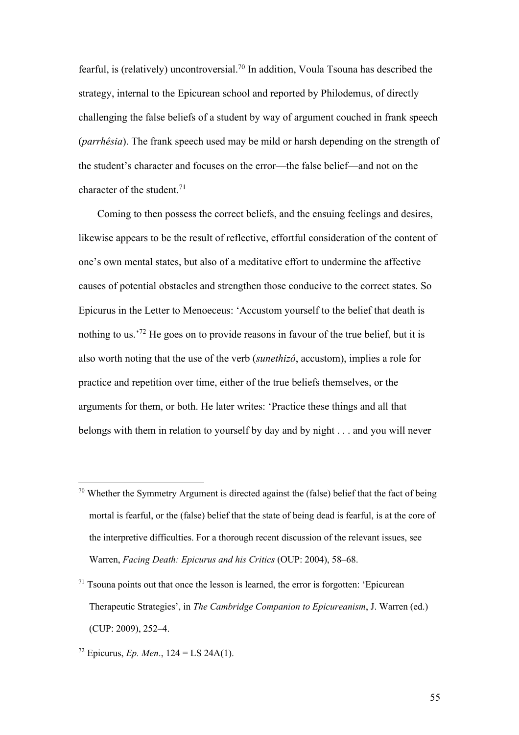fearful, is (relatively) uncontroversial.[70] In addition, Voula Tsouna has described the strategy, internal to the Epicurean school and reported by Philodemus, of directly challenging the false beliefs of a student by way of argument couched in frank speech (*parrhêsia*). The frank speech used may be mild or harsh depending on the strength of the student's character and focuses on the error—the false belief—and not on the character of the student.[71]

Coming to then possess the correct beliefs, and the ensuing feelings and desires, likewise appears to be the result of reflective, effortful consideration of the content of one's own mental states, but also of a meditative effort to undermine the affective causes of potential obstacles and strengthen those conducive to the correct states. So Epicurus in the Letter to Menoeceus: 'Accustom yourself to the belief that death is nothing to us.'[72] He goes on to provide reasons in favour of the true belief, but it is also worth noting that the use of the verb (*sunethizô*, accustom), implies a role for practice and repetition over time, either of the true beliefs themselves, or the arguments for them, or both. He later writes: 'Practice these things and all that belongs with them in relation to yourself by day and by night . . . and you will never

---

[70] Whether the Symmetry Argument is directed against the (false) belief that the fact of being mortal is fearful, or the (false) belief that the state of being dead is fearful, is at the core of the interpretive difficulties. For a thorough recent discussion of the relevant issues, see Warren, *Facing Death: Epicurus and his Critics* (OUP: 2004), 58–68.

[71] Tsouna points out that once the lesson is learned, the error is forgotten: 'Epicurean Therapeutic Strategies', in *The Cambridge Companion to Epicureanism*, J. Warren (ed.) (CUP: 2009), 252–4.

[72] Epicurus, *Ep. Men*., 124 = LS 24A(1).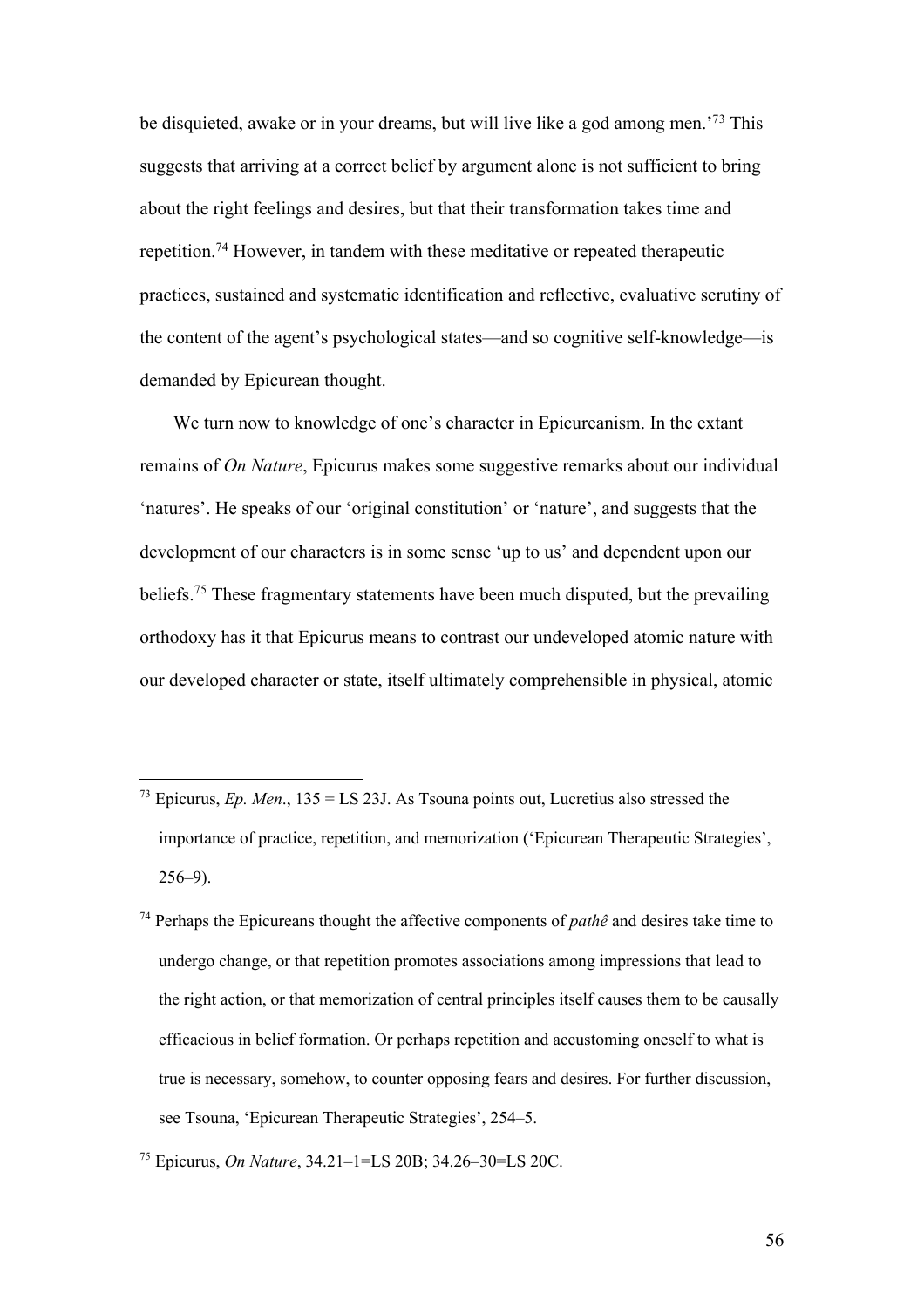be disquieted, awake or in your dreams, but will live like a god among men.'[73] This suggests that arriving at a correct belief by argument alone is not sufficient to bring about the right feelings and desires, but that their transformation takes time and repetition.[74] However, in tandem with these meditative or repeated therapeutic practices, sustained and systematic identification and reflective, evaluative scrutiny of the content of the agent's psychological states—and so cognitive self-knowledge—is demanded by Epicurean thought.

We turn now to knowledge of one's character in Epicureanism. In the extant remains of *On Nature*, Epicurus makes some suggestive remarks about our individual 'natures'. He speaks of our 'original constitution' or 'nature', and suggests that the development of our characters is in some sense 'up to us' and dependent upon our beliefs.[75] These fragmentary statements have been much disputed, but the prevailing orthodoxy has it that Epicurus means to contrast our undeveloped atomic nature with our developed character or state, itself ultimately comprehensible in physical, atomic

---

[73] Epicurus, *Ep. Men*., 135 = LS 23J. As Tsouna points out, Lucretius also stressed the importance of practice, repetition, and memorization ('Epicurean Therapeutic Strategies', 256–9).

[74] Perhaps the Epicureans thought the affective components of *pathê* and desires take time to undergo change, or that repetition promotes associations among impressions that lead to the right action, or that memorization of central principles itself causes them to be causally efficacious in belief formation. Or perhaps repetition and accustoming oneself to what is true is necessary, somehow, to counter opposing fears and desires. For further discussion, see Tsouna, 'Epicurean Therapeutic Strategies', 254–5.

[75] Epicurus, *On Nature*, 34.21–1=LS 20B; 34.26–30=LS 20C.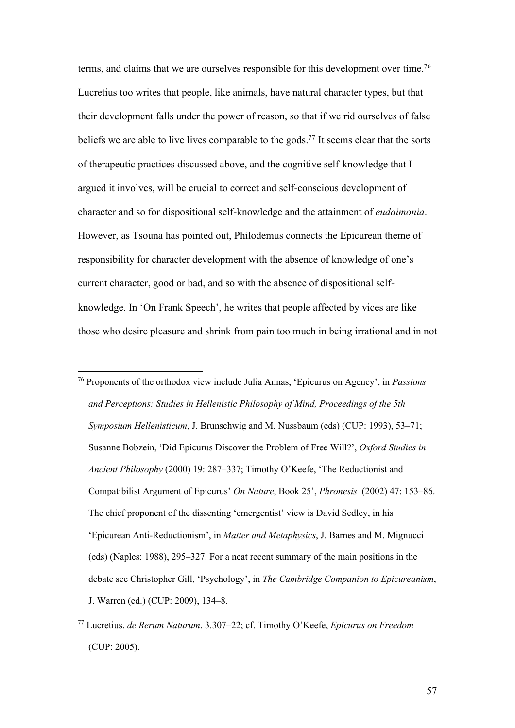terms, and claims that we are ourselves responsible for this development over time.[76] Lucretius too writes that people, like animals, have natural character types, but that their development falls under the power of reason, so that if we rid ourselves of false beliefs we are able to live lives comparable to the gods.[77] It seems clear that the sorts of therapeutic practices discussed above, and the cognitive self-knowledge that I argued it involves, will be crucial to correct and self-conscious development of character and so for dispositional self-knowledge and the attainment of *eudaimonia*. However, as Tsouna has pointed out, Philodemus connects the Epicurean theme of responsibility for character development with the absence of knowledge of one's current character, good or bad, and so with the absence of dispositional self-knowledge. In 'On Frank Speech', he writes that people affected by vices are like those who desire pleasure and shrink from pain too much in being irrational and in not

---

[76] Proponents of the orthodox view include Julia Annas, 'Epicurus on Agency', in *Passions and Perceptions: Studies in Hellenistic Philosophy of Mind, Proceedings of the 5th Symposium Hellenisticum*, J. Brunschwig and M. Nussbaum (eds) (CUP: 1993), 53–71; Susanne Bobzein, 'Did Epicurus Discover the Problem of Free Will?', *Oxford Studies in Ancient Philosophy* (2000) 19: 287–337; Timothy O'Keefe, 'The Reductionist and Compatibilist Argument of Epicurus' *On Nature*, Book 25', *Phronesis* (2002) 47: 153–86. The chief proponent of the dissenting 'emergentist' view is David Sedley, in his 'Epicurean Anti-Reductionism', in *Matter and Metaphysics*, J. Barnes and M. Mignucci (eds) (Naples: 1988), 295–327. For a neat recent summary of the main positions in the debate see Christopher Gill, 'Psychology', in *The Cambridge Companion to Epicureanism*, J. Warren (ed.) (CUP: 2009), 134–8.

[77] Lucretius, *de Rerum Naturum*, 3.307–22; cf. Timothy O'Keefe, *Epicurus on Freedom* (CUP: 2005).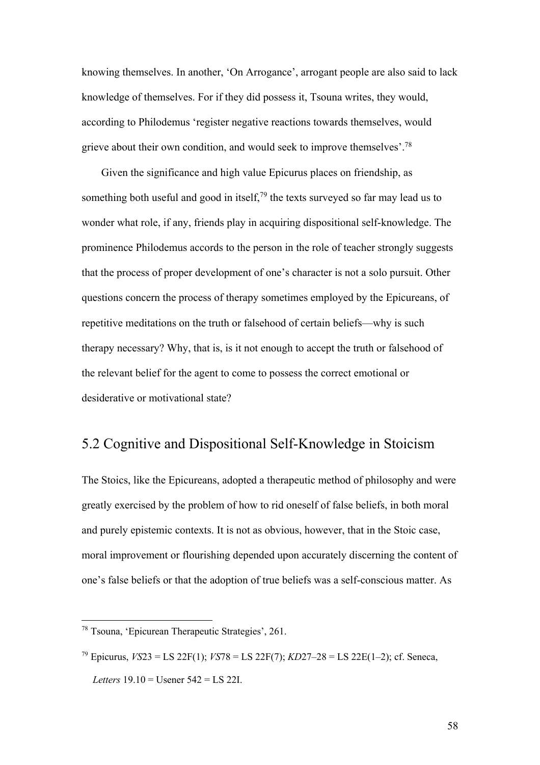knowing themselves. In another, ‘On Arrogance’, arrogant people are also said to lack knowledge of themselves. For if they did possess it, Tsouna writes, they would, according to Philodemus ‘register negative reactions towards themselves, would grieve about their own condition, and would seek to improve themselves’.[78]

Given the significance and high value Epicurus places on friendship, as something both useful and good in itself,[79] the texts surveyed so far may lead us to wonder what role, if any, friends play in acquiring dispositional self-knowledge. The prominence Philodemus accords to the person in the role of teacher strongly suggests that the process of proper development of one’s character is not a solo pursuit. Other questions concern the process of therapy sometimes employed by the Epicureans, of repetitive meditations on the truth or falsehood of certain beliefs—why is such therapy necessary? Why, that is, is it not enough to accept the truth or falsehood of the relevant belief for the agent to come to possess the correct emotional or desiderative or motivational state?

## 5.2 Cognitive and Dispositional Self-Knowledge in Stoicism

The Stoics, like the Epicureans, adopted a therapeutic method of philosophy and were greatly exercised by the problem of how to rid oneself of false beliefs, in both moral and purely epistemic contexts. It is not as obvious, however, that in the Stoic case, moral improvement or flourishing depended upon accurately discerning the content of one’s false beliefs or that the adoption of true beliefs was a self-conscious matter. As

---

[78] Tsouna, ‘Epicurean Therapeutic Strategies’, 261.

[79] Epicurus, *VS*23 = LS 22F(1); *VS*78 = LS 22F(7); *KD*27–28 = LS 22E(1–2); cf. Seneca, *Letters* 19.10 = Usener 542 = LS 22I.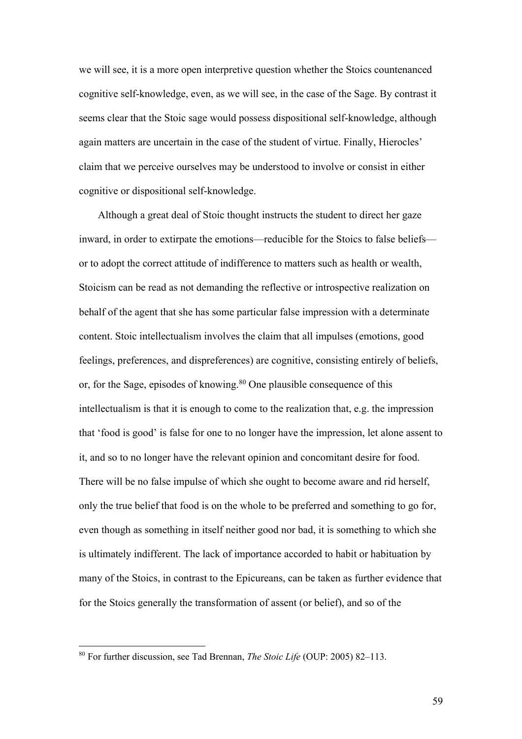we will see, it is a more open interpretive question whether the Stoics countenanced cognitive self-knowledge, even, as we will see, in the case of the Sage. By contrast it seems clear that the Stoic sage would possess dispositional self-knowledge, although again matters are uncertain in the case of the student of virtue. Finally, Hierocles' claim that we perceive ourselves may be understood to involve or consist in either cognitive or dispositional self-knowledge.

Although a great deal of Stoic thought instructs the student to direct her gaze inward, in order to extirpate the emotions—reducible for the Stoics to false beliefs—or to adopt the correct attitude of indifference to matters such as health or wealth, Stoicism can be read as not demanding the reflective or introspective realization on behalf of the agent that she has some particular false impression with a determinate content. Stoic intellectualism involves the claim that all impulses (emotions, good feelings, preferences, and dispreferences) are cognitive, consisting entirely of beliefs, or, for the Sage, episodes of knowing.[80] One plausible consequence of this intellectualism is that it is enough to come to the realization that, e.g. the impression that 'food is good' is false for one to no longer have the impression, let alone assent to it, and so to no longer have the relevant opinion and concomitant desire for food. There will be no false impulse of which she ought to become aware and rid herself, only the true belief that food is on the whole to be preferred and something to go for, even though as something in itself neither good nor bad, it is something to which she is ultimately indifferent. The lack of importance accorded to habit or habituation by many of the Stoics, in contrast to the Epicureans, can be taken as further evidence that for the Stoics generally the transformation of assent (or belief), and so of the

[80] For further discussion, see Tad Brennan, *The Stoic Life* (OUP: 2005) 82–113.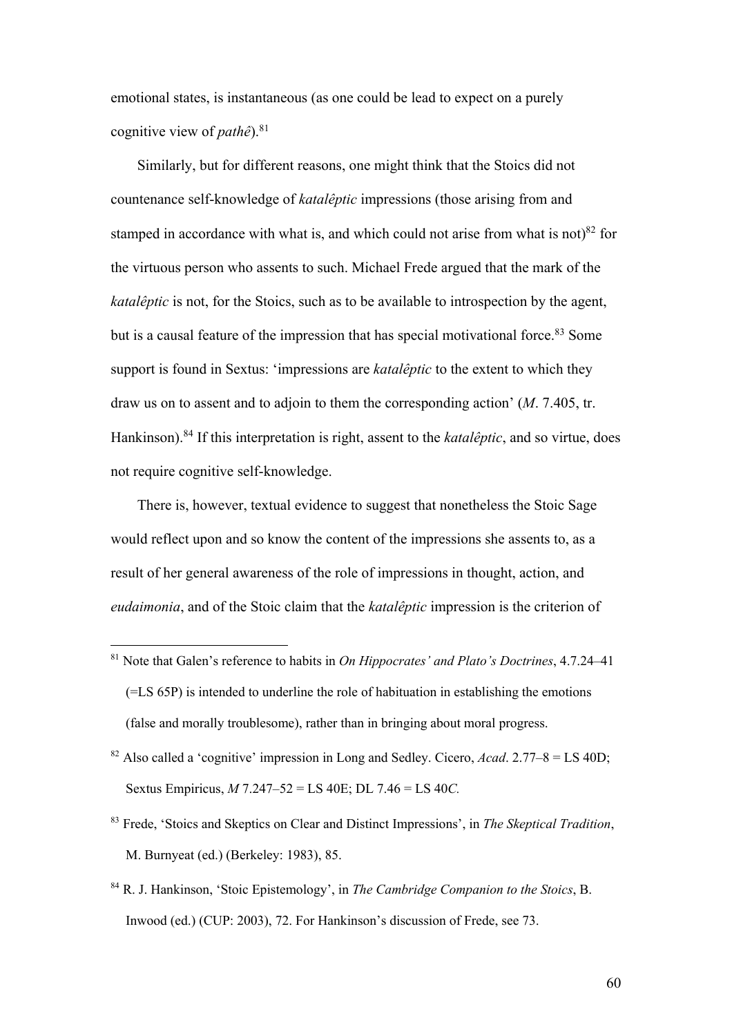emotional states, is instantaneous (as one could be lead to expect on a purely cognitive view of *pathê*).[81]

Similarly, but for different reasons, one might think that the Stoics did not countenance self-knowledge of *katalêptic* impressions (those arising from and stamped in accordance with what is, and which could not arise from what is not)[82] for the virtuous person who assents to such. Michael Frede argued that the mark of the *katalêptic* is not, for the Stoics, such as to be available to introspection by the agent, but is a causal feature of the impression that has special motivational force.[83] Some support is found in Sextus: 'impressions are *katalêptic* to the extent to which they draw us on to assent and to adjoin to them the corresponding action' (*M*. 7.405, tr. Hankinson).[84] If this interpretation is right, assent to the *katalêptic*, and so virtue, does not require cognitive self-knowledge.

There is, however, textual evidence to suggest that nonetheless the Stoic Sage would reflect upon and so know the content of the impressions she assents to, as a result of her general awareness of the role of impressions in thought, action, and *eudaimonia*, and of the Stoic claim that the *katalêptic* impression is the criterion of

---

[81] Note that Galen's reference to habits in *On Hippocrates' and Plato's Doctrines*, 4.7.24–41 (=LS 65P) is intended to underline the role of habituation in establishing the emotions (false and morally troublesome), rather than in bringing about moral progress.

[82] Also called a 'cognitive' impression in Long and Sedley. Cicero, *Acad*. 2.77–8 = LS 40D; Sextus Empiricus, *M* 7.247–52 = LS 40E; DL 7.46 = LS 40*C.*

[83] Frede, 'Stoics and Skeptics on Clear and Distinct Impressions', in *The Skeptical Tradition*, M. Burnyeat (ed.) (Berkeley: 1983), 85.

[84] R. J. Hankinson, 'Stoic Epistemology', in *The Cambridge Companion to the Stoics*, B. Inwood (ed.) (CUP: 2003), 72. For Hankinson's discussion of Frede, see 73.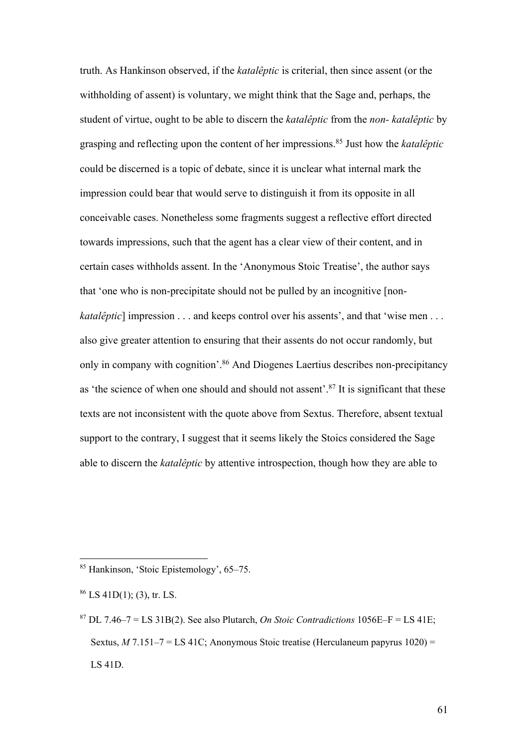truth. As Hankinson observed, if the *katalêptic* is criterial, then since assent (or the withholding of assent) is voluntary, we might think that the Sage and, perhaps, the student of virtue, ought to be able to discern the *katalêptic* from the *non- katalêptic* by grasping and reflecting upon the content of her impressions.[85] Just how the *katalêptic* could be discerned is a topic of debate, since it is unclear what internal mark the impression could bear that would serve to distinguish it from its opposite in all conceivable cases. Nonetheless some fragments suggest a reflective effort directed towards impressions, such that the agent has a clear view of their content, and in certain cases withholds assent. In the 'Anonymous Stoic Treatise', the author says that 'one who is non-precipitate should not be pulled by an incognitive [non-*katalêptic*] impression . . . and keeps control over his assents', and that 'wise men . . . also give greater attention to ensuring that their assents do not occur randomly, but only in company with cognition'.[86] And Diogenes Laertius describes non-precipitancy as 'the science of when one should and should not assent'.[87] It is significant that these texts are not inconsistent with the quote above from Sextus. Therefore, absent textual support to the contrary, I suggest that it seems likely the Stoics considered the Sage able to discern the *katalêptic* by attentive introspection, though how they are able to

---

[85] Hankinson, 'Stoic Epistemology', 65–75.

[86] LS 41D(1); (3), tr. LS.

[87] DL 7.46–7 = LS 31B(2). See also Plutarch, *On Stoic Contradictions* 1056E–F = LS 41E; Sextus, *M* 7.151–7 = LS 41C; Anonymous Stoic treatise (Herculaneum papyrus 1020) = LS 41D.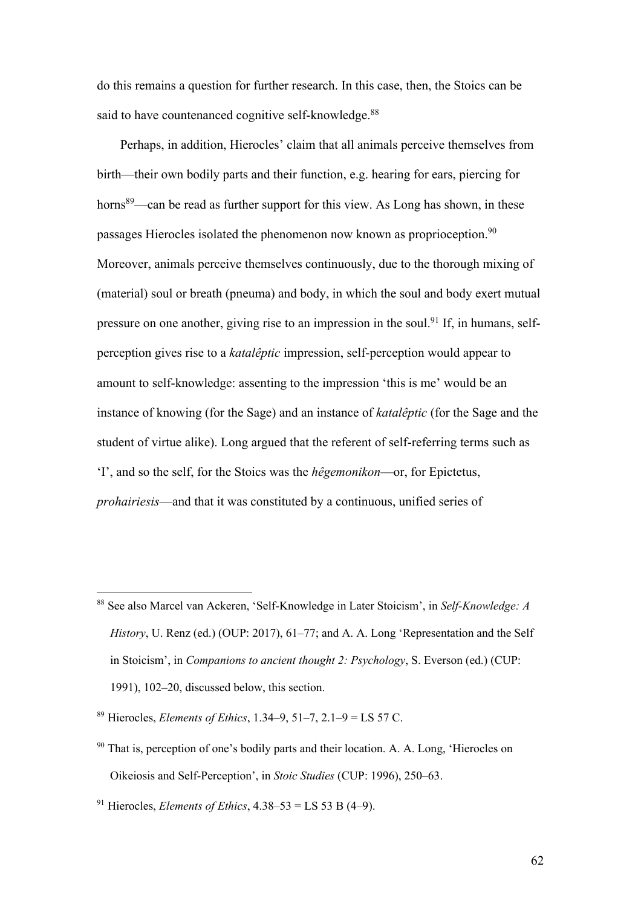do this remains a question for further research. In this case, then, the Stoics can be said to have countenanced cognitive self-knowledge.[88]

Perhaps, in addition, Hierocles' claim that all animals perceive themselves from birth—their own bodily parts and their function, e.g. hearing for ears, piercing for horns[89]—can be read as further support for this view. As Long has shown, in these passages Hierocles isolated the phenomenon now known as proprioception.[90] Moreover, animals perceive themselves continuously, due to the thorough mixing of (material) soul or breath (pneuma) and body, in which the soul and body exert mutual pressure on one another, giving rise to an impression in the soul.[91] If, in humans, self-perception gives rise to a *katalêptic* impression, self-perception would appear to amount to self-knowledge: assenting to the impression 'this is me' would be an instance of knowing (for the Sage) and an instance of *katalêptic* (for the Sage and the student of virtue alike). Long argued that the referent of self-referring terms such as 'I', and so the self, for the Stoics was the *hêgemonikon*—or, for Epictetus, *prohairiesis*—and that it was constituted by a continuous, unified series of

---

[88] See also Marcel van Ackeren, 'Self-Knowledge in Later Stoicism', in *Self-Knowledge: A History*, U. Renz (ed.) (OUP: 2017), 61–77; and A. A. Long 'Representation and the Self in Stoicism', in *Companions to ancient thought 2: Psychology*, S. Everson (ed.) (CUP: 1991), 102–20, discussed below, this section.

[89] Hierocles, *Elements of Ethics*, 1.34–9, 51–7, 2.1–9 = LS 57 C.

[90] That is, perception of one's bodily parts and their location. A. A. Long, 'Hierocles on Oikeiosis and Self-Perception', in *Stoic Studies* (CUP: 1996), 250–63.

[91] Hierocles, *Elements of Ethics*, 4.38–53 = LS 53 B (4–9).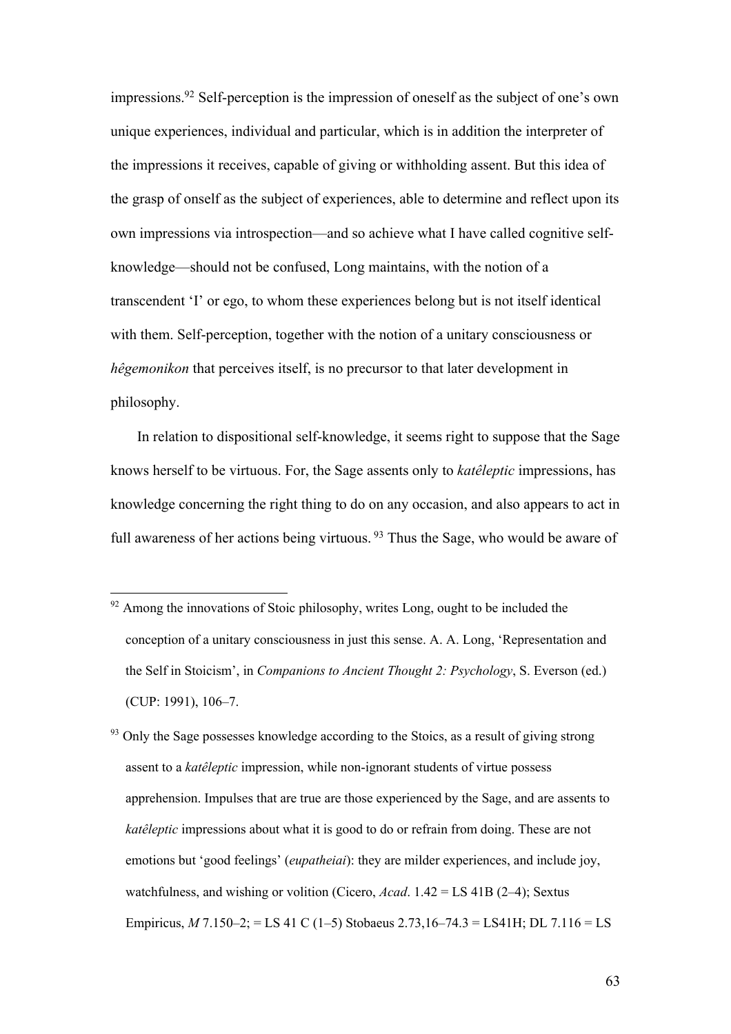impressions.[92] Self-perception is the impression of oneself as the subject of one's own unique experiences, individual and particular, which is in addition the interpreter of the impressions it receives, capable of giving or withholding assent. But this idea of the grasp of onself as the subject of experiences, able to determine and reflect upon its own impressions via introspection—and so achieve what I have called cognitive self-knowledge—should not be confused, Long maintains, with the notion of a transcendent 'I' or ego, to whom these experiences belong but is not itself identical with them. Self-perception, together with the notion of a unitary consciousness or *hêgemonikon* that perceives itself, is no precursor to that later development in philosophy.

In relation to dispositional self-knowledge, it seems right to suppose that the Sage knows herself to be virtuous. For, the Sage assents only to *katêleptic* impressions, has knowledge concerning the right thing to do on any occasion, and also appears to act in full awareness of her actions being virtuous. [93] Thus the Sage, who would be aware of

---

[92] Among the innovations of Stoic philosophy, writes Long, ought to be included the conception of a unitary consciousness in just this sense. A. A. Long, 'Representation and the Self in Stoicism', in *Companions to Ancient Thought 2: Psychology*, S. Everson (ed.) (CUP: 1991), 106–7.

[93] Only the Sage possesses knowledge according to the Stoics, as a result of giving strong assent to a *katêleptic* impression, while non-ignorant students of virtue possess apprehension. Impulses that are true are those experienced by the Sage, and are assents to *katêleptic* impressions about what it is good to do or refrain from doing. These are not emotions but 'good feelings' (*eupatheiai*): they are milder experiences, and include joy, watchfulness, and wishing or volition (Cicero, *Acad*. 1.42 = LS 41B (2–4); Sextus Empiricus, *M* 7.150–2; = LS 41 C (1–5) Stobaeus 2.73,16–74.3 = LS41H; DL 7.116 = LS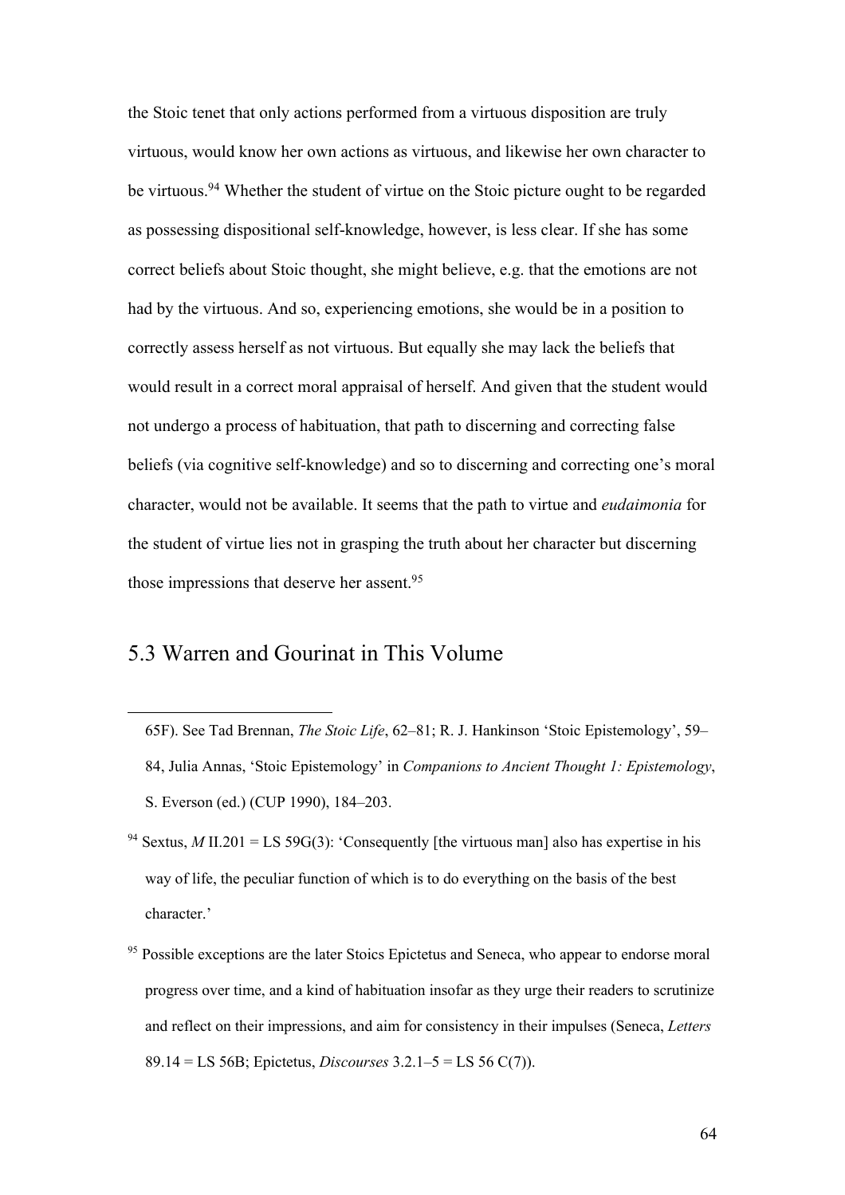the Stoic tenet that only actions performed from a virtuous disposition are truly virtuous, would know her own actions as virtuous, and likewise her own character to be virtuous.[94] Whether the student of virtue on the Stoic picture ought to be regarded as possessing dispositional self-knowledge, however, is less clear. If she has some correct beliefs about Stoic thought, she might believe, e.g. that the emotions are not had by the virtuous. And so, experiencing emotions, she would be in a position to correctly assess herself as not virtuous. But equally she may lack the beliefs that would result in a correct moral appraisal of herself. And given that the student would not undergo a process of habituation, that path to discerning and correcting false beliefs (via cognitive self-knowledge) and so to discerning and correcting one's moral character, would not be available. It seems that the path to virtue and *eudaimonia* for the student of virtue lies not in grasping the truth about her character but discerning those impressions that deserve her assent.[95]

## 5.3 Warren and Gourinat in This Volume

---

65F). See Tad Brennan, *The Stoic Life*, 62–81; R. J. Hankinson 'Stoic Epistemology', 59–84, Julia Annas, 'Stoic Epistemology' in *Companions to Ancient Thought 1: Epistemology*, S. Everson (ed.) (CUP 1990), 184–203.

[94] Sextus, *M* II.201 = LS 59G(3): 'Consequently [the virtuous man] also has expertise in his way of life, the peculiar function of which is to do everything on the basis of the best character.'

[95] Possible exceptions are the later Stoics Epictetus and Seneca, who appear to endorse moral progress over time, and a kind of habituation insofar as they urge their readers to scrutinize and reflect on their impressions, and aim for consistency in their impulses (Seneca, *Letters* 89.14 = LS 56B; Epictetus, *Discourses* 3.2.1–5 = LS 56 C(7)).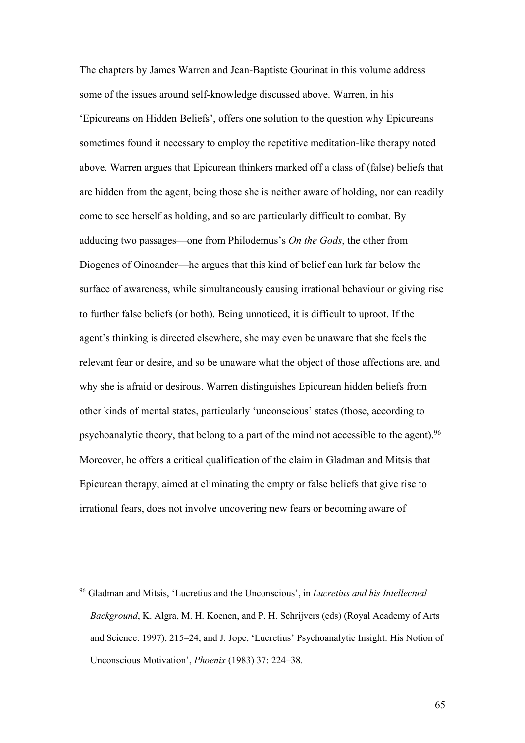The chapters by James Warren and Jean-Baptiste Gourinat in this volume address some of the issues around self-knowledge discussed above. Warren, in his 'Epicureans on Hidden Beliefs', offers one solution to the question why Epicureans sometimes found it necessary to employ the repetitive meditation-like therapy noted above. Warren argues that Epicurean thinkers marked off a class of (false) beliefs that are hidden from the agent, being those she is neither aware of holding, nor can readily come to see herself as holding, and so are particularly difficult to combat. By adducing two passages—one from Philodemus's *On the Gods*, the other from Diogenes of Oinoander—he argues that this kind of belief can lurk far below the surface of awareness, while simultaneously causing irrational behaviour or giving rise to further false beliefs (or both). Being unnoticed, it is difficult to uproot. If the agent's thinking is directed elsewhere, she may even be unaware that she feels the relevant fear or desire, and so be unaware what the object of those affections are, and why she is afraid or desirous. Warren distinguishes Epicurean hidden beliefs from other kinds of mental states, particularly 'unconscious' states (those, according to psychoanalytic theory, that belong to a part of the mind not accessible to the agent).[96] Moreover, he offers a critical qualification of the claim in Gladman and Mitsis that Epicurean therapy, aimed at eliminating the empty or false beliefs that give rise to irrational fears, does not involve uncovering new fears or becoming aware of

[96] Gladman and Mitsis, 'Lucretius and the Unconscious', in *Lucretius and his Intellectual Background*, K. Algra, M. H. Koenen, and P. H. Schrijvers (eds) (Royal Academy of Arts and Science: 1997), 215–24, and J. Jope, 'Lucretius' Psychoanalytic Insight: His Notion of Unconscious Motivation', *Phoenix* (1983) 37: 224–38.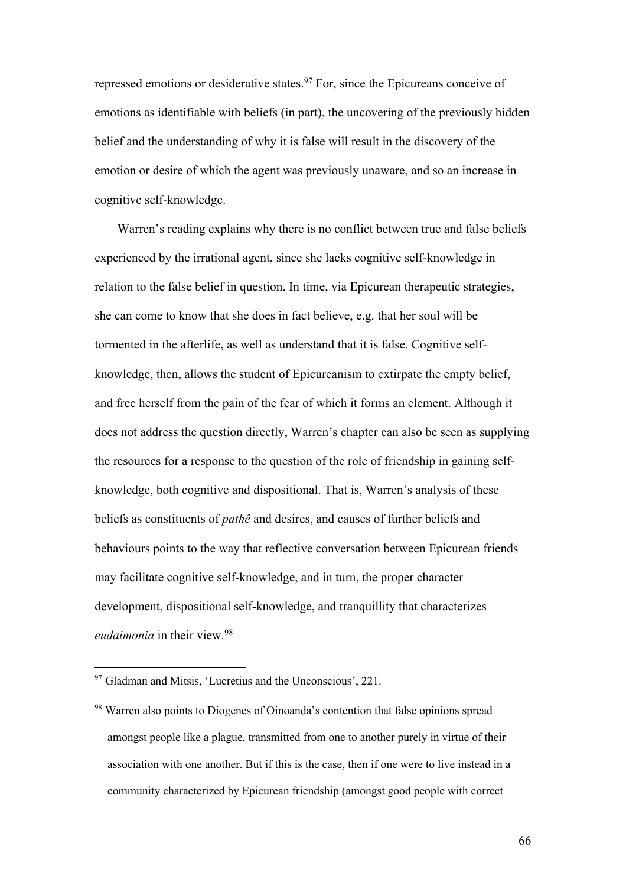repressed emotions or desiderative states.[97] For, since the Epicureans conceive of emotions as identifiable with beliefs (in part), the uncovering of the previously hidden belief and the understanding of why it is false will result in the discovery of the emotion or desire of which the agent was previously unaware, and so an increase in cognitive self-knowledge.

Warren's reading explains why there is no conflict between true and false beliefs experienced by the irrational agent, since she lacks cognitive self-knowledge in relation to the false belief in question. In time, via Epicurean therapeutic strategies, she can come to know that she does in fact believe, e.g. that her soul will be tormented in the afterlife, as well as understand that it is false. Cognitive self-knowledge, then, allows the student of Epicureanism to extirpate the empty belief, and free herself from the pain of the fear of which it forms an element. Although it does not address the question directly, Warren's chapter can also be seen as supplying the resources for a response to the question of the role of friendship in gaining self-knowledge, both cognitive and dispositional. That is, Warren's analysis of these beliefs as constituents of *pathê* and desires, and causes of further beliefs and behaviours points to the way that reflective conversation between Epicurean friends may facilitate cognitive self-knowledge, and in turn, the proper character development, dispositional self-knowledge, and tranquillity that characterizes *eudaimonia* in their view.[98]

---

[97] Gladman and Mitsis, 'Lucretius and the Unconscious', 221.

[98] Warren also points to Diogenes of Oinoanda's contention that false opinions spread amongst people like a plague, transmitted from one to another purely in virtue of their association with one another. But if this is the case, then if one were to live instead in a community characterized by Epicurean friendship (amongst good people with correct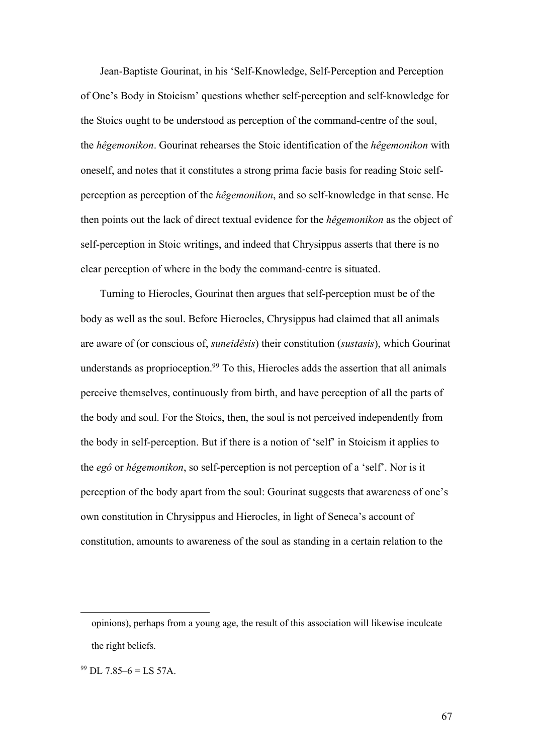Jean-Baptiste Gourinat, in his 'Self-Knowledge, Self-Perception and Perception of One's Body in Stoicism' questions whether self-perception and self-knowledge for the Stoics ought to be understood as perception of the command-centre of the soul, the *hêgemonikon*. Gourinat rehearses the Stoic identification of the *hêgemonikon* with oneself, and notes that it constitutes a strong prima facie basis for reading Stoic self-perception as perception of the *hêgemonikon*, and so self-knowledge in that sense. He then points out the lack of direct textual evidence for the *hêgemonikon* as the object of self-perception in Stoic writings, and indeed that Chrysippus asserts that there is no clear perception of where in the body the command-centre is situated.

Turning to Hierocles, Gourinat then argues that self-perception must be of the body as well as the soul. Before Hierocles, Chrysippus had claimed that all animals are aware of (or conscious of, *suneidêsis*) their constitution (*sustasis*), which Gourinat understands as proprioception.[99] To this, Hierocles adds the assertion that all animals perceive themselves, continuously from birth, and have perception of all the parts of the body and soul. For the Stoics, then, the soul is not perceived independently from the body in self-perception. But if there is a notion of 'self' in Stoicism it applies to the *egô* or *hêgemonikon*, so self-perception is not perception of a 'self'. Nor is it perception of the body apart from the soul: Gourinat suggests that awareness of one's own constitution in Chrysippus and Hierocles, in light of Seneca's account of constitution, amounts to awareness of the soul as standing in a certain relation to the

---

opinions), perhaps from a young age, the result of this association will likewise inculcate the right beliefs.

[99] DL 7.85–6 = LS 57A.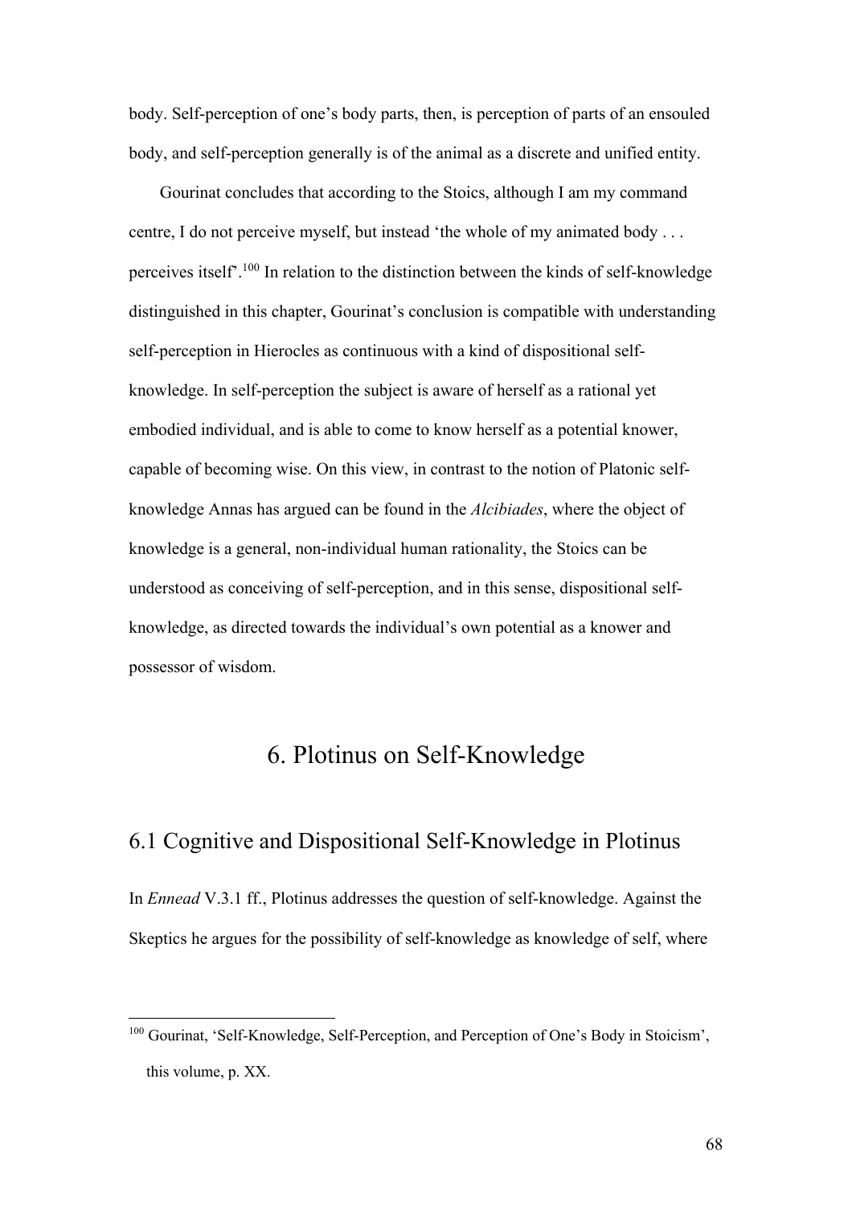body. Self-perception of one's body parts, then, is perception of parts of an ensouled body, and self-perception generally is of the animal as a discrete and unified entity.

Gourinat concludes that according to the Stoics, although I am my command centre, I do not perceive myself, but instead 'the whole of my animated body . . . perceives itself'.[100] In relation to the distinction between the kinds of self-knowledge distinguished in this chapter, Gourinat's conclusion is compatible with understanding self-perception in Hierocles as continuous with a kind of dispositional self-knowledge. In self-perception the subject is aware of herself as a rational yet embodied individual, and is able to come to know herself as a potential knower, capable of becoming wise. On this view, in contrast to the notion of Platonic self-knowledge Annas has argued can be found in the *Alcibiades*, where the object of knowledge is a general, non-individual human rationality, the Stoics can be understood as conceiving of self-perception, and in this sense, dispositional self-knowledge, as directed towards the individual's own potential as a knower and possessor of wisdom.

# 6. Plotinus on Self-Knowledge

## 6.1 Cognitive and Dispositional Self-Knowledge in Plotinus

In *Ennead* V.3.1 ff., Plotinus addresses the question of self-knowledge. Against the Skeptics he argues for the possibility of self-knowledge as knowledge of self, where

[100] Gourinat, 'Self-Knowledge, Self-Perception, and Perception of One's Body in Stoicism', this volume, p. XX.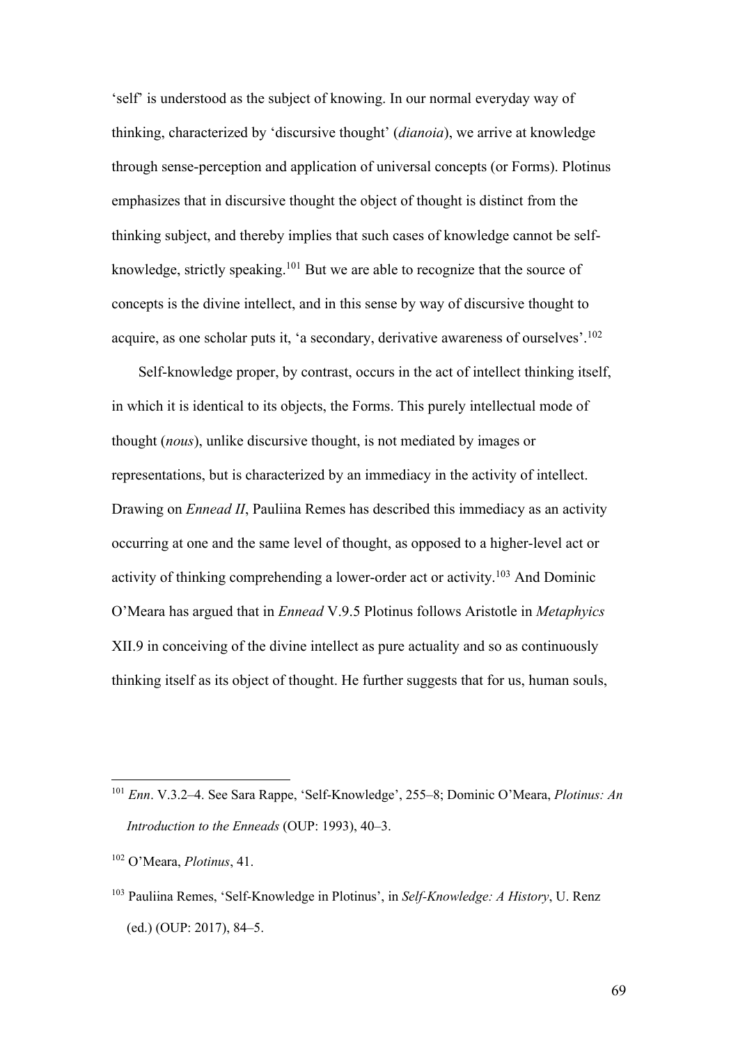'self' is understood as the subject of knowing. In our normal everyday way of thinking, characterized by 'discursive thought' (*dianoia*), we arrive at knowledge through sense-perception and application of universal concepts (or Forms). Plotinus emphasizes that in discursive thought the object of thought is distinct from the thinking subject, and thereby implies that such cases of knowledge cannot be self-knowledge, strictly speaking.[101] But we are able to recognize that the source of concepts is the divine intellect, and in this sense by way of discursive thought to acquire, as one scholar puts it, 'a secondary, derivative awareness of ourselves'.[102]

Self-knowledge proper, by contrast, occurs in the act of intellect thinking itself, in which it is identical to its objects, the Forms. This purely intellectual mode of thought (*nous*), unlike discursive thought, is not mediated by images or representations, but is characterized by an immediacy in the activity of intellect. Drawing on *Ennead II*, Pauliina Remes has described this immediacy as an activity occurring at one and the same level of thought, as opposed to a higher-level act or activity of thinking comprehending a lower-order act or activity.[103] And Dominic O'Meara has argued that in *Ennead* V.9.5 Plotinus follows Aristotle in *Metaphyics* XII.9 in conceiving of the divine intellect as pure actuality and so as continuously thinking itself as its object of thought. He further suggests that for us, human souls,

---

[101] *Enn*. V.3.2–4. See Sara Rappe, 'Self-Knowledge', 255–8; Dominic O'Meara, *Plotinus: An Introduction to the Enneads* (OUP: 1993), 40–3.

[102] O'Meara, *Plotinus*, 41.

[103] Pauliina Remes, 'Self-Knowledge in Plotinus', in *Self-Knowledge: A History*, U. Renz (ed.) (OUP: 2017), 84–5.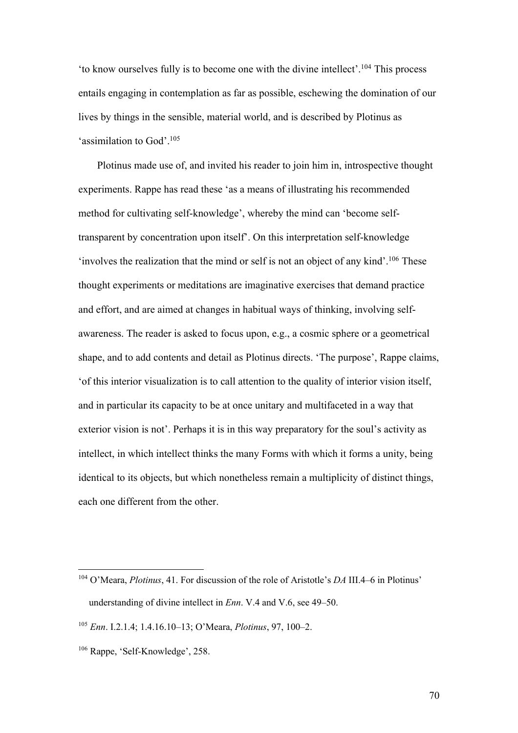'to know ourselves fully is to become one with the divine intellect'.[104] This process entails engaging in contemplation as far as possible, eschewing the domination of our lives by things in the sensible, material world, and is described by Plotinus as 'assimilation to God'.[105]

Plotinus made use of, and invited his reader to join him in, introspective thought experiments. Rappe has read these 'as a means of illustrating his recommended method for cultivating self-knowledge', whereby the mind can 'become self-transparent by concentration upon itself'. On this interpretation self-knowledge 'involves the realization that the mind or self is not an object of any kind'.[106] These thought experiments or meditations are imaginative exercises that demand practice and effort, and are aimed at changes in habitual ways of thinking, involving self-awareness. The reader is asked to focus upon, e.g., a cosmic sphere or a geometrical shape, and to add contents and detail as Plotinus directs. 'The purpose', Rappe claims, 'of this interior visualization is to call attention to the quality of interior vision itself, and in particular its capacity to be at once unitary and multifaceted in a way that exterior vision is not'. Perhaps it is in this way preparatory for the soul's activity as intellect, in which intellect thinks the many Forms with which it forms a unity, being identical to its objects, but which nonetheless remain a multiplicity of distinct things, each one different from the other.

---

[104] O'Meara, *Plotinus*, 41. For discussion of the role of Aristotle's *DA* III.4–6 in Plotinus' understanding of divine intellect in *Enn*. V.4 and V.6, see 49–50.

[105] *Enn*. I.2.1.4; 1.4.16.10–13; O'Meara, *Plotinus*, 97, 100–2.

[106] Rappe, 'Self-Knowledge', 258.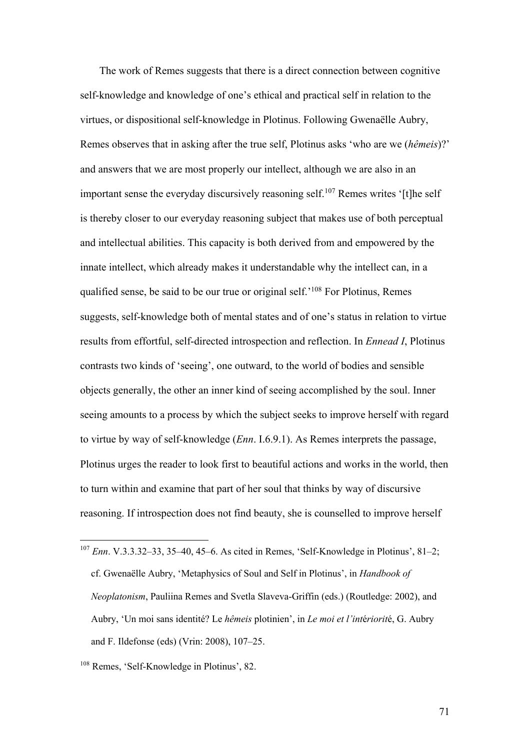The work of Remes suggests that there is a direct connection between cognitive self-knowledge and knowledge of one's ethical and practical self in relation to the virtues, or dispositional self-knowledge in Plotinus. Following Gwenaëlle Aubry, Remes observes that in asking after the true self, Plotinus asks 'who are we (*hêmeis*)?' and answers that we are most properly our intellect, although we are also in an important sense the everyday discursively reasoning self.[107] Remes writes '[t]he self is thereby closer to our everyday reasoning subject that makes use of both perceptual and intellectual abilities. This capacity is both derived from and empowered by the innate intellect, which already makes it understandable why the intellect can, in a qualified sense, be said to be our true or original self.'[108] For Plotinus, Remes suggests, self-knowledge both of mental states and of one's status in relation to virtue results from effortful, self-directed introspection and reflection. In *Ennead I*, Plotinus contrasts two kinds of 'seeing', one outward, to the world of bodies and sensible objects generally, the other an inner kind of seeing accomplished by the soul. Inner seeing amounts to a process by which the subject seeks to improve herself with regard to virtue by way of self-knowledge (*Enn*. I.6.9.1). As Remes interprets the passage, Plotinus urges the reader to look first to beautiful actions and works in the world, then to turn within and examine that part of her soul that thinks by way of discursive reasoning. If introspection does not find beauty, she is counselled to improve herself

---

[107] *Enn*. V.3.3.32–33, 35–40, 45–6. As cited in Remes, 'Self-Knowledge in Plotinus', 81–2; cf. Gwenaëlle Aubry, 'Metaphysics of Soul and Self in Plotinus', in *Handbook of Neoplatonism*, Pauliina Remes and Svetla Slaveva-Griffin (eds.) (Routledge: 2002), and Aubry, 'Un moi sans identité? Le *hêmeis* plotinien', in *Le moi et l'intériorité*, G. Aubry and F. Ildefonse (eds) (Vrin: 2008), 107–25.

[108] Remes, 'Self-Knowledge in Plotinus', 82.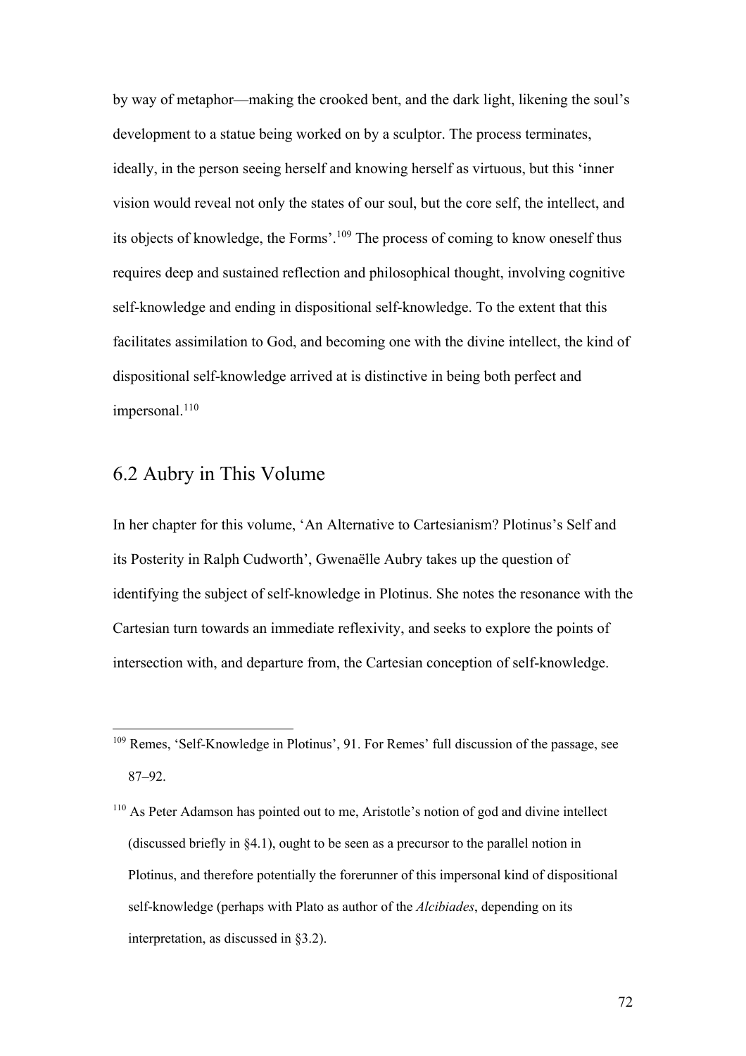by way of metaphor—making the crooked bent, and the dark light, likening the soul's development to a statue being worked on by a sculptor. The process terminates, ideally, in the person seeing herself and knowing herself as virtuous, but this 'inner vision would reveal not only the states of our soul, but the core self, the intellect, and its objects of knowledge, the Forms'.[109] The process of coming to know oneself thus requires deep and sustained reflection and philosophical thought, involving cognitive self-knowledge and ending in dispositional self-knowledge. To the extent that this facilitates assimilation to God, and becoming one with the divine intellect, the kind of dispositional self-knowledge arrived at is distinctive in being both perfect and impersonal.[110]

## 6.2 Aubry in This Volume

In her chapter for this volume, 'An Alternative to Cartesianism? Plotinus's Self and its Posterity in Ralph Cudworth', Gwenaëlle Aubry takes up the question of identifying the subject of self-knowledge in Plotinus. She notes the resonance with the Cartesian turn towards an immediate reflexivity, and seeks to explore the points of intersection with, and departure from, the Cartesian conception of self-knowledge.

---

[109] Remes, 'Self-Knowledge in Plotinus', 91. For Remes' full discussion of the passage, see 87–92.

[110] As Peter Adamson has pointed out to me, Aristotle's notion of god and divine intellect (discussed briefly in §4.1), ought to be seen as a precursor to the parallel notion in Plotinus, and therefore potentially the forerunner of this impersonal kind of dispositional self-knowledge (perhaps with Plato as author of the *Alcibiades*, depending on its interpretation, as discussed in §3.2).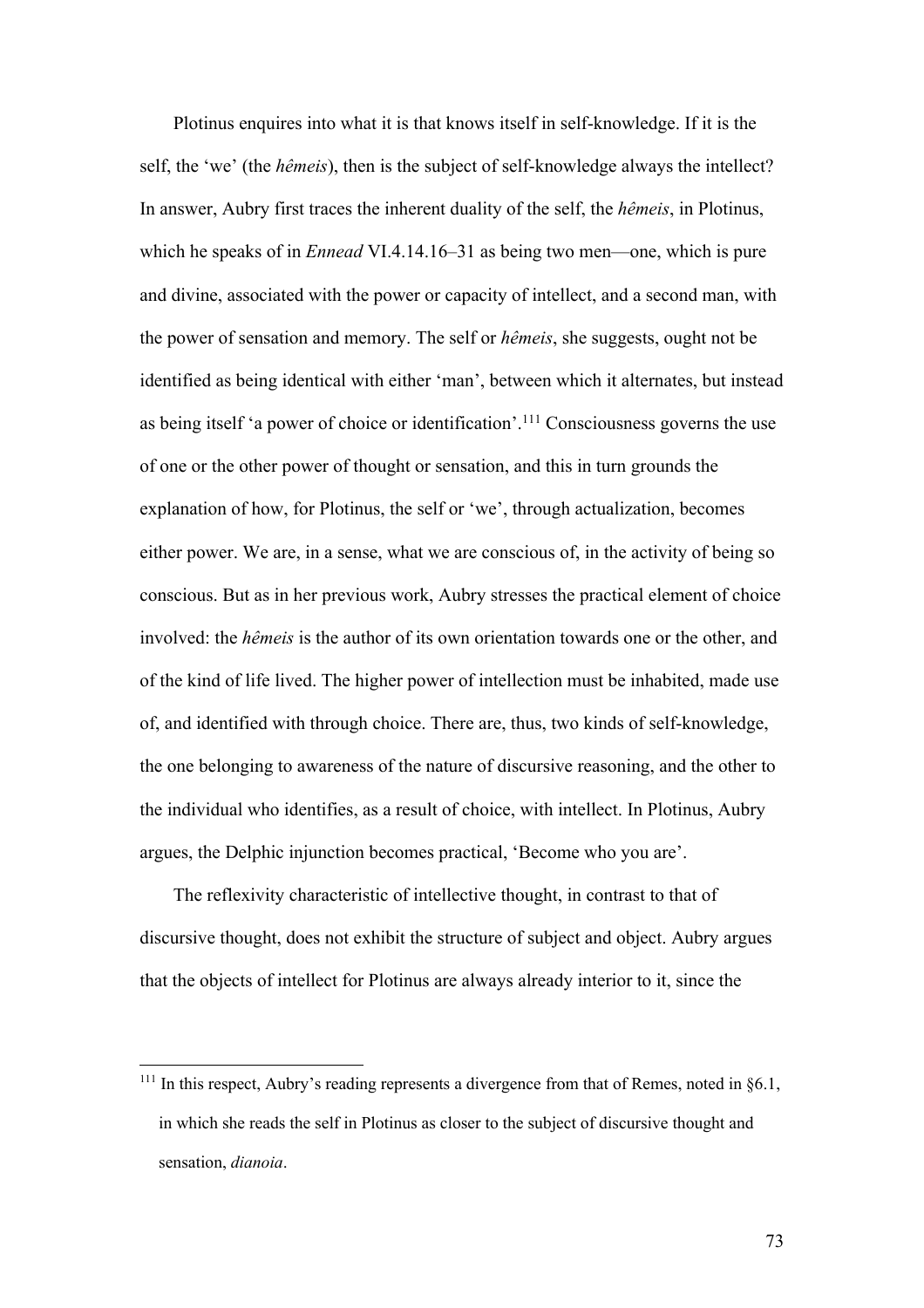Plotinus enquires into what it is that knows itself in self-knowledge. If it is the self, the 'we' (the *hêmeis*), then is the subject of self-knowledge always the intellect? In answer, Aubry first traces the inherent duality of the self, the *hêmeis*, in Plotinus, which he speaks of in *Ennead* VI.4.14.16–31 as being two men—one, which is pure and divine, associated with the power or capacity of intellect, and a second man, with the power of sensation and memory. The self or *hêmeis*, she suggests, ought not be identified as being identical with either 'man', between which it alternates, but instead as being itself 'a power of choice or identification'.[111] Consciousness governs the use of one or the other power of thought or sensation, and this in turn grounds the explanation of how, for Plotinus, the self or 'we', through actualization, becomes either power. We are, in a sense, what we are conscious of, in the activity of being so conscious. But as in her previous work, Aubry stresses the practical element of choice involved: the *hêmeis* is the author of its own orientation towards one or the other, and of the kind of life lived. The higher power of intellection must be inhabited, made use of, and identified with through choice. There are, thus, two kinds of self-knowledge, the one belonging to awareness of the nature of discursive reasoning, and the other to the individual who identifies, as a result of choice, with intellect. In Plotinus, Aubry argues, the Delphic injunction becomes practical, 'Become who you are'.

The reflexivity characteristic of intellective thought, in contrast to that of discursive thought, does not exhibit the structure of subject and object. Aubry argues that the objects of intellect for Plotinus are always already interior to it, since the

[111] In this respect, Aubry's reading represents a divergence from that of Remes, noted in §6.1, in which she reads the self in Plotinus as closer to the subject of discursive thought and sensation, *dianoia*.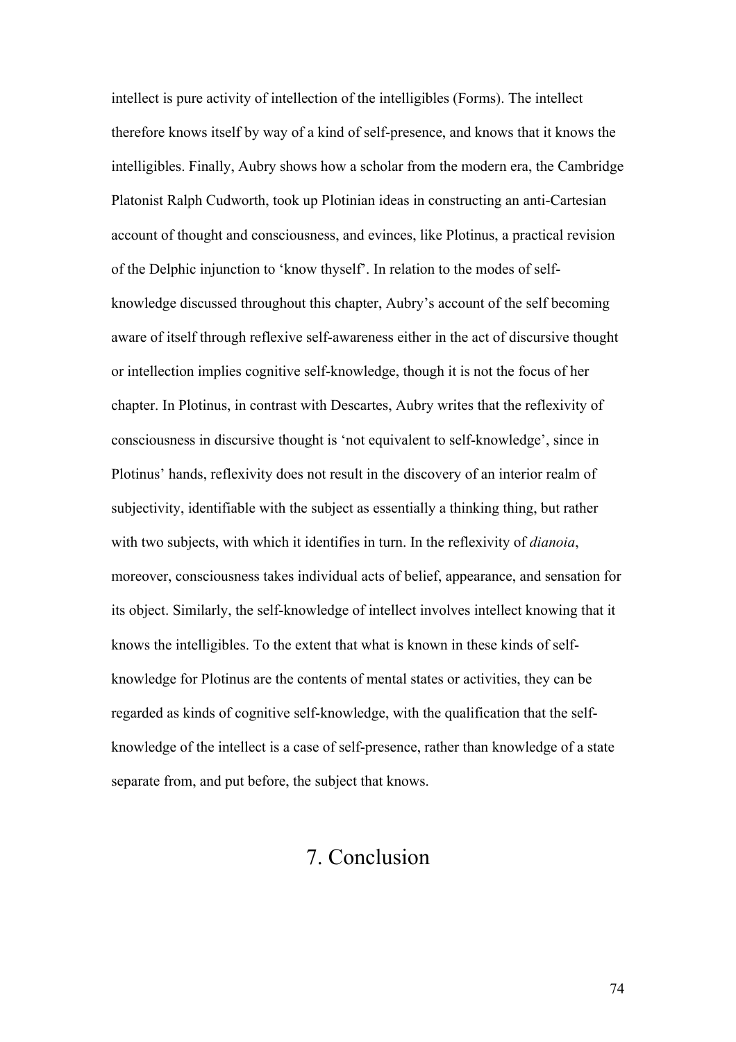intellect is pure activity of intellection of the intelligibles (Forms). The intellect therefore knows itself by way of a kind of self-presence, and knows that it knows the intelligibles. Finally, Aubry shows how a scholar from the modern era, the Cambridge Platonist Ralph Cudworth, took up Plotinian ideas in constructing an anti-Cartesian account of thought and consciousness, and evinces, like Plotinus, a practical revision of the Delphic injunction to 'know thyself'. In relation to the modes of self-knowledge discussed throughout this chapter, Aubry's account of the self becoming aware of itself through reflexive self-awareness either in the act of discursive thought or intellection implies cognitive self-knowledge, though it is not the focus of her chapter. In Plotinus, in contrast with Descartes, Aubry writes that the reflexivity of consciousness in discursive thought is 'not equivalent to self-knowledge', since in Plotinus' hands, reflexivity does not result in the discovery of an interior realm of subjectivity, identifiable with the subject as essentially a thinking thing, but rather with two subjects, with which it identifies in turn. In the reflexivity of *dianoia*, moreover, consciousness takes individual acts of belief, appearance, and sensation for its object. Similarly, the self-knowledge of intellect involves intellect knowing that it knows the intelligibles. To the extent that what is known in these kinds of self-knowledge for Plotinus are the contents of mental states or activities, they can be regarded as kinds of cognitive self-knowledge, with the qualification that the self-knowledge of the intellect is a case of self-presence, rather than knowledge of a state separate from, and put before, the subject that knows.

## 7. Conclusion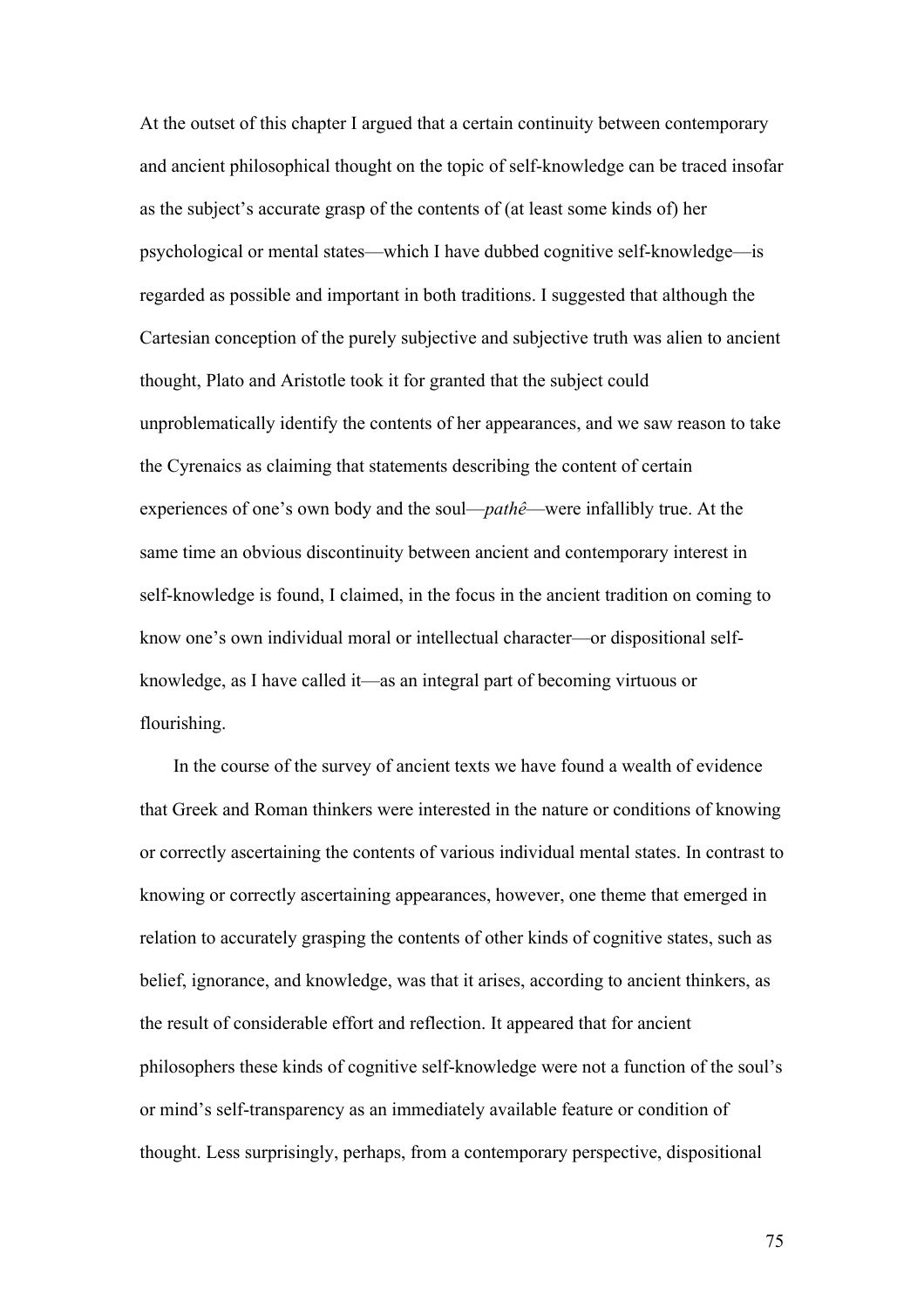At the outset of this chapter I argued that a certain continuity between contemporary and ancient philosophical thought on the topic of self-knowledge can be traced insofar as the subject's accurate grasp of the contents of (at least some kinds of) her psychological or mental states—which I have dubbed cognitive self-knowledge—is regarded as possible and important in both traditions. I suggested that although the Cartesian conception of the purely subjective and subjective truth was alien to ancient thought, Plato and Aristotle took it for granted that the subject could unproblematically identify the contents of her appearances, and we saw reason to take the Cyrenaics as claiming that statements describing the content of certain experiences of one's own body and the soul—*pathê*—were infallibly true. At the same time an obvious discontinuity between ancient and contemporary interest in self-knowledge is found, I claimed, in the focus in the ancient tradition on coming to know one's own individual moral or intellectual character—or dispositional self-knowledge, as I have called it—as an integral part of becoming virtuous or flourishing.

In the course of the survey of ancient texts we have found a wealth of evidence that Greek and Roman thinkers were interested in the nature or conditions of knowing or correctly ascertaining the contents of various individual mental states. In contrast to knowing or correctly ascertaining appearances, however, one theme that emerged in relation to accurately grasping the contents of other kinds of cognitive states, such as belief, ignorance, and knowledge, was that it arises, according to ancient thinkers, as the result of considerable effort and reflection. It appeared that for ancient philosophers these kinds of cognitive self-knowledge were not a function of the soul's or mind's self-transparency as an immediately available feature or condition of thought. Less surprisingly, perhaps, from a contemporary perspective, dispositional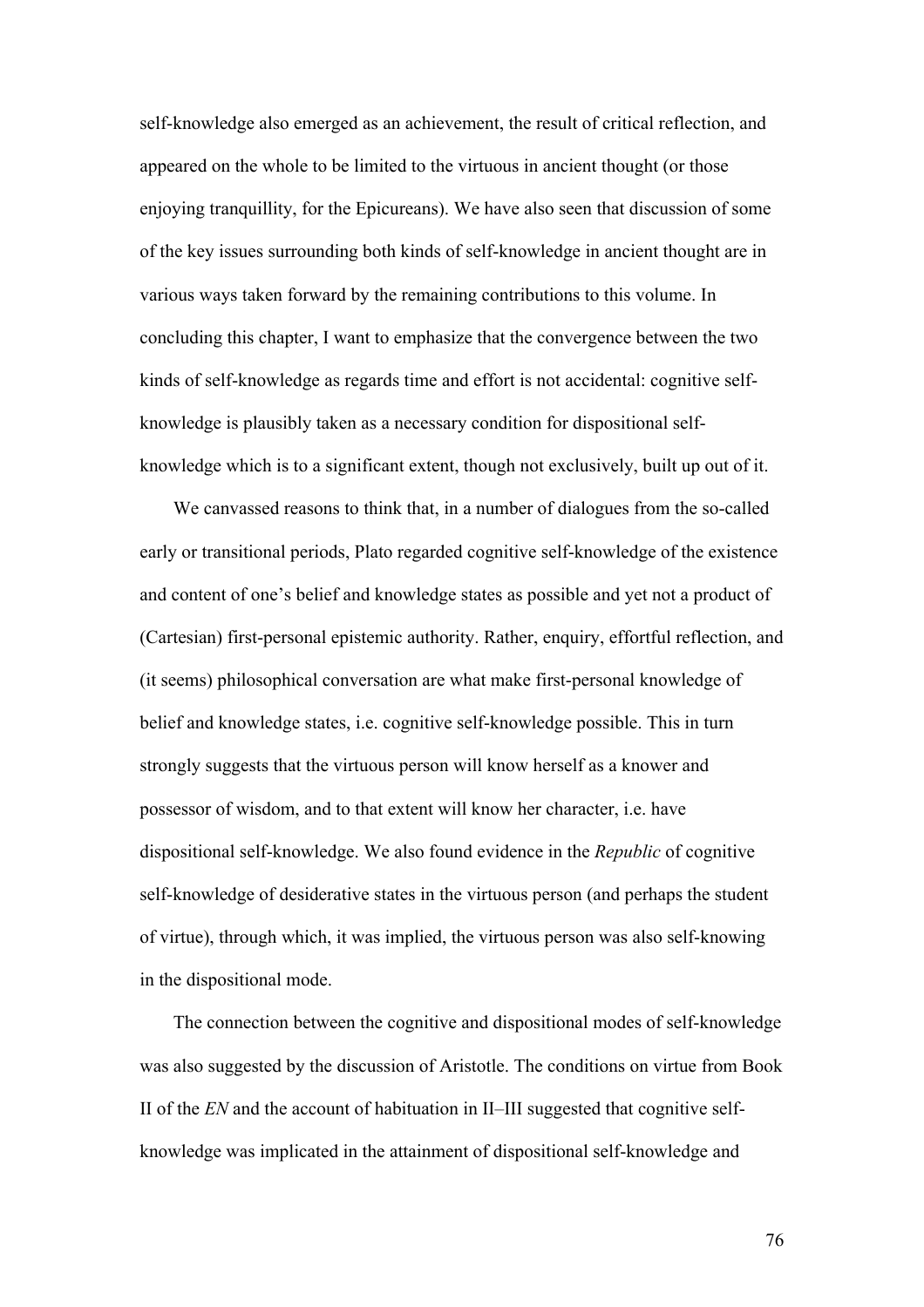self-knowledge also emerged as an achievement, the result of critical reflection, and appeared on the whole to be limited to the virtuous in ancient thought (or those enjoying tranquillity, for the Epicureans). We have also seen that discussion of some of the key issues surrounding both kinds of self-knowledge in ancient thought are in various ways taken forward by the remaining contributions to this volume. In concluding this chapter, I want to emphasize that the convergence between the two kinds of self-knowledge as regards time and effort is not accidental: cognitive self-knowledge is plausibly taken as a necessary condition for dispositional self-knowledge which is to a significant extent, though not exclusively, built up out of it.

We canvassed reasons to think that, in a number of dialogues from the so-called early or transitional periods, Plato regarded cognitive self-knowledge of the existence and content of one's belief and knowledge states as possible and yet not a product of (Cartesian) first-personal epistemic authority. Rather, enquiry, effortful reflection, and (it seems) philosophical conversation are what make first-personal knowledge of belief and knowledge states, i.e. cognitive self-knowledge possible. This in turn strongly suggests that the virtuous person will know herself as a knower and possessor of wisdom, and to that extent will know her character, i.e. have dispositional self-knowledge. We also found evidence in the *Republic* of cognitive self-knowledge of desiderative states in the virtuous person (and perhaps the student of virtue), through which, it was implied, the virtuous person was also self-knowing in the dispositional mode.

The connection between the cognitive and dispositional modes of self-knowledge was also suggested by the discussion of Aristotle. The conditions on virtue from Book II of the *EN* and the account of habituation in II–III suggested that cognitive self-knowledge was implicated in the attainment of dispositional self-knowledge and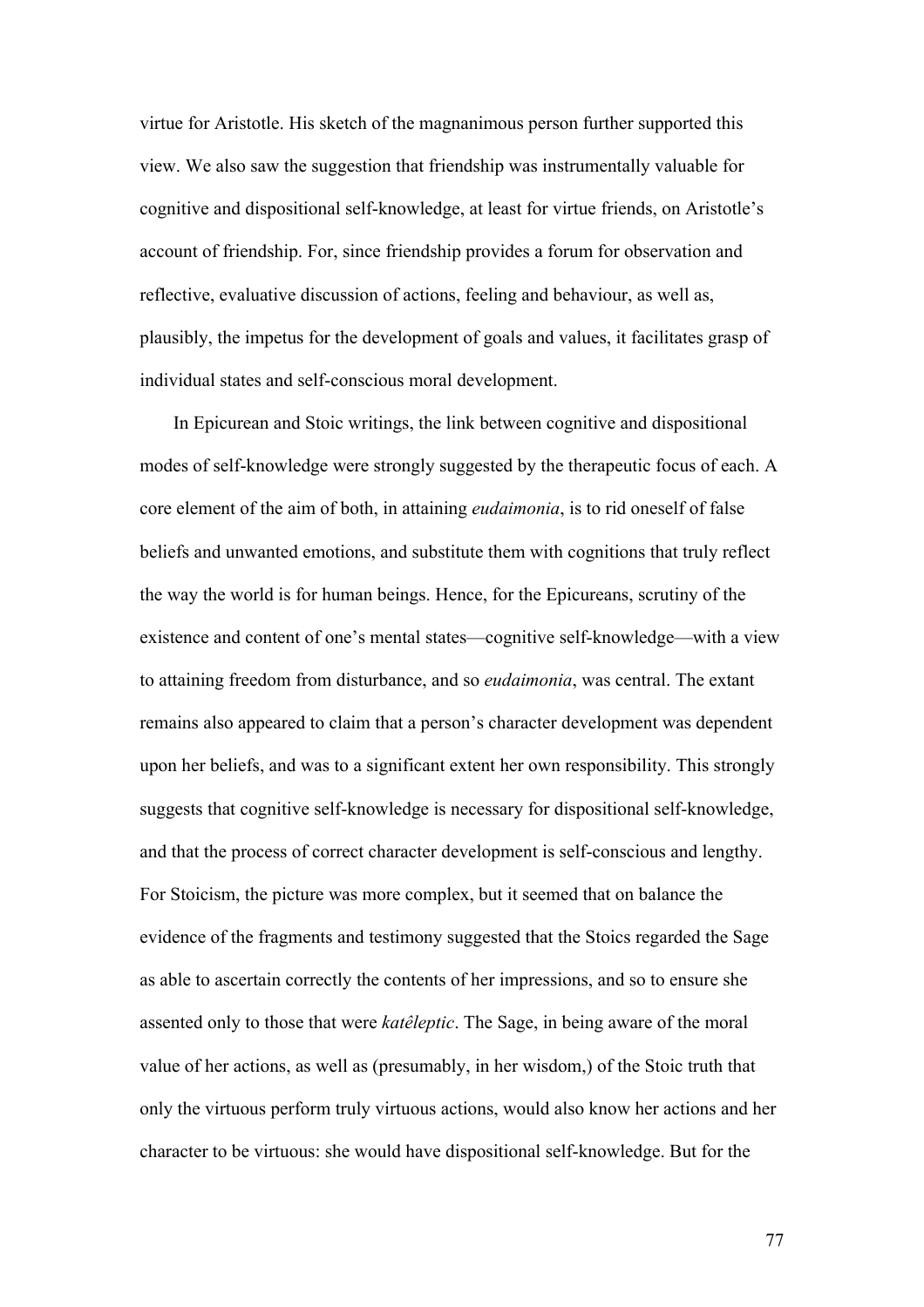virtue for Aristotle. His sketch of the magnanimous person further supported this view. We also saw the suggestion that friendship was instrumentally valuable for cognitive and dispositional self-knowledge, at least for virtue friends, on Aristotle's account of friendship. For, since friendship provides a forum for observation and reflective, evaluative discussion of actions, feeling and behaviour, as well as, plausibly, the impetus for the development of goals and values, it facilitates grasp of individual states and self-conscious moral development.

In Epicurean and Stoic writings, the link between cognitive and dispositional modes of self-knowledge were strongly suggested by the therapeutic focus of each. A core element of the aim of both, in attaining *eudaimonia*, is to rid oneself of false beliefs and unwanted emotions, and substitute them with cognitions that truly reflect the way the world is for human beings. Hence, for the Epicureans, scrutiny of the existence and content of one's mental states—cognitive self-knowledge—with a view to attaining freedom from disturbance, and so *eudaimonia*, was central. The extant remains also appeared to claim that a person's character development was dependent upon her beliefs, and was to a significant extent her own responsibility. This strongly suggests that cognitive self-knowledge is necessary for dispositional self-knowledge, and that the process of correct character development is self-conscious and lengthy. For Stoicism, the picture was more complex, but it seemed that on balance the evidence of the fragments and testimony suggested that the Stoics regarded the Sage as able to ascertain correctly the contents of her impressions, and so to ensure she assented only to those that were *katêleptic*. The Sage, in being aware of the moral value of her actions, as well as (presumably, in her wisdom,) of the Stoic truth that only the virtuous perform truly virtuous actions, would also know her actions and her character to be virtuous: she would have dispositional self-knowledge. But for the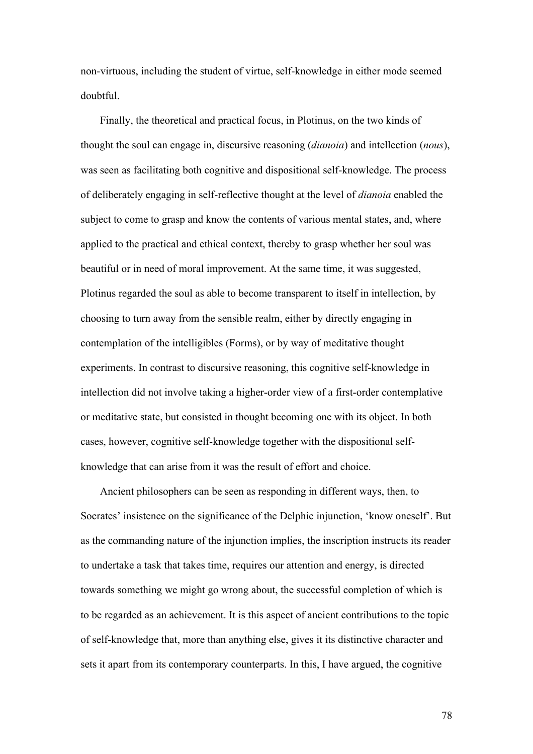non-virtuous, including the student of virtue, self-knowledge in either mode seemed doubtful.

Finally, the theoretical and practical focus, in Plotinus, on the two kinds of thought the soul can engage in, discursive reasoning (*dianoia*) and intellection (*nous*), was seen as facilitating both cognitive and dispositional self-knowledge. The process of deliberately engaging in self-reflective thought at the level of *dianoia* enabled the subject to come to grasp and know the contents of various mental states, and, where applied to the practical and ethical context, thereby to grasp whether her soul was beautiful or in need of moral improvement. At the same time, it was suggested, Plotinus regarded the soul as able to become transparent to itself in intellection, by choosing to turn away from the sensible realm, either by directly engaging in contemplation of the intelligibles (Forms), or by way of meditative thought experiments. In contrast to discursive reasoning, this cognitive self-knowledge in intellection did not involve taking a higher-order view of a first-order contemplative or meditative state, but consisted in thought becoming one with its object. In both cases, however, cognitive self-knowledge together with the dispositional self-knowledge that can arise from it was the result of effort and choice.

Ancient philosophers can be seen as responding in different ways, then, to Socrates' insistence on the significance of the Delphic injunction, 'know oneself'. But as the commanding nature of the injunction implies, the inscription instructs its reader to undertake a task that takes time, requires our attention and energy, is directed towards something we might go wrong about, the successful completion of which is to be regarded as an achievement. It is this aspect of ancient contributions to the topic of self-knowledge that, more than anything else, gives it its distinctive character and sets it apart from its contemporary counterparts. In this, I have argued, the cognitive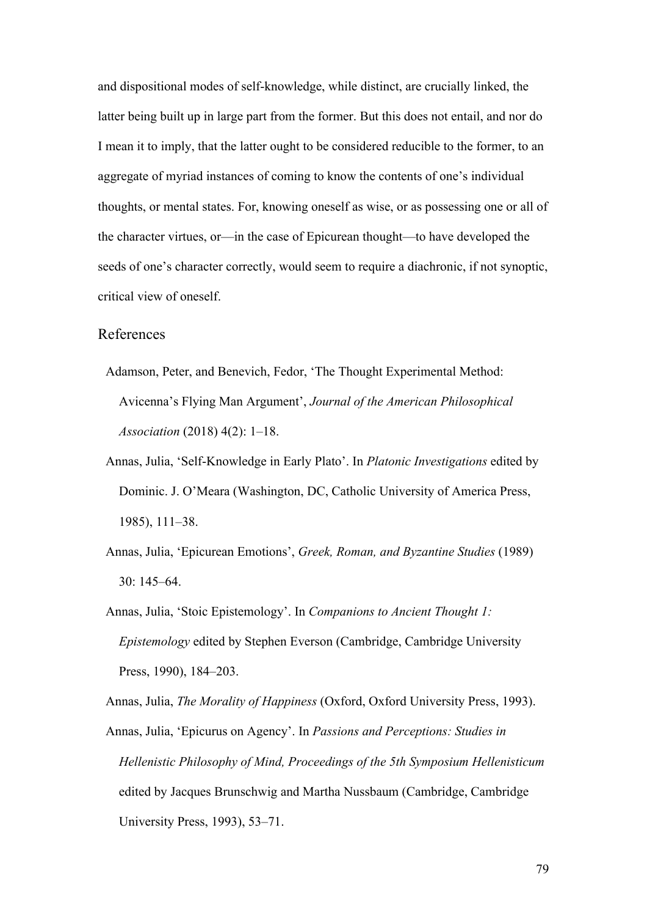and dispositional modes of self-knowledge, while distinct, are crucially linked, the latter being built up in large part from the former. But this does not entail, and nor do I mean it to imply, that the latter ought to be considered reducible to the former, to an aggregate of myriad instances of coming to know the contents of one's individual thoughts, or mental states. For, knowing oneself as wise, or as possessing one or all of the character virtues, or—in the case of Epicurean thought—to have developed the seeds of one's character correctly, would seem to require a diachronic, if not synoptic, critical view of oneself.

## References

Adamson, Peter, and Benevich, Fedor, 'The Thought Experimental Method: Avicenna's Flying Man Argument', *Journal of the American Philosophical Association* (2018) 4(2): 1–18.

Annas, Julia, 'Self-Knowledge in Early Plato'. In *Platonic Investigations* edited by Dominic. J. O'Meara (Washington, DC, Catholic University of America Press, 1985), 111–38.

Annas, Julia, 'Epicurean Emotions', *Greek, Roman, and Byzantine Studies* (1989) 30: 145–64.

Annas, Julia, 'Stoic Epistemology'. In *Companions to Ancient Thought 1: Epistemology* edited by Stephen Everson (Cambridge, Cambridge University Press, 1990), 184–203.

Annas, Julia, *The Morality of Happiness* (Oxford, Oxford University Press, 1993).

Annas, Julia, 'Epicurus on Agency'. In *Passions and Perceptions: Studies in Hellenistic Philosophy of Mind, Proceedings of the 5th Symposium Hellenisticum* edited by Jacques Brunschwig and Martha Nussbaum (Cambridge, Cambridge University Press, 1993), 53–71.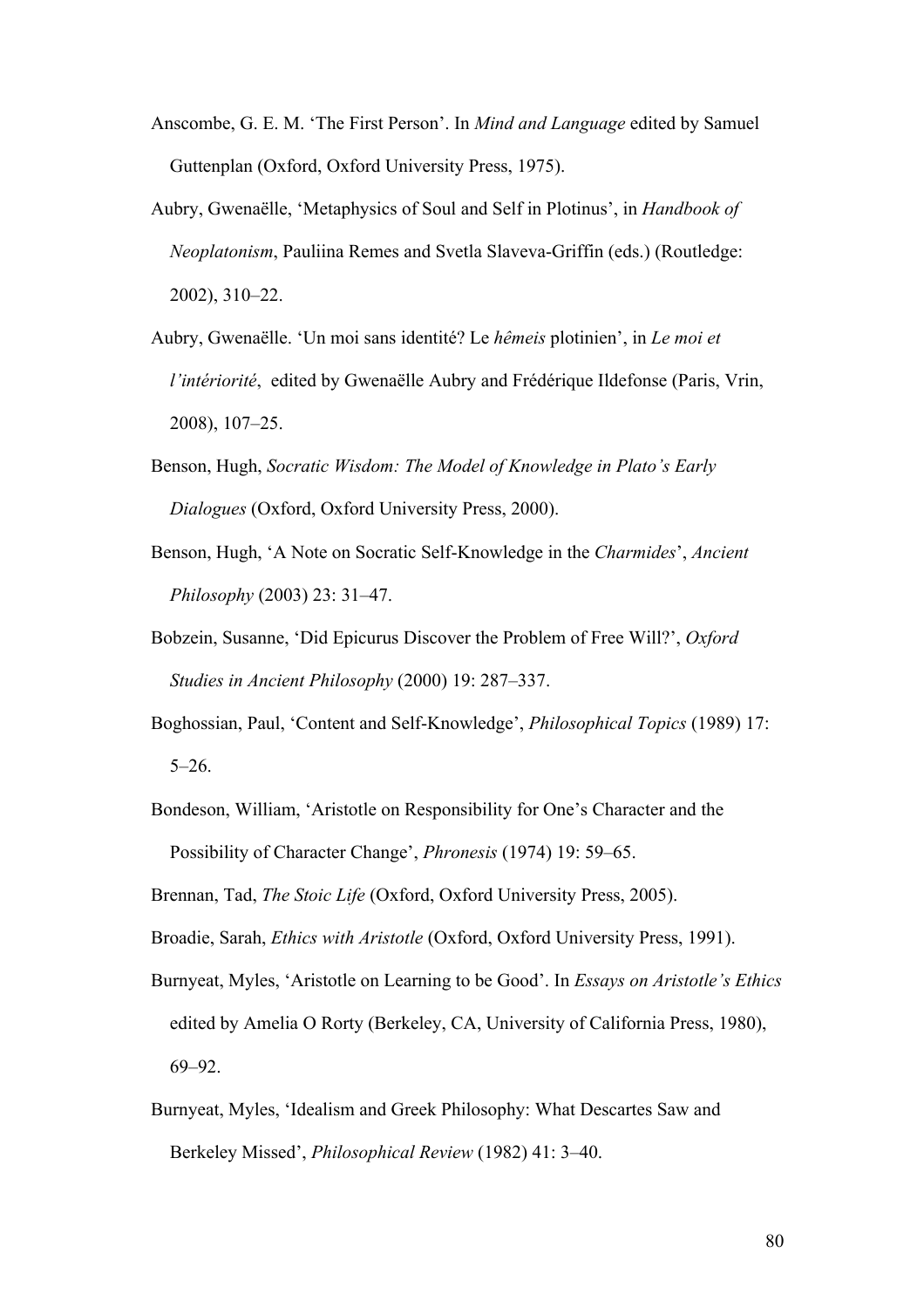Anscombe, G. E. M. 'The First Person'. In *Mind and Language* edited by Samuel Guttenplan (Oxford, Oxford University Press, 1975).

Aubry, Gwenaëlle, 'Metaphysics of Soul and Self in Plotinus', in *Handbook of Neoplatonism*, Pauliina Remes and Svetla Slaveva-Griffin (eds.) (Routledge: 2002), 310–22.

Aubry, Gwenaëlle. 'Un moi sans identité? Le *hêmeis* plotinien', in *Le moi et l'intériorité*, edited by Gwenaëlle Aubry and Frédérique Ildefonse (Paris, Vrin, 2008), 107–25.

Benson, Hugh, *Socratic Wisdom: The Model of Knowledge in Plato's Early Dialogues* (Oxford, Oxford University Press, 2000).

Benson, Hugh, 'A Note on Socratic Self-Knowledge in the *Charmides*', *Ancient Philosophy* (2003) 23: 31–47.

Bobzein, Susanne, 'Did Epicurus Discover the Problem of Free Will?', *Oxford Studies in Ancient Philosophy* (2000) 19: 287–337.

Boghossian, Paul, 'Content and Self-Knowledge', *Philosophical Topics* (1989) 17: 5–26.

Bondeson, William, 'Aristotle on Responsibility for One's Character and the Possibility of Character Change', *Phronesis* (1974) 19: 59–65.

Brennan, Tad, *The Stoic Life* (Oxford, Oxford University Press, 2005).

Broadie, Sarah, *Ethics with Aristotle* (Oxford, Oxford University Press, 1991).

Burnyeat, Myles, 'Aristotle on Learning to be Good'. In *Essays on Aristotle's Ethics* edited by Amelia O Rorty (Berkeley, CA, University of California Press, 1980), 69–92.

Burnyeat, Myles, 'Idealism and Greek Philosophy: What Descartes Saw and Berkeley Missed', *Philosophical Review* (1982) 41: 3–40.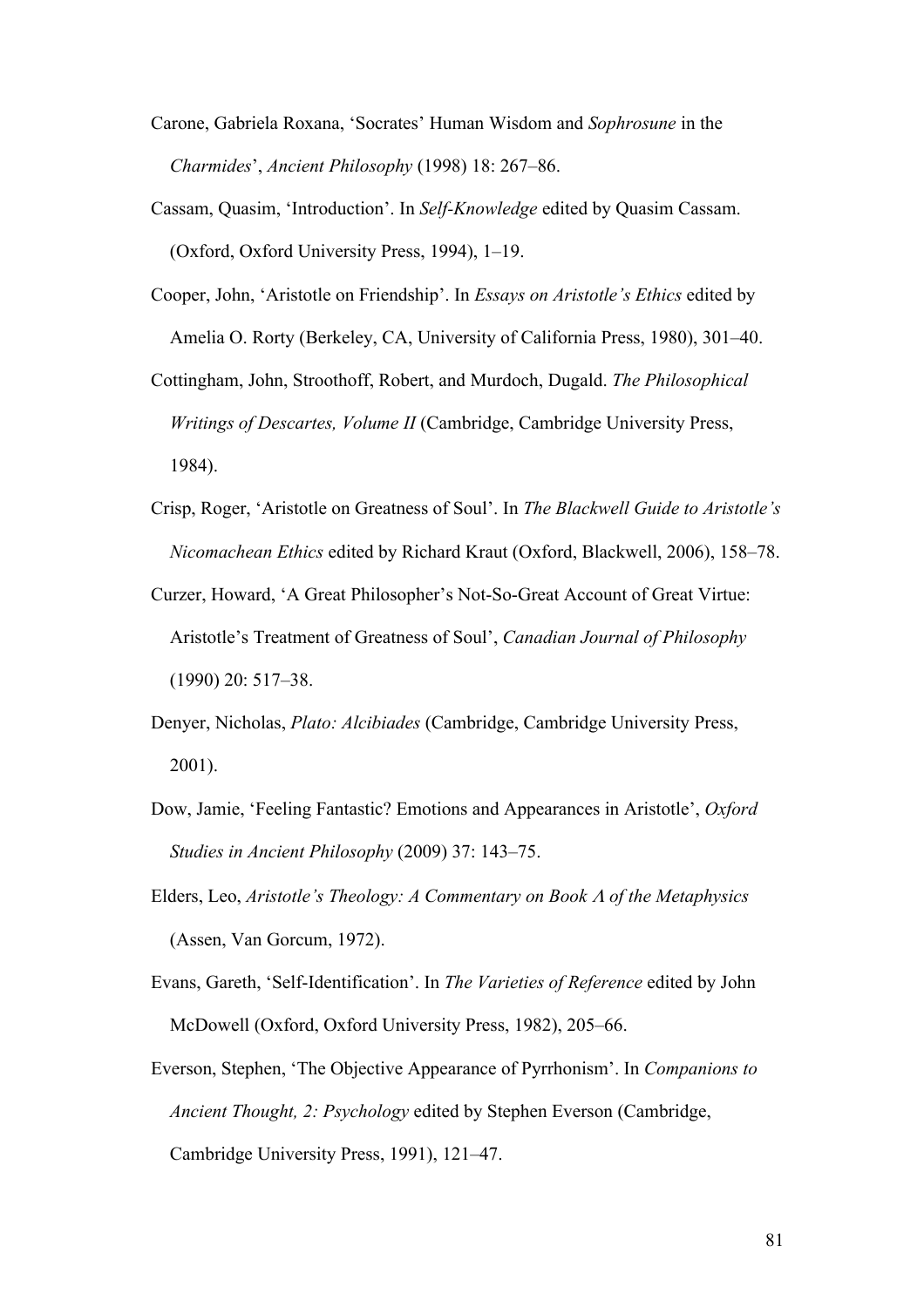Carone, Gabriela Roxana, 'Socrates' Human Wisdom and *Sophrosune* in the *Charmides*', *Ancient Philosophy* (1998) 18: 267–86.

Cassam, Quasim, 'Introduction'. In *Self-Knowledge* edited by Quasim Cassam. (Oxford, Oxford University Press, 1994), 1–19.

Cooper, John, 'Aristotle on Friendship'. In *Essays on Aristotle's Ethics* edited by Amelia O. Rorty (Berkeley, CA, University of California Press, 1980), 301–40.

Cottingham, John, Stroothoff, Robert, and Murdoch, Dugald. *The Philosophical Writings of Descartes, Volume II* (Cambridge, Cambridge University Press, 1984).

Crisp, Roger, 'Aristotle on Greatness of Soul'. In *The Blackwell Guide to Aristotle's Nicomachean Ethics* edited by Richard Kraut (Oxford, Blackwell, 2006), 158–78.

Curzer, Howard, 'A Great Philosopher's Not-So-Great Account of Great Virtue: Aristotle's Treatment of Greatness of Soul', *Canadian Journal of Philosophy* (1990) 20: 517–38.

Denyer, Nicholas, *Plato: Alcibiades* (Cambridge, Cambridge University Press, 2001).

Dow, Jamie, 'Feeling Fantastic? Emotions and Appearances in Aristotle', *Oxford Studies in Ancient Philosophy* (2009) 37: 143–75.

Elders, Leo, *Aristotle's Theology: A Commentary on Book Λ of the Metaphysics* (Assen, Van Gorcum, 1972).

Evans, Gareth, 'Self-Identification'. In *The Varieties of Reference* edited by John McDowell (Oxford, Oxford University Press, 1982), 205–66.

Everson, Stephen, 'The Objective Appearance of Pyrrhonism'. In *Companions to Ancient Thought, 2: Psychology* edited by Stephen Everson (Cambridge, Cambridge University Press, 1991), 121–47.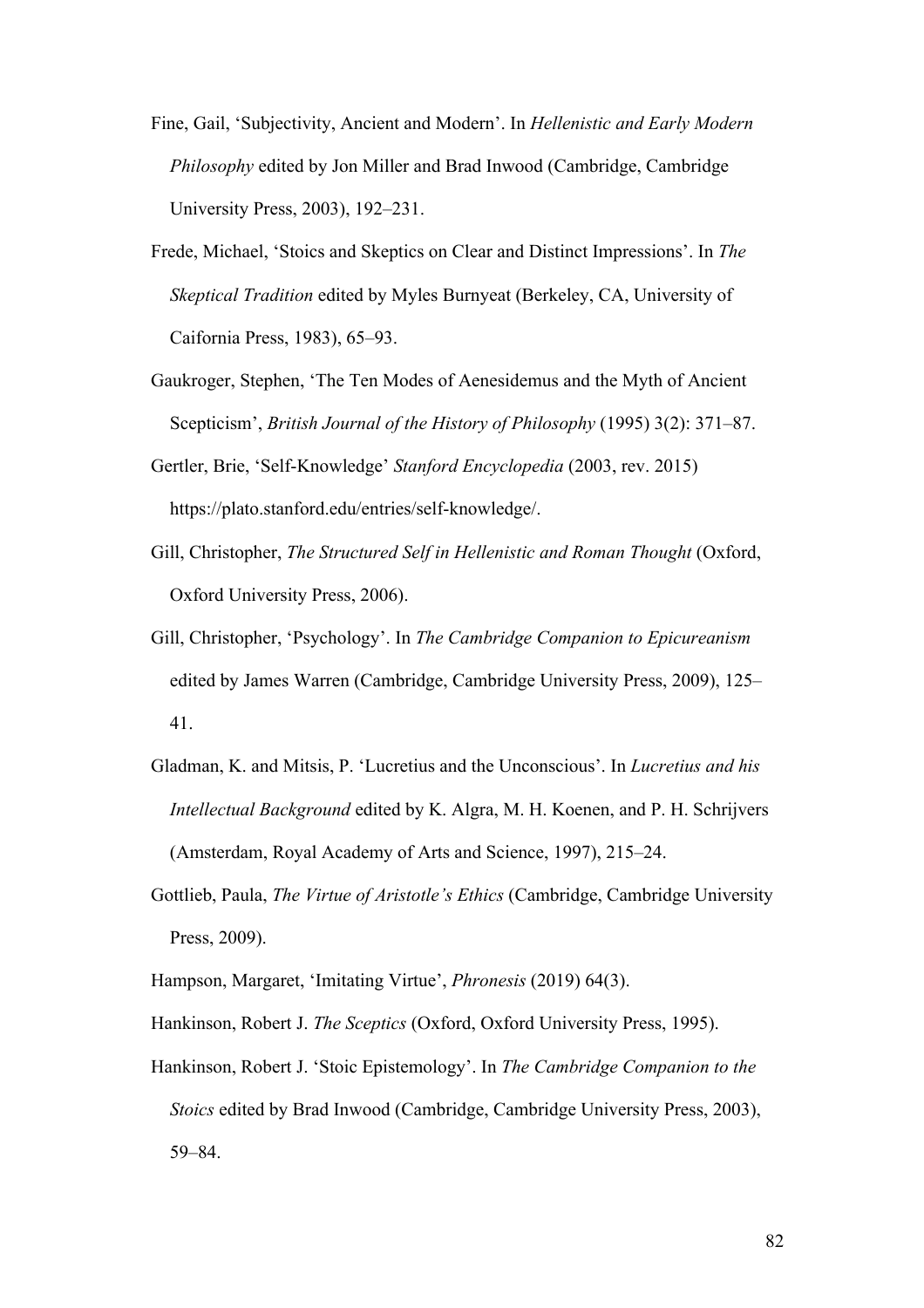Fine, Gail, 'Subjectivity, Ancient and Modern'. In *Hellenistic and Early Modern Philosophy* edited by Jon Miller and Brad Inwood (Cambridge, Cambridge University Press, 2003), 192–231.

Frede, Michael, 'Stoics and Skeptics on Clear and Distinct Impressions'. In *The Skeptical Tradition* edited by Myles Burnyeat (Berkeley, CA, University of Caifornia Press, 1983), 65–93.

Gaukroger, Stephen, 'The Ten Modes of Aenesidemus and the Myth of Ancient Scepticism', *British Journal of the History of Philosophy* (1995) 3(2): 371–87.

Gertler, Brie, 'Self-Knowledge' *Stanford Encyclopedia* (2003, rev. 2015) https://plato.stanford.edu/entries/self-knowledge/.

Gill, Christopher, *The Structured Self in Hellenistic and Roman Thought* (Oxford, Oxford University Press, 2006).

Gill, Christopher, 'Psychology'. In *The Cambridge Companion to Epicureanism* edited by James Warren (Cambridge, Cambridge University Press, 2009), 125–41.

Gladman, K. and Mitsis, P. 'Lucretius and the Unconscious'. In *Lucretius and his Intellectual Background* edited by K. Algra, M. H. Koenen, and P. H. Schrijvers (Amsterdam, Royal Academy of Arts and Science, 1997), 215–24.

Gottlieb, Paula, *The Virtue of Aristotle's Ethics* (Cambridge, Cambridge University Press, 2009).

Hampson, Margaret, 'Imitating Virtue', *Phronesis* (2019) 64(3).

Hankinson, Robert J. *The Sceptics* (Oxford, Oxford University Press, 1995).

Hankinson, Robert J. 'Stoic Epistemology'. In *The Cambridge Companion to the Stoics* edited by Brad Inwood (Cambridge, Cambridge University Press, 2003), 59–84.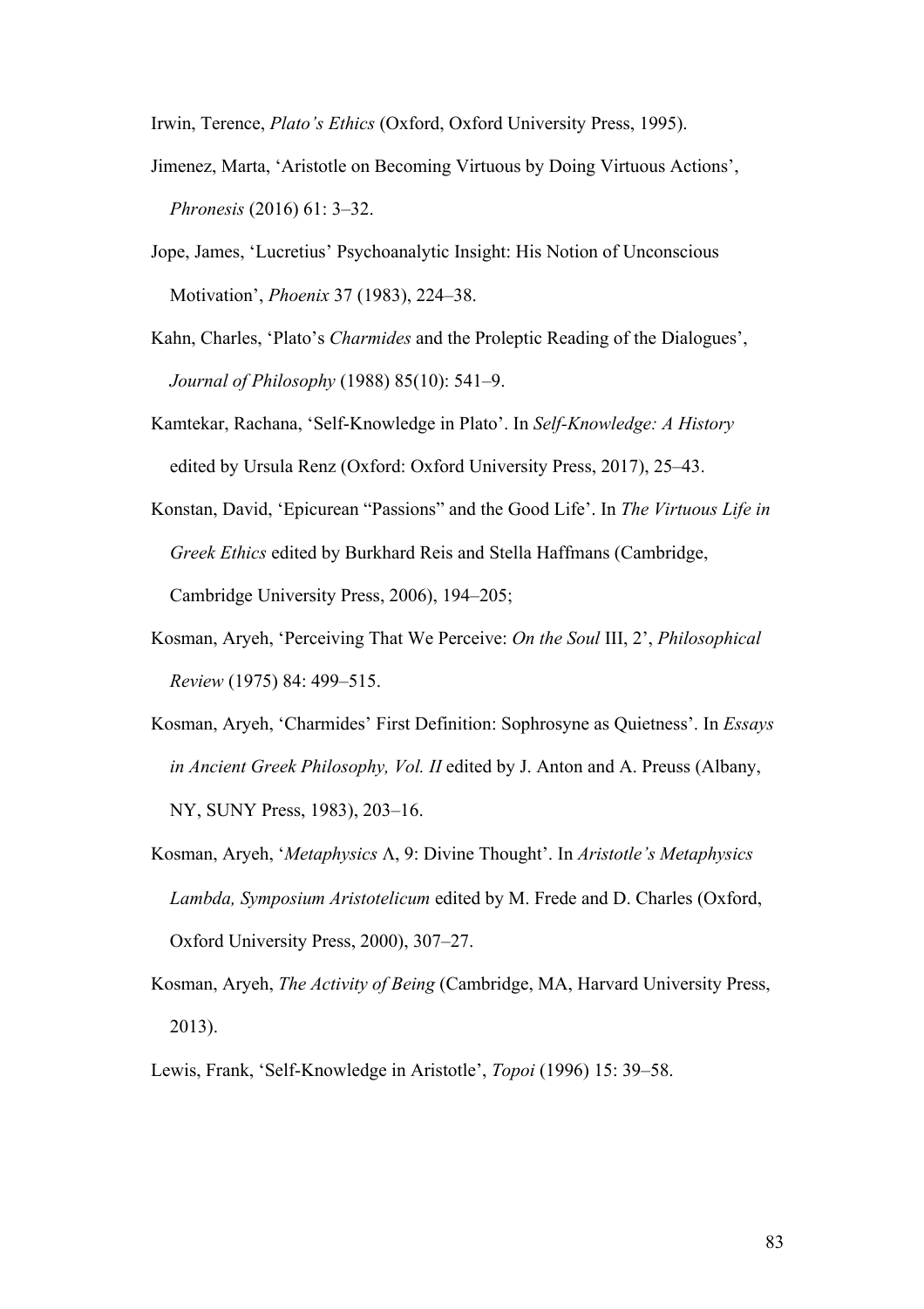Irwin, Terence, *Plato's Ethics* (Oxford, Oxford University Press, 1995).

Jimenez, Marta, 'Aristotle on Becoming Virtuous by Doing Virtuous Actions', *Phronesis* (2016) 61: 3–32.

Jope, James, 'Lucretius' Psychoanalytic Insight: His Notion of Unconscious Motivation', *Phoenix* 37 (1983), 224–38.

Kahn, Charles, 'Plato's *Charmides* and the Proleptic Reading of the Dialogues', *Journal of Philosophy* (1988) 85(10): 541–9.

Kamtekar, Rachana, 'Self-Knowledge in Plato'. In *Self-Knowledge: A History* edited by Ursula Renz (Oxford: Oxford University Press, 2017), 25–43.

Konstan, David, 'Epicurean "Passions" and the Good Life'. In *The Virtuous Life in Greek Ethics* edited by Burkhard Reis and Stella Haffmans (Cambridge, Cambridge University Press, 2006), 194–205;

Kosman, Aryeh, 'Perceiving That We Perceive: *On the Soul* III, 2', *Philosophical Review* (1975) 84: 499–515.

Kosman, Aryeh, 'Charmides' First Definition: Sophrosyne as Quietness'. In *Essays in Ancient Greek Philosophy, Vol. II* edited by J. Anton and A. Preuss (Albany, NY, SUNY Press, 1983), 203–16.

Kosman, Aryeh, '*Metaphysics* Λ, 9: Divine Thought'. In *Aristotle's Metaphysics Lambda, Symposium Aristotelicum* edited by M. Frede and D. Charles (Oxford, Oxford University Press, 2000), 307–27.

Kosman, Aryeh, *The Activity of Being* (Cambridge, MA, Harvard University Press, 2013).

Lewis, Frank, 'Self-Knowledge in Aristotle', *Topoi* (1996) 15: 39–58.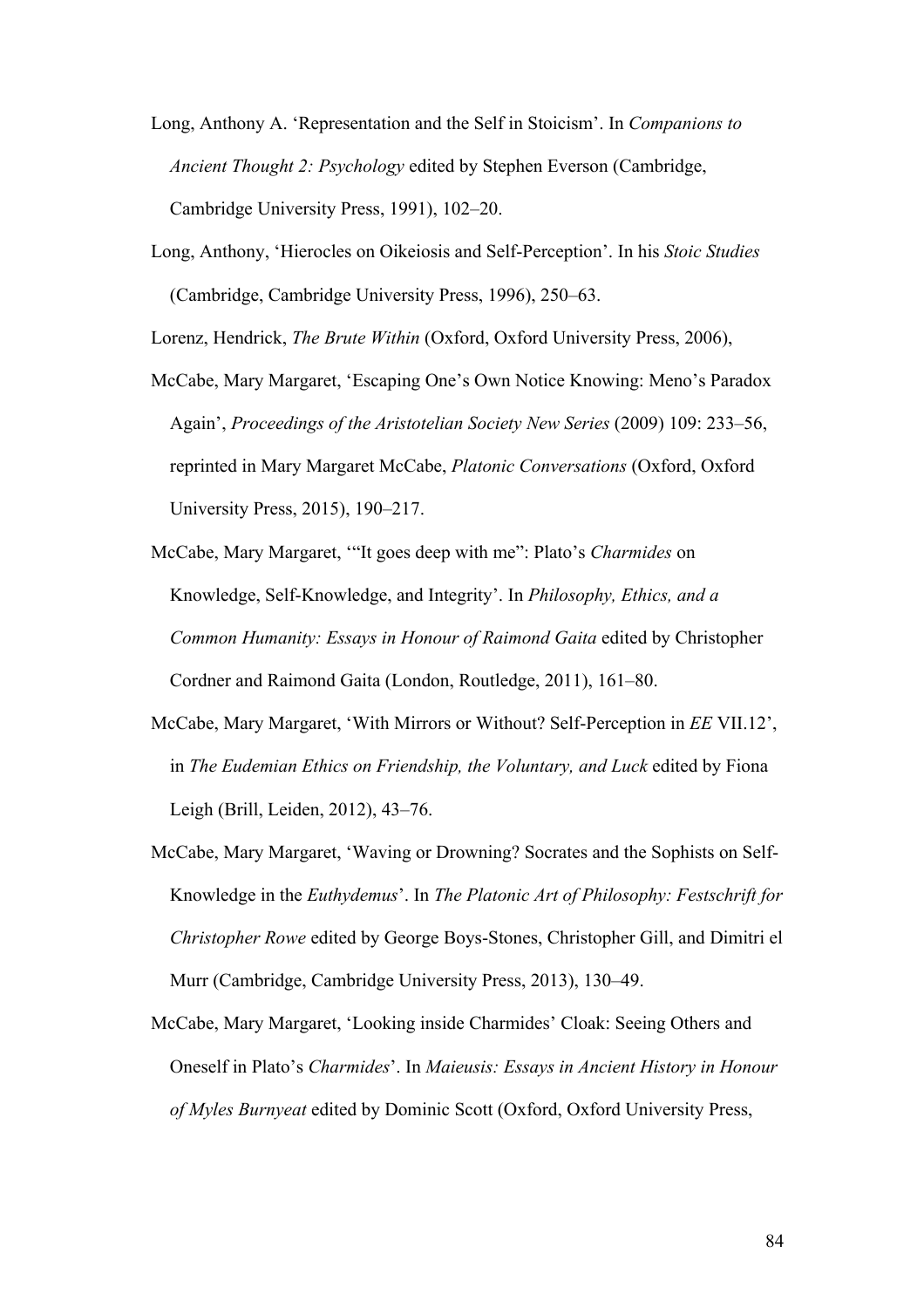Long, Anthony A. 'Representation and the Self in Stoicism'. In *Companions to Ancient Thought 2: Psychology* edited by Stephen Everson (Cambridge, Cambridge University Press, 1991), 102–20.

Long, Anthony, 'Hierocles on Oikeiosis and Self-Perception'. In his *Stoic Studies* (Cambridge, Cambridge University Press, 1996), 250–63.

Lorenz, Hendrick, *The Brute Within* (Oxford, Oxford University Press, 2006),

McCabe, Mary Margaret, 'Escaping One's Own Notice Knowing: Meno's Paradox Again', *Proceedings of the Aristotelian Society New Series* (2009) 109: 233–56, reprinted in Mary Margaret McCabe, *Platonic Conversations* (Oxford, Oxford University Press, 2015), 190–217.

McCabe, Mary Margaret, '"It goes deep with me": Plato's *Charmides* on Knowledge, Self-Knowledge, and Integrity'. In *Philosophy, Ethics, and a Common Humanity: Essays in Honour of Raimond Gaita* edited by Christopher Cordner and Raimond Gaita (London, Routledge, 2011), 161–80.

McCabe, Mary Margaret, 'With Mirrors or Without? Self-Perception in *EE* VII.12', in *The Eudemian Ethics on Friendship, the Voluntary, and Luck* edited by Fiona Leigh (Brill, Leiden, 2012), 43–76.

McCabe, Mary Margaret, 'Waving or Drowning? Socrates and the Sophists on Self-Knowledge in the *Euthydemus*'. In *The Platonic Art of Philosophy: Festschrift for Christopher Rowe* edited by George Boys-Stones, Christopher Gill, and Dimitri el Murr (Cambridge, Cambridge University Press, 2013), 130–49.

McCabe, Mary Margaret, 'Looking inside Charmides' Cloak: Seeing Others and Oneself in Plato's *Charmides*'. In *Maieusis: Essays in Ancient History in Honour of Myles Burnyeat* edited by Dominic Scott (Oxford, Oxford University Press,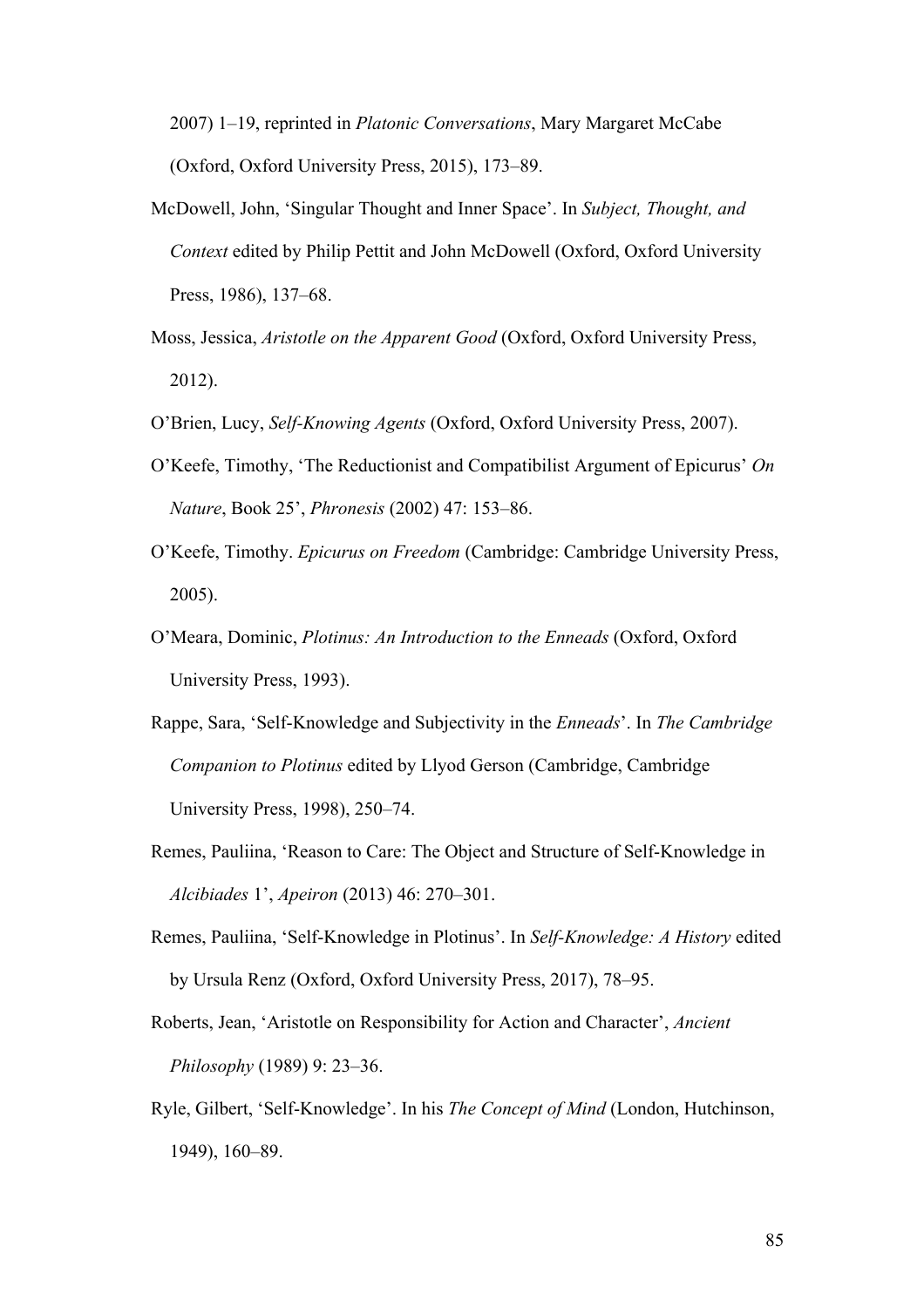2007) 1–19, reprinted in *Platonic Conversations*, Mary Margaret McCabe (Oxford, Oxford University Press, 2015), 173–89.

McDowell, John, 'Singular Thought and Inner Space'. In *Subject, Thought, and Context* edited by Philip Pettit and John McDowell (Oxford, Oxford University Press, 1986), 137–68.

Moss, Jessica, *Aristotle on the Apparent Good* (Oxford, Oxford University Press, 2012).

O'Brien, Lucy, *Self-Knowing Agents* (Oxford, Oxford University Press, 2007).

O'Keefe, Timothy, 'The Reductionist and Compatibilist Argument of Epicurus' *On Nature*, Book 25', *Phronesis* (2002) 47: 153–86.

O'Keefe, Timothy. *Epicurus on Freedom* (Cambridge: Cambridge University Press, 2005).

O'Meara, Dominic, *Plotinus: An Introduction to the Enneads* (Oxford, Oxford University Press, 1993).

Rappe, Sara, 'Self-Knowledge and Subjectivity in the *Enneads*'. In *The Cambridge Companion to Plotinus* edited by Llyod Gerson (Cambridge, Cambridge University Press, 1998), 250–74.

Remes, Pauliina, 'Reason to Care: The Object and Structure of Self-Knowledge in *Alcibiades* 1', *Apeiron* (2013) 46: 270–301.

Remes, Pauliina, 'Self-Knowledge in Plotinus'. In *Self-Knowledge: A History* edited by Ursula Renz (Oxford, Oxford University Press, 2017), 78–95.

Roberts, Jean, 'Aristotle on Responsibility for Action and Character', *Ancient Philosophy* (1989) 9: 23–36.

Ryle, Gilbert, 'Self-Knowledge'. In his *The Concept of Mind* (London, Hutchinson, 1949), 160–89.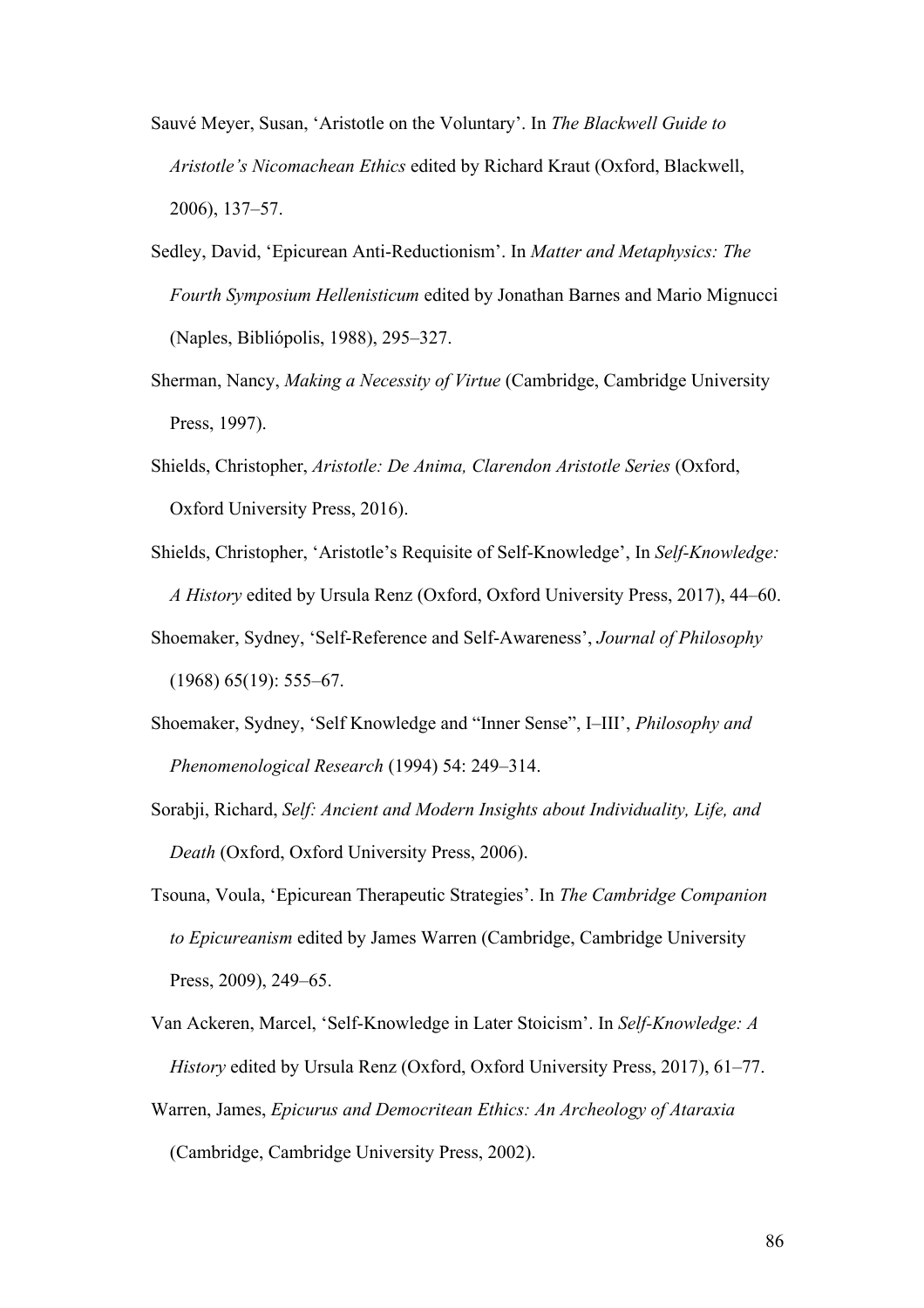Sauvé Meyer, Susan, 'Aristotle on the Voluntary'. In *The Blackwell Guide to Aristotle's Nicomachean Ethics* edited by Richard Kraut (Oxford, Blackwell, 2006), 137–57.

Sedley, David, 'Epicurean Anti-Reductionism'. In *Matter and Metaphysics: The Fourth Symposium Hellenisticum* edited by Jonathan Barnes and Mario Mignucci (Naples, Bibliópolis, 1988), 295–327.

Sherman, Nancy, *Making a Necessity of Virtue* (Cambridge, Cambridge University Press, 1997).

Shields, Christopher, *Aristotle: De Anima, Clarendon Aristotle Series* (Oxford, Oxford University Press, 2016).

Shields, Christopher, 'Aristotle's Requisite of Self-Knowledge', In *Self-Knowledge: A History* edited by Ursula Renz (Oxford, Oxford University Press, 2017), 44–60.

Shoemaker, Sydney, 'Self-Reference and Self-Awareness', *Journal of Philosophy* (1968) 65(19): 555–67.

Shoemaker, Sydney, 'Self Knowledge and "Inner Sense", I–III', *Philosophy and Phenomenological Research* (1994) 54: 249–314.

Sorabji, Richard, *Self: Ancient and Modern Insights about Individuality, Life, and Death* (Oxford, Oxford University Press, 2006).

Tsouna, Voula, 'Epicurean Therapeutic Strategies'. In *The Cambridge Companion to Epicureanism* edited by James Warren (Cambridge, Cambridge University Press, 2009), 249–65.

Van Ackeren, Marcel, 'Self-Knowledge in Later Stoicism'. In *Self-Knowledge: A History* edited by Ursula Renz (Oxford, Oxford University Press, 2017), 61–77.

Warren, James, *Epicurus and Democritean Ethics: An Archeology of Ataraxia* (Cambridge, Cambridge University Press, 2002).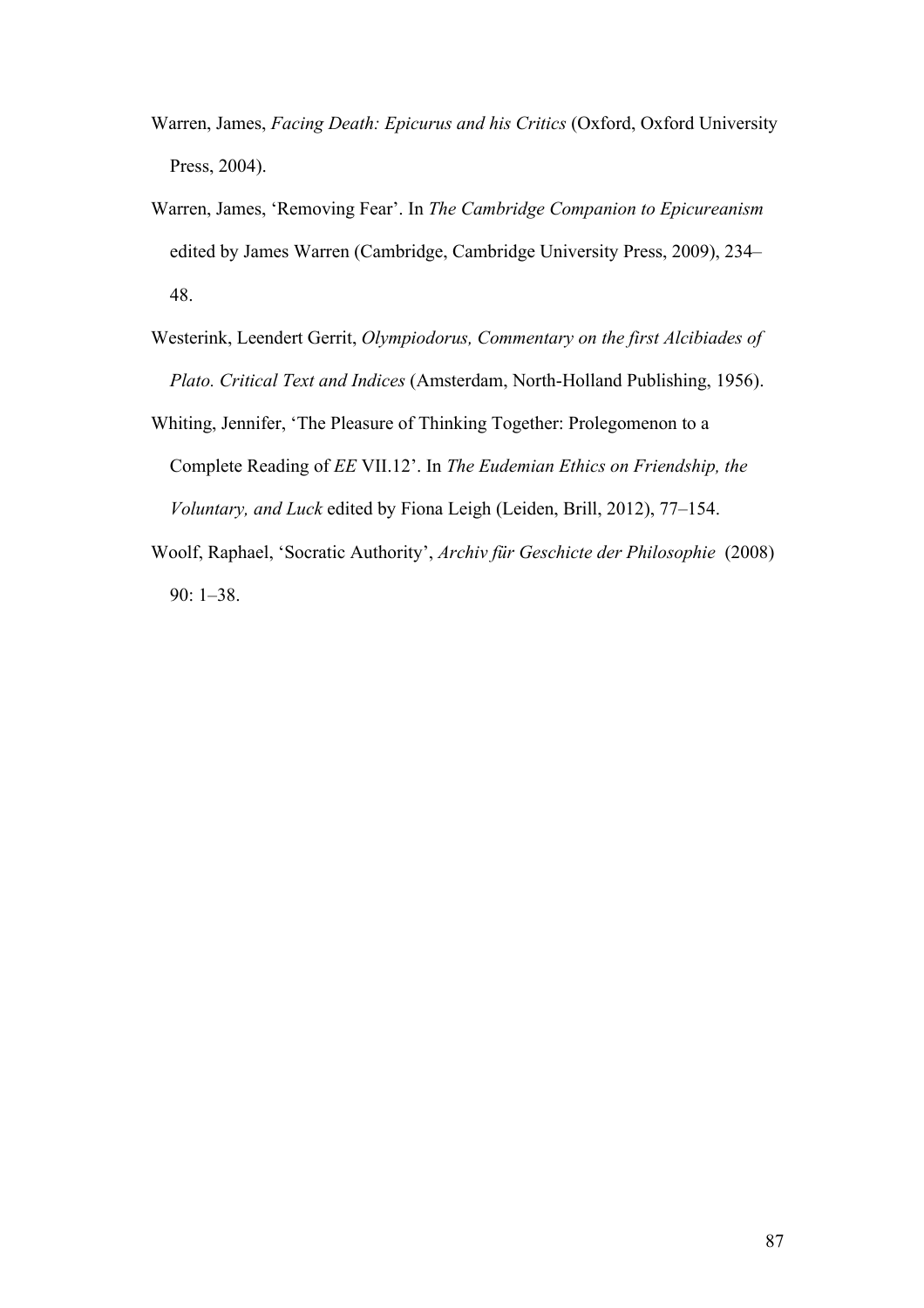Warren, James, *Facing Death: Epicurus and his Critics* (Oxford, Oxford University Press, 2004).

Warren, James, 'Removing Fear'. In *The Cambridge Companion to Epicureanism* edited by James Warren (Cambridge, Cambridge University Press, 2009), 234–48.

Westerink, Leendert Gerrit, *Olympiodorus, Commentary on the first Alcibiades of Plato. Critical Text and Indices* (Amsterdam, North-Holland Publishing, 1956).

Whiting, Jennifer, 'The Pleasure of Thinking Together: Prolegomenon to a Complete Reading of *EE* VII.12'. In *The Eudemian Ethics on Friendship, the Voluntary, and Luck* edited by Fiona Leigh (Leiden, Brill, 2012), 77–154.

Woolf, Raphael, 'Socratic Authority', *Archiv für Geschicte der Philosophie* (2008) 90: 1–38.